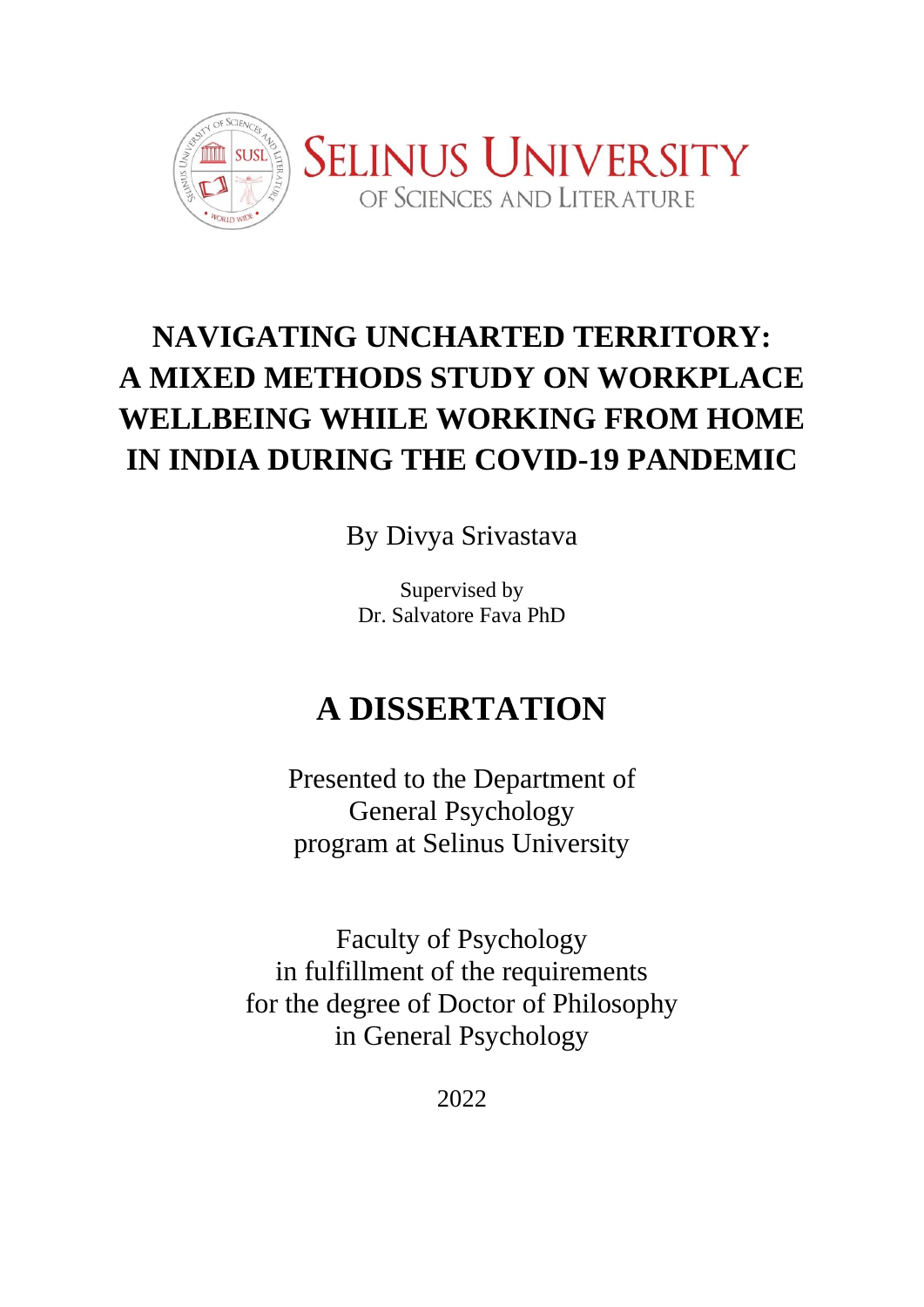SELINUS UNIVERSITY
OF SCIENCES AND LITERATURE

# NAVIGATING UNCHARTED TERRITORY: A MIXED METHODS STUDY ON WORKPLACE WELLBEING WHILE WORKING FROM HOME IN INDIA DURING THE COVID-19 PANDEMIC

By Divya Srivastava

Supervised by
Dr. Salvatore Fava PhD

## A DISSERTATION

Presented to the Department of
General Psychology
program at Selinus University

Faculty of Psychology
in fulfillment of the requirements
for the degree of Doctor of Philosophy
in General Psychology

2022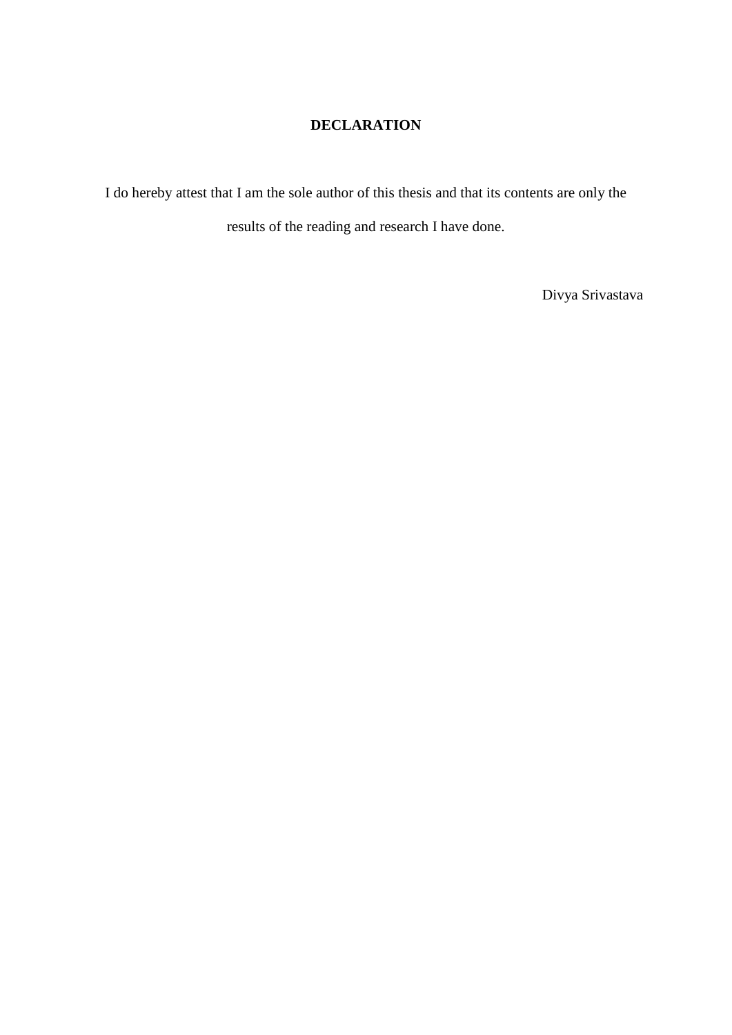# DECLARATION

I do hereby attest that I am the sole author of this thesis and that its contents are only the results of the reading and research I have done.

Divya Srivastava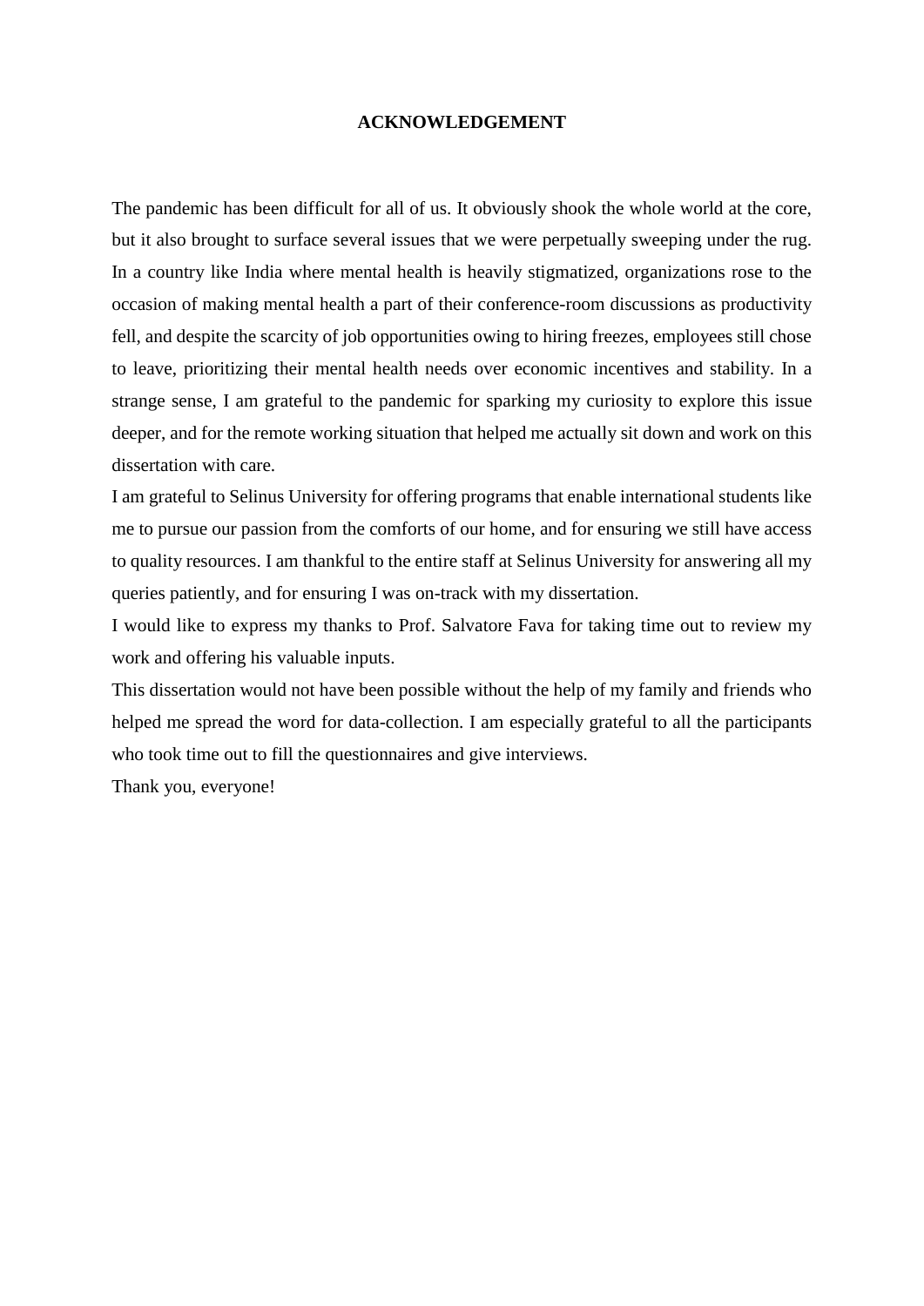# ACKNOWLEDGEMENT

The pandemic has been difficult for all of us. It obviously shook the whole world at the core, but it also brought to surface several issues that we were perpetually sweeping under the rug. In a country like India where mental health is heavily stigmatized, organizations rose to the occasion of making mental health a part of their conference-room discussions as productivity fell, and despite the scarcity of job opportunities owing to hiring freezes, employees still chose to leave, prioritizing their mental health needs over economic incentives and stability. In a strange sense, I am grateful to the pandemic for sparking my curiosity to explore this issue deeper, and for the remote working situation that helped me actually sit down and work on this dissertation with care.

I am grateful to Selinus University for offering programs that enable international students like me to pursue our passion from the comforts of our home, and for ensuring we still have access to quality resources. I am thankful to the entire staff at Selinus University for answering all my queries patiently, and for ensuring I was on-track with my dissertation.

I would like to express my thanks to Prof. Salvatore Fava for taking time out to review my work and offering his valuable inputs.

This dissertation would not have been possible without the help of my family and friends who helped me spread the word for data-collection. I am especially grateful to all the participants who took time out to fill the questionnaires and give interviews.

Thank you, everyone!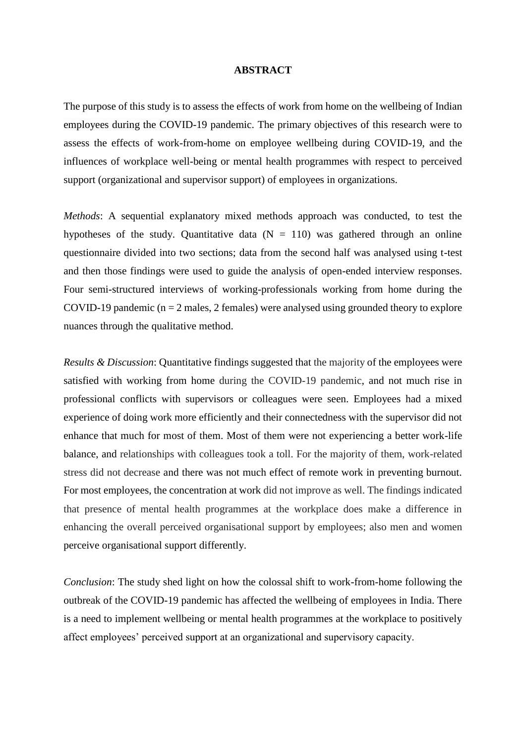# ABSTRACT

The purpose of this study is to assess the effects of work from home on the wellbeing of Indian employees during the COVID-19 pandemic. The primary objectives of this research were to assess the effects of work-from-home on employee wellbeing during COVID-19, and the influences of workplace well-being or mental health programmes with respect to perceived support (organizational and supervisor support) of employees in organizations.

*Methods*: A sequential explanatory mixed methods approach was conducted, to test the hypotheses of the study. Quantitative data (N = 110) was gathered through an online questionnaire divided into two sections; data from the second half was analysed using t-test and then those findings were used to guide the analysis of open-ended interview responses. Four semi-structured interviews of working-professionals working from home during the COVID-19 pandemic (n = 2 males, 2 females) were analysed using grounded theory to explore nuances through the qualitative method.

*Results & Discussion*: Quantitative findings suggested that the majority of the employees were satisfied with working from home during the COVID-19 pandemic, and not much rise in professional conflicts with supervisors or colleagues were seen. Employees had a mixed experience of doing work more efficiently and their connectedness with the supervisor did not enhance that much for most of them. Most of them were not experiencing a better work-life balance, and relationships with colleagues took a toll. For the majority of them, work-related stress did not decrease and there was not much effect of remote work in preventing burnout. For most employees, the concentration at work did not improve as well. The findings indicated that presence of mental health programmes at the workplace does make a difference in enhancing the overall perceived organisational support by employees; also men and women perceive organisational support differently.

*Conclusion*: The study shed light on how the colossal shift to work-from-home following the outbreak of the COVID-19 pandemic has affected the wellbeing of employees in India. There is a need to implement wellbeing or mental health programmes at the workplace to positively affect employees' perceived support at an organizational and supervisory capacity.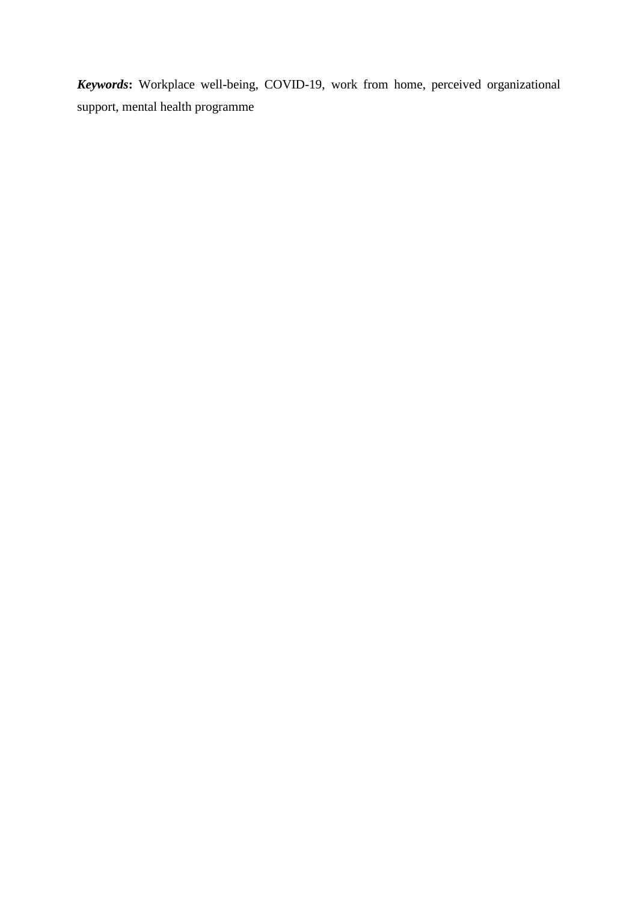***Keywords*:** Workplace well-being, COVID-19, work from home, perceived organizational support, mental health programme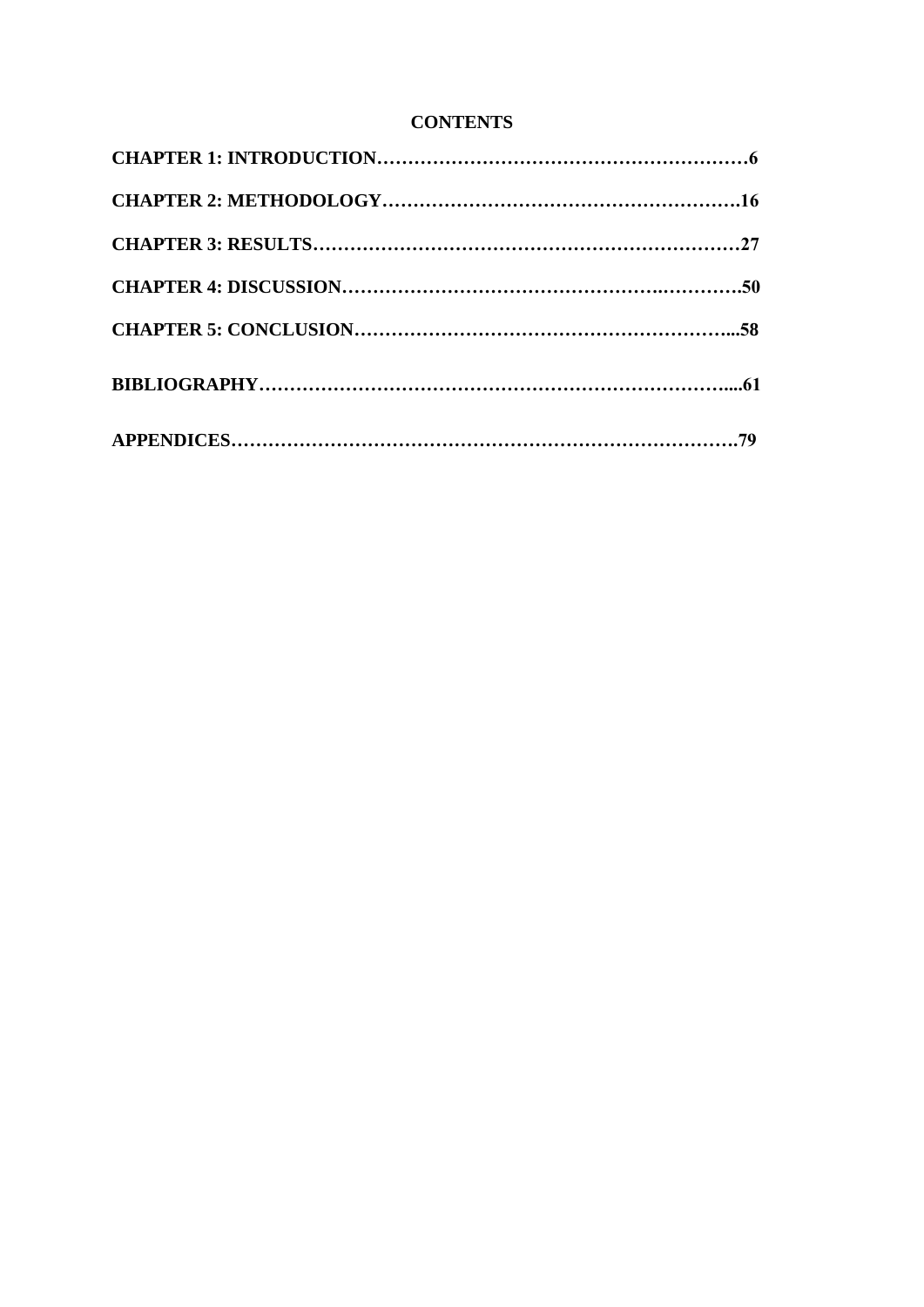**CONTENTS**

**CHAPTER 1: INTRODUCTION……………………………………………………6**

**CHAPTER 2: METHODOLOGY………………………………………………….16**

**CHAPTER 3: RESULTS……………………………………………………………27**

**CHAPTER 4: DISCUSSION………………………………………….………….50**

**CHAPTER 5: CONCLUSION…………………………………………………...58**

**BIBLIOGRAPHY…………………………………………………………………....61**

**APPENDICES…………………………………………………………………….79**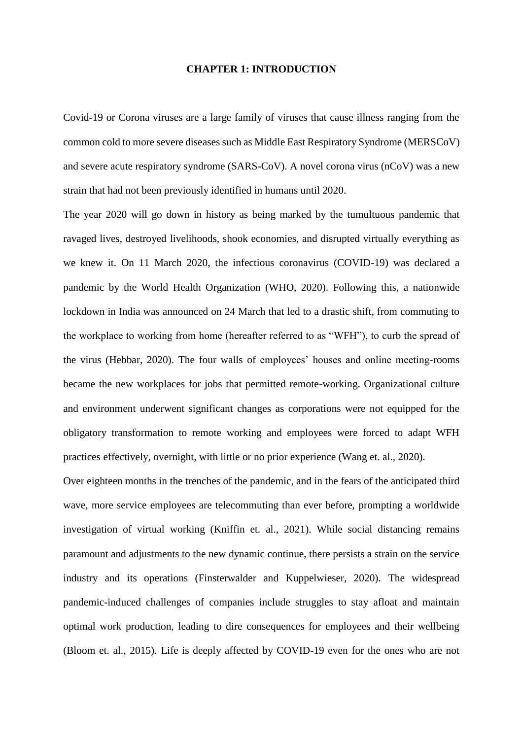# CHAPTER 1: INTRODUCTION

Covid-19 or Corona viruses are a large family of viruses that cause illness ranging from the common cold to more severe diseases such as Middle East Respiratory Syndrome (MERSCoV) and severe acute respiratory syndrome (SARS-CoV). A novel corona virus (nCoV) was a new strain that had not been previously identified in humans until 2020.

The year 2020 will go down in history as being marked by the tumultuous pandemic that ravaged lives, destroyed livelihoods, shook economies, and disrupted virtually everything as we knew it. On 11 March 2020, the infectious coronavirus (COVID-19) was declared a pandemic by the World Health Organization (WHO, 2020). Following this, a nationwide lockdown in India was announced on 24 March that led to a drastic shift, from commuting to the workplace to working from home (hereafter referred to as "WFH"), to curb the spread of the virus (Hebbar, 2020). The four walls of employees' houses and online meeting-rooms became the new workplaces for jobs that permitted remote-working. Organizational culture and environment underwent significant changes as corporations were not equipped for the obligatory transformation to remote working and employees were forced to adapt WFH practices effectively, overnight, with little or no prior experience (Wang et. al., 2020).

Over eighteen months in the trenches of the pandemic, and in the fears of the anticipated third wave, more service employees are telecommuting than ever before, prompting a worldwide investigation of virtual working (Kniffin et. al., 2021). While social distancing remains paramount and adjustments to the new dynamic continue, there persists a strain on the service industry and its operations (Finsterwalder and Kuppelwieser, 2020). The widespread pandemic-induced challenges of companies include struggles to stay afloat and maintain optimal work production, leading to dire consequences for employees and their wellbeing (Bloom et. al., 2015). Life is deeply affected by COVID-19 even for the ones who are not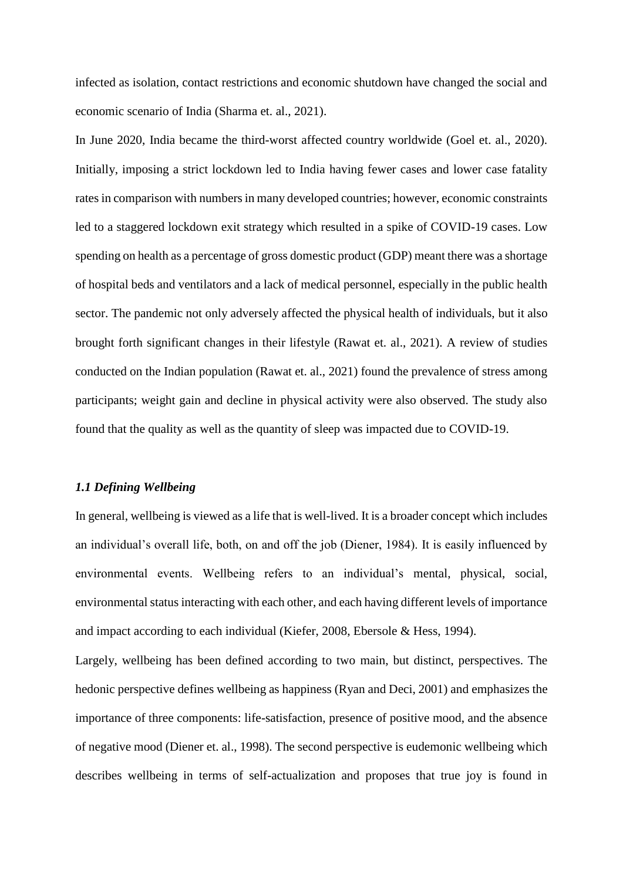infected as isolation, contact restrictions and economic shutdown have changed the social and economic scenario of India (Sharma et. al., 2021).

In June 2020, India became the third-worst affected country worldwide (Goel et. al., 2020). Initially, imposing a strict lockdown led to India having fewer cases and lower case fatality rates in comparison with numbers in many developed countries; however, economic constraints led to a staggered lockdown exit strategy which resulted in a spike of COVID-19 cases. Low spending on health as a percentage of gross domestic product (GDP) meant there was a shortage of hospital beds and ventilators and a lack of medical personnel, especially in the public health sector. The pandemic not only adversely affected the physical health of individuals, but it also brought forth significant changes in their lifestyle (Rawat et. al., 2021). A review of studies conducted on the Indian population (Rawat et. al., 2021) found the prevalence of stress among participants; weight gain and decline in physical activity were also observed. The study also found that the quality as well as the quantity of sleep was impacted due to COVID-19.

### *1.1 Defining Wellbeing*

In general, wellbeing is viewed as a life that is well-lived. It is a broader concept which includes an individual's overall life, both, on and off the job (Diener, 1984). It is easily influenced by environmental events. Wellbeing refers to an individual's mental, physical, social, environmental status interacting with each other, and each having different levels of importance and impact according to each individual (Kiefer, 2008, Ebersole & Hess, 1994).

Largely, wellbeing has been defined according to two main, but distinct, perspectives. The hedonic perspective defines wellbeing as happiness (Ryan and Deci, 2001) and emphasizes the importance of three components: life-satisfaction, presence of positive mood, and the absence of negative mood (Diener et. al., 1998). The second perspective is eudemonic wellbeing which describes wellbeing in terms of self-actualization and proposes that true joy is found in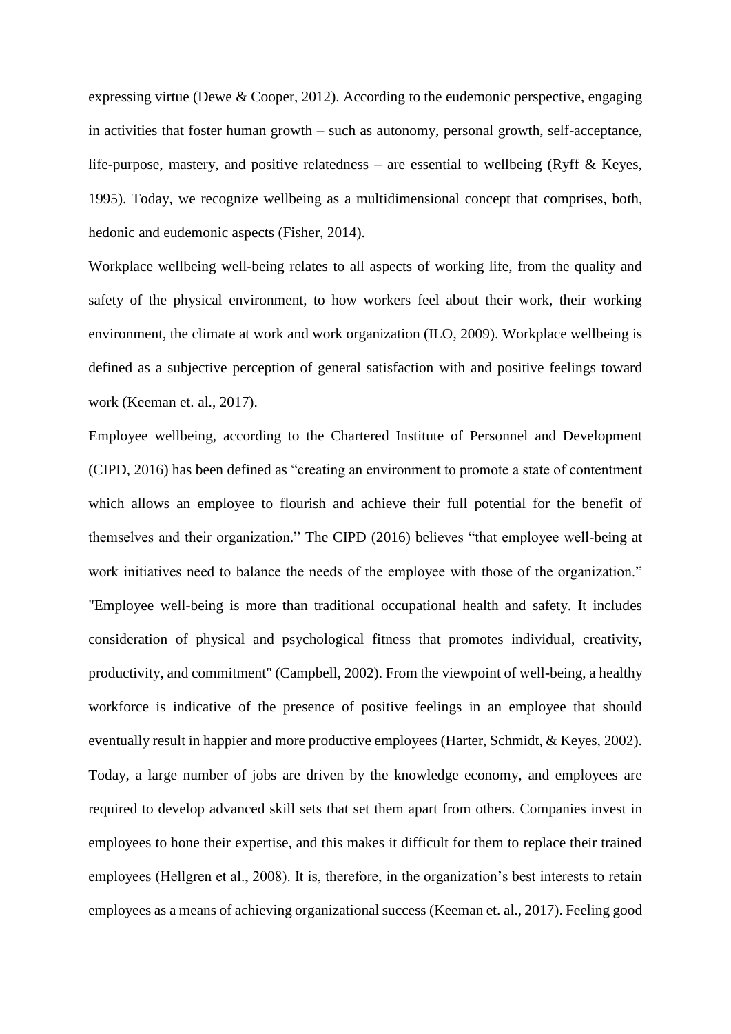expressing virtue (Dewe & Cooper, 2012). According to the eudemonic perspective, engaging in activities that foster human growth – such as autonomy, personal growth, self-acceptance, life-purpose, mastery, and positive relatedness – are essential to wellbeing (Ryff & Keyes, 1995). Today, we recognize wellbeing as a multidimensional concept that comprises, both, hedonic and eudemonic aspects (Fisher, 2014).

Workplace wellbeing well-being relates to all aspects of working life, from the quality and safety of the physical environment, to how workers feel about their work, their working environment, the climate at work and work organization (ILO, 2009). Workplace wellbeing is defined as a subjective perception of general satisfaction with and positive feelings toward work (Keeman et. al., 2017).

Employee wellbeing, according to the Chartered Institute of Personnel and Development (CIPD, 2016) has been defined as "creating an environment to promote a state of contentment which allows an employee to flourish and achieve their full potential for the benefit of themselves and their organization." The CIPD (2016) believes "that employee well-being at work initiatives need to balance the needs of the employee with those of the organization." "Employee well-being is more than traditional occupational health and safety. It includes consideration of physical and psychological fitness that promotes individual, creativity, productivity, and commitment" (Campbell, 2002). From the viewpoint of well-being, a healthy workforce is indicative of the presence of positive feelings in an employee that should eventually result in happier and more productive employees (Harter, Schmidt, & Keyes, 2002). Today, a large number of jobs are driven by the knowledge economy, and employees are required to develop advanced skill sets that set them apart from others. Companies invest in employees to hone their expertise, and this makes it difficult for them to replace their trained employees (Hellgren et al., 2008). It is, therefore, in the organization's best interests to retain employees as a means of achieving organizational success (Keeman et. al., 2017). Feeling good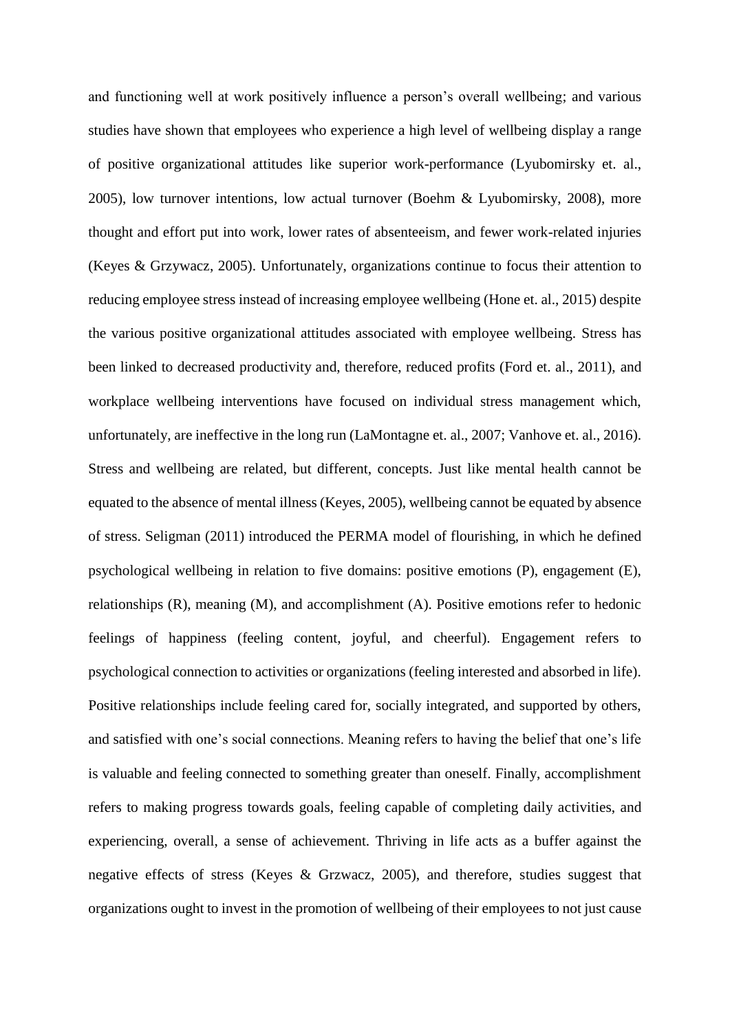and functioning well at work positively influence a person's overall wellbeing; and various studies have shown that employees who experience a high level of wellbeing display a range of positive organizational attitudes like superior work-performance (Lyubomirsky et. al., 2005), low turnover intentions, low actual turnover (Boehm & Lyubomirsky, 2008), more thought and effort put into work, lower rates of absenteeism, and fewer work-related injuries (Keyes & Grzywacz, 2005). Unfortunately, organizations continue to focus their attention to reducing employee stress instead of increasing employee wellbeing (Hone et. al., 2015) despite the various positive organizational attitudes associated with employee wellbeing. Stress has been linked to decreased productivity and, therefore, reduced profits (Ford et. al., 2011), and workplace wellbeing interventions have focused on individual stress management which, unfortunately, are ineffective in the long run (LaMontagne et. al., 2007; Vanhove et. al., 2016). Stress and wellbeing are related, but different, concepts. Just like mental health cannot be equated to the absence of mental illness (Keyes, 2005), wellbeing cannot be equated by absence of stress. Seligman (2011) introduced the PERMA model of flourishing, in which he defined psychological wellbeing in relation to five domains: positive emotions (P), engagement (E), relationships (R), meaning (M), and accomplishment (A). Positive emotions refer to hedonic feelings of happiness (feeling content, joyful, and cheerful). Engagement refers to psychological connection to activities or organizations (feeling interested and absorbed in life). Positive relationships include feeling cared for, socially integrated, and supported by others, and satisfied with one's social connections. Meaning refers to having the belief that one's life is valuable and feeling connected to something greater than oneself. Finally, accomplishment refers to making progress towards goals, feeling capable of completing daily activities, and experiencing, overall, a sense of achievement. Thriving in life acts as a buffer against the negative effects of stress (Keyes & Grzwacz, 2005), and therefore, studies suggest that organizations ought to invest in the promotion of wellbeing of their employees to not just cause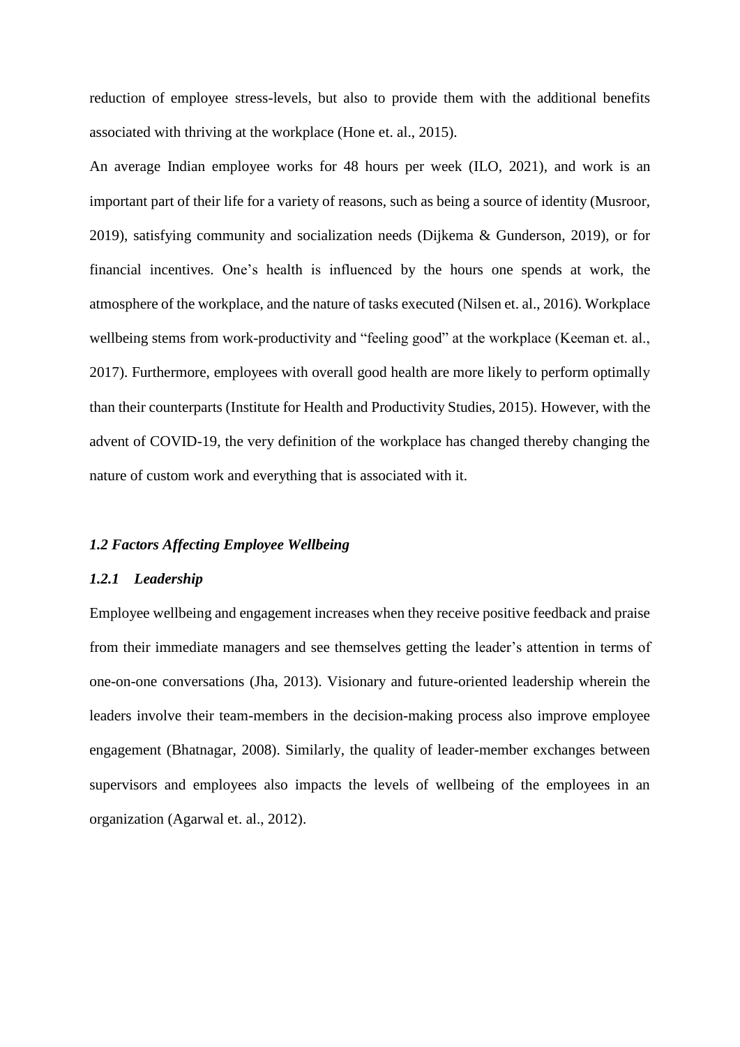reduction of employee stress-levels, but also to provide them with the additional benefits associated with thriving at the workplace (Hone et. al., 2015).

An average Indian employee works for 48 hours per week (ILO, 2021), and work is an important part of their life for a variety of reasons, such as being a source of identity (Musroor, 2019), satisfying community and socialization needs (Dijkema & Gunderson, 2019), or for financial incentives. One's health is influenced by the hours one spends at work, the atmosphere of the workplace, and the nature of tasks executed (Nilsen et. al., 2016). Workplace wellbeing stems from work-productivity and "feeling good" at the workplace (Keeman et. al., 2017). Furthermore, employees with overall good health are more likely to perform optimally than their counterparts (Institute for Health and Productivity Studies, 2015). However, with the advent of COVID-19, the very definition of the workplace has changed thereby changing the nature of custom work and everything that is associated with it.

### *1.2 Factors Affecting Employee Wellbeing*

#### *1.2.1 Leadership*

Employee wellbeing and engagement increases when they receive positive feedback and praise from their immediate managers and see themselves getting the leader's attention in terms of one-on-one conversations (Jha, 2013). Visionary and future-oriented leadership wherein the leaders involve their team-members in the decision-making process also improve employee engagement (Bhatnagar, 2008). Similarly, the quality of leader-member exchanges between supervisors and employees also impacts the levels of wellbeing of the employees in an organization (Agarwal et. al., 2012).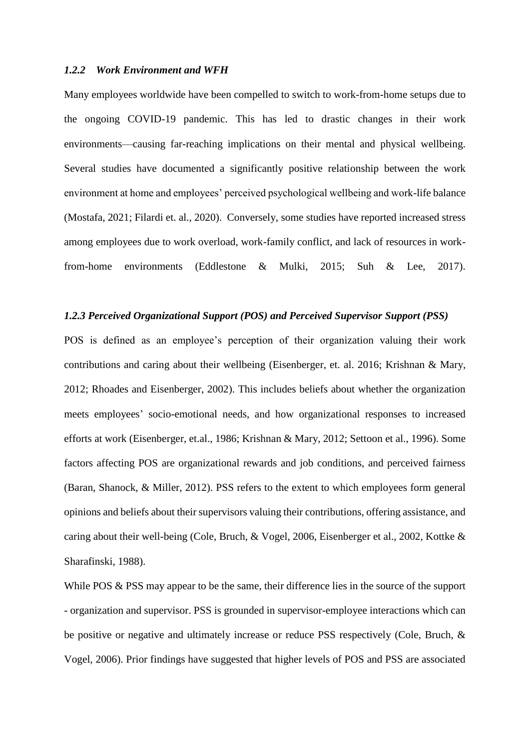### *1.2.2 Work Environment and WFH*

Many employees worldwide have been compelled to switch to work-from-home setups due to the ongoing COVID-19 pandemic. This has led to drastic changes in their work environments—causing far-reaching implications on their mental and physical wellbeing. Several studies have documented a significantly positive relationship between the work environment at home and employees' perceived psychological wellbeing and work-life balance (Mostafa, 2021; Filardi et. al., 2020). Conversely, some studies have reported increased stress among employees due to work overload, work-family conflict, and lack of resources in work-from-home environments (Eddlestone & Mulki, 2015; Suh & Lee, 2017).

### *1.2.3 Perceived Organizational Support (POS) and Perceived Supervisor Support (PSS)*

POS is defined as an employee's perception of their organization valuing their work contributions and caring about their wellbeing (Eisenberger, et. al. 2016; Krishnan & Mary, 2012; Rhoades and Eisenberger, 2002). This includes beliefs about whether the organization meets employees' socio-emotional needs, and how organizational responses to increased efforts at work (Eisenberger, et.al., 1986; Krishnan & Mary, 2012; Settoon et al., 1996). Some factors affecting POS are organizational rewards and job conditions, and perceived fairness (Baran, Shanock, & Miller, 2012). PSS refers to the extent to which employees form general opinions and beliefs about their supervisors valuing their contributions, offering assistance, and caring about their well-being (Cole, Bruch, & Vogel, 2006, Eisenberger et al., 2002, Kottke & Sharafinski, 1988).

While POS & PSS may appear to be the same, their difference lies in the source of the support - organization and supervisor. PSS is grounded in supervisor-employee interactions which can be positive or negative and ultimately increase or reduce PSS respectively (Cole, Bruch, & Vogel, 2006). Prior findings have suggested that higher levels of POS and PSS are associated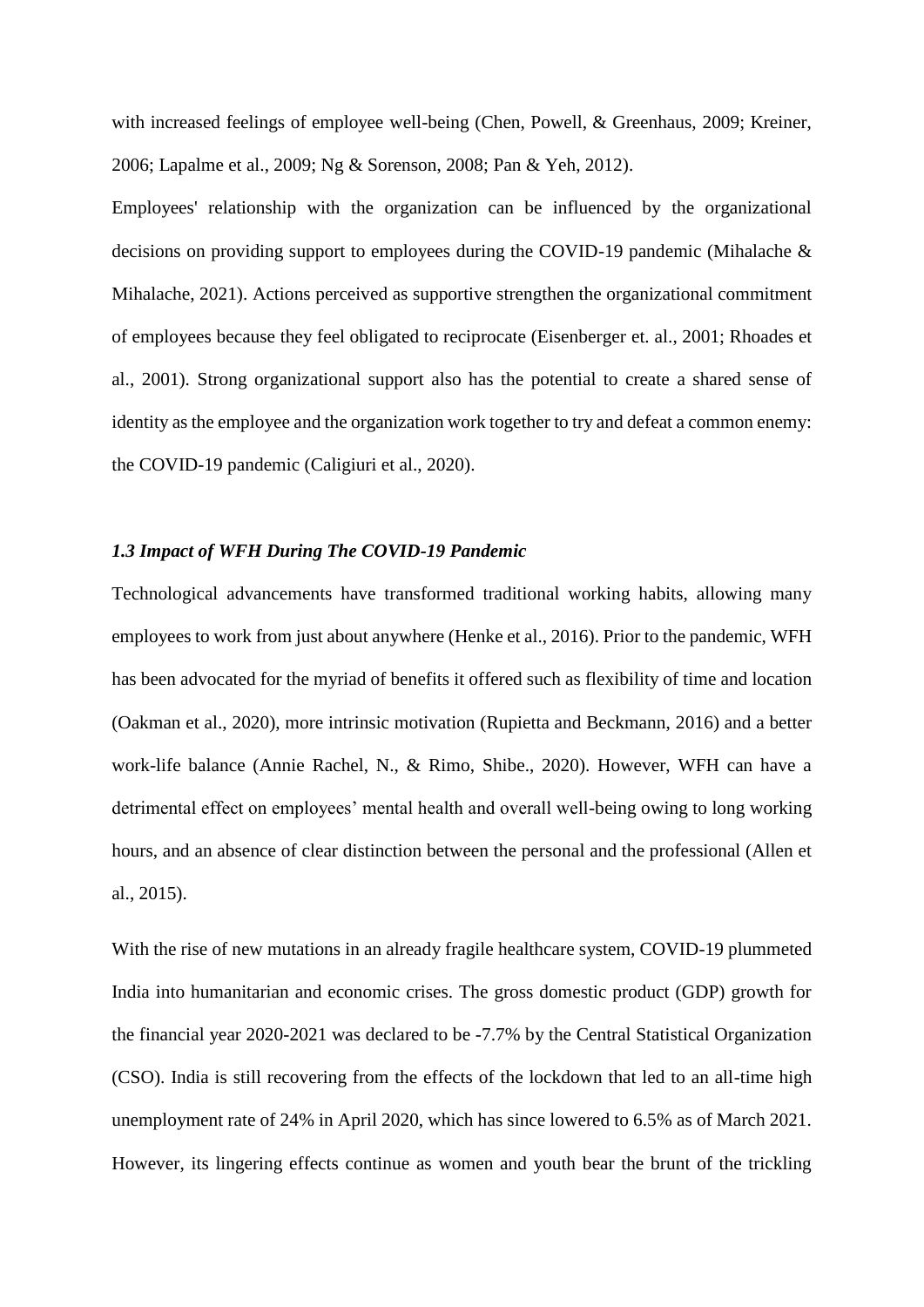with increased feelings of employee well-being (Chen, Powell, & Greenhaus, 2009; Kreiner, 2006; Lapalme et al., 2009; Ng & Sorenson, 2008; Pan & Yeh, 2012).

Employees' relationship with the organization can be influenced by the organizational decisions on providing support to employees during the COVID-19 pandemic (Mihalache & Mihalache, 2021). Actions perceived as supportive strengthen the organizational commitment of employees because they feel obligated to reciprocate (Eisenberger et. al., 2001; Rhoades et al., 2001). Strong organizational support also has the potential to create a shared sense of identity as the employee and the organization work together to try and defeat a common enemy: the COVID-19 pandemic (Caligiuri et al., 2020).

### *1.3 Impact of WFH During The COVID-19 Pandemic*

Technological advancements have transformed traditional working habits, allowing many employees to work from just about anywhere (Henke et al., 2016). Prior to the pandemic, WFH has been advocated for the myriad of benefits it offered such as flexibility of time and location (Oakman et al., 2020), more intrinsic motivation (Rupietta and Beckmann, 2016) and a better work-life balance (Annie Rachel, N., & Rimo, Shibe., 2020). However, WFH can have a detrimental effect on employees' mental health and overall well-being owing to long working hours, and an absence of clear distinction between the personal and the professional (Allen et al., 2015).

With the rise of new mutations in an already fragile healthcare system, COVID-19 plummeted India into humanitarian and economic crises. The gross domestic product (GDP) growth for the financial year 2020-2021 was declared to be -7.7% by the Central Statistical Organization (CSO). India is still recovering from the effects of the lockdown that led to an all-time high unemployment rate of 24% in April 2020, which has since lowered to 6.5% as of March 2021. However, its lingering effects continue as women and youth bear the brunt of the trickling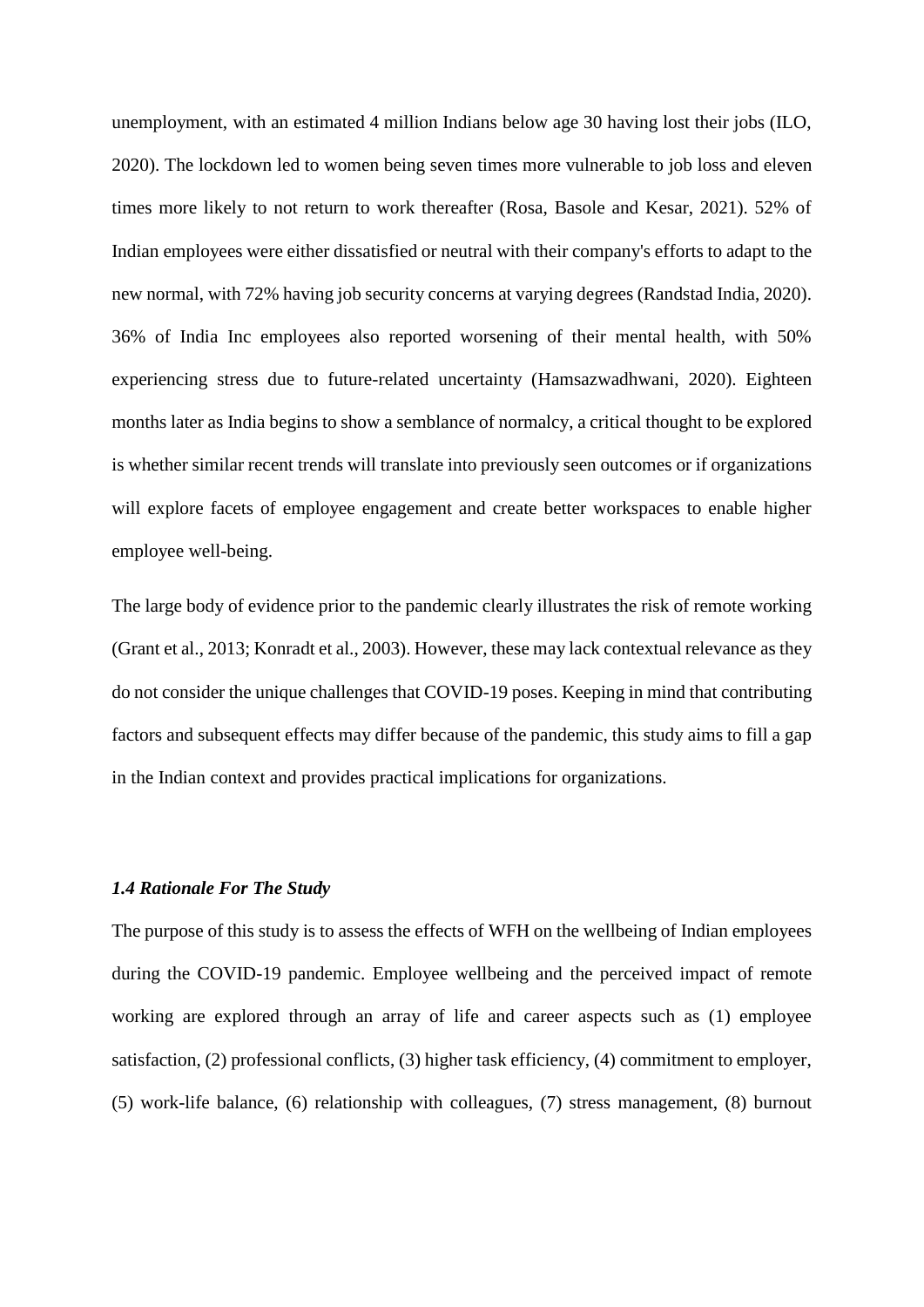unemployment, with an estimated 4 million Indians below age 30 having lost their jobs (ILO, 2020). The lockdown led to women being seven times more vulnerable to job loss and eleven times more likely to not return to work thereafter (Rosa, Basole and Kesar, 2021). 52% of Indian employees were either dissatisfied or neutral with their company's efforts to adapt to the new normal, with 72% having job security concerns at varying degrees (Randstad India, 2020). 36% of India Inc employees also reported worsening of their mental health, with 50% experiencing stress due to future-related uncertainty (Hamsazwadhwani, 2020). Eighteen months later as India begins to show a semblance of normalcy, a critical thought to be explored is whether similar recent trends will translate into previously seen outcomes or if organizations will explore facets of employee engagement and create better workspaces to enable higher employee well-being.

The large body of evidence prior to the pandemic clearly illustrates the risk of remote working (Grant et al., 2013; Konradt et al., 2003). However, these may lack contextual relevance as they do not consider the unique challenges that COVID-19 poses. Keeping in mind that contributing factors and subsequent effects may differ because of the pandemic, this study aims to fill a gap in the Indian context and provides practical implications for organizations.

### *1.4 Rationale For The Study*

The purpose of this study is to assess the effects of WFH on the wellbeing of Indian employees during the COVID-19 pandemic. Employee wellbeing and the perceived impact of remote working are explored through an array of life and career aspects such as (1) employee satisfaction, (2) professional conflicts, (3) higher task efficiency, (4) commitment to employer, (5) work-life balance, (6) relationship with colleagues, (7) stress management, (8) burnout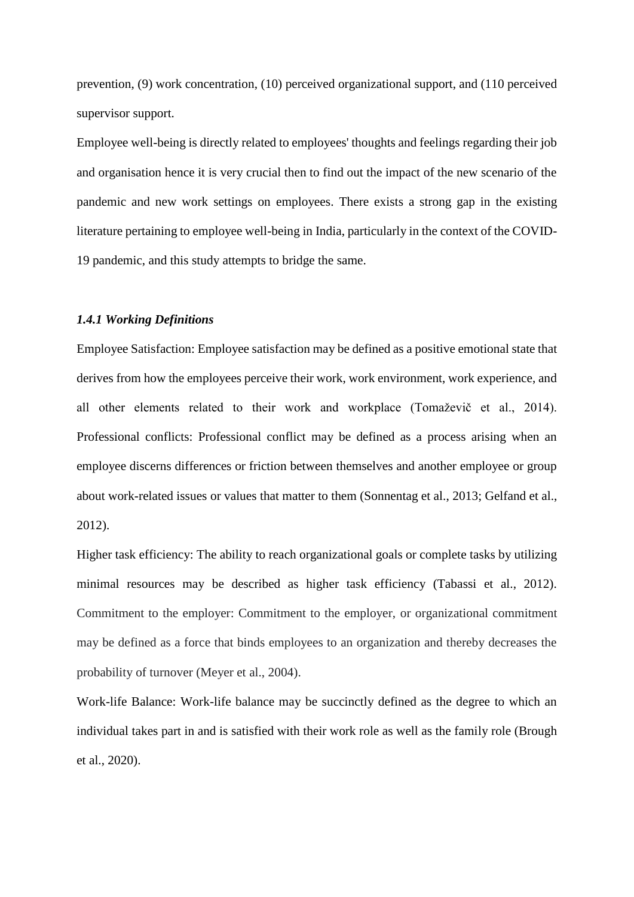prevention, (9) work concentration, (10) perceived organizational support, and (110 perceived supervisor support.

Employee well-being is directly related to employees' thoughts and feelings regarding their job and organisation hence it is very crucial then to find out the impact of the new scenario of the pandemic and new work settings on employees. There exists a strong gap in the existing literature pertaining to employee well-being in India, particularly in the context of the COVID-19 pandemic, and this study attempts to bridge the same.

### *1.4.1 Working Definitions*

Employee Satisfaction: Employee satisfaction may be defined as a positive emotional state that derives from how the employees perceive their work, work environment, work experience, and all other elements related to their work and workplace (Tomaževič et al., 2014). Professional conflicts: Professional conflict may be defined as a process arising when an employee discerns differences or friction between themselves and another employee or group about work-related issues or values that matter to them (Sonnentag et al., 2013; Gelfand et al., 2012).

Higher task efficiency: The ability to reach organizational goals or complete tasks by utilizing minimal resources may be described as higher task efficiency (Tabassi et al., 2012). Commitment to the employer: Commitment to the employer, or organizational commitment may be defined as a force that binds employees to an organization and thereby decreases the probability of turnover (Meyer et al., 2004).

Work-life Balance: Work-life balance may be succinctly defined as the degree to which an individual takes part in and is satisfied with their work role as well as the family role (Brough et al., 2020).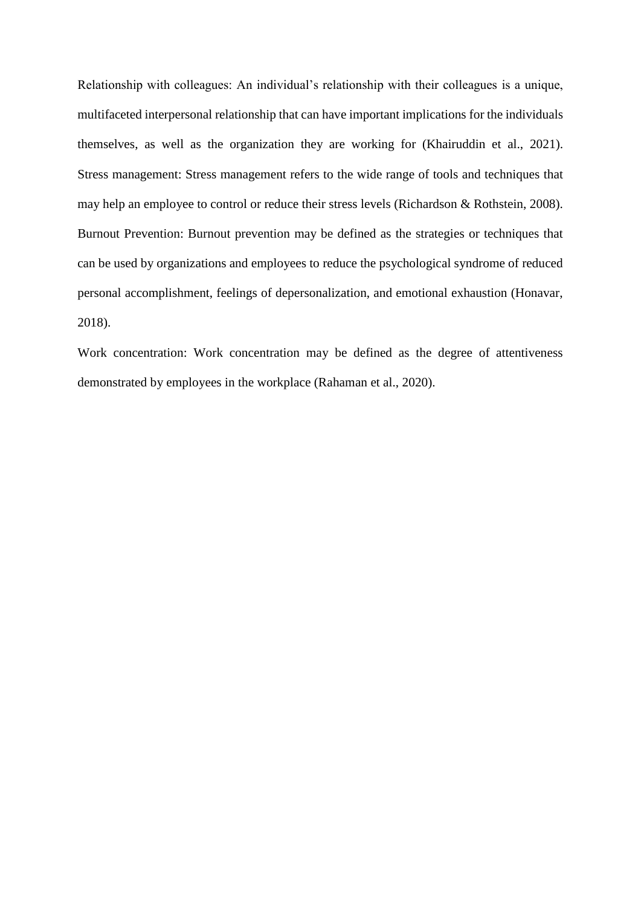Relationship with colleagues: An individual's relationship with their colleagues is a unique, multifaceted interpersonal relationship that can have important implications for the individuals themselves, as well as the organization they are working for (Khairuddin et al., 2021). Stress management: Stress management refers to the wide range of tools and techniques that may help an employee to control or reduce their stress levels (Richardson & Rothstein, 2008). Burnout Prevention: Burnout prevention may be defined as the strategies or techniques that can be used by organizations and employees to reduce the psychological syndrome of reduced personal accomplishment, feelings of depersonalization, and emotional exhaustion (Honavar, 2018).

Work concentration: Work concentration may be defined as the degree of attentiveness demonstrated by employees in the workplace (Rahaman et al., 2020).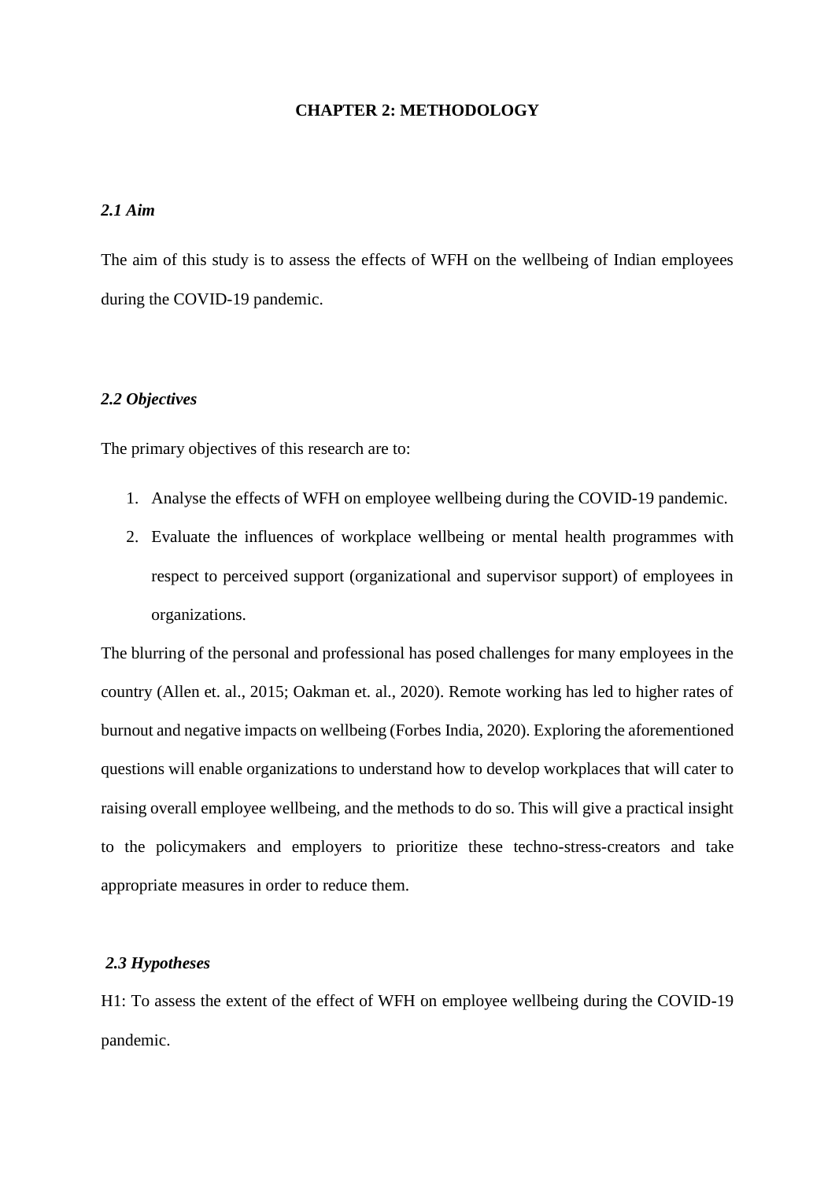# CHAPTER 2: METHODOLOGY

### *2.1 Aim*

The aim of this study is to assess the effects of WFH on the wellbeing of Indian employees during the COVID-19 pandemic.

### *2.2 Objectives*

The primary objectives of this research are to:

1. Analyse the effects of WFH on employee wellbeing during the COVID-19 pandemic.
2. Evaluate the influences of workplace wellbeing or mental health programmes with respect to perceived support (organizational and supervisor support) of employees in organizations.

The blurring of the personal and professional has posed challenges for many employees in the country (Allen et. al., 2015; Oakman et. al., 2020). Remote working has led to higher rates of burnout and negative impacts on wellbeing (Forbes India, 2020). Exploring the aforementioned questions will enable organizations to understand how to develop workplaces that will cater to raising overall employee wellbeing, and the methods to do so. This will give a practical insight to the policymakers and employers to prioritize these techno-stress-creators and take appropriate measures in order to reduce them.

### *2.3 Hypotheses*

H1: To assess the extent of the effect of WFH on employee wellbeing during the COVID-19 pandemic.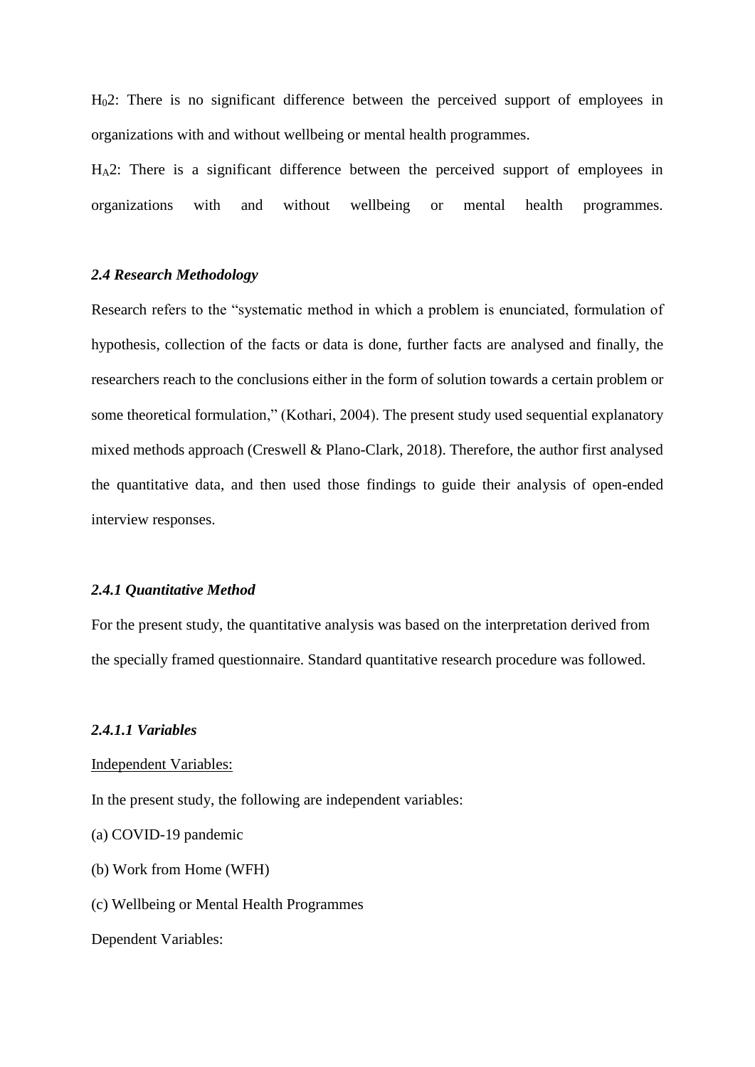$H_0$2: There is no significant difference between the perceived support of employees in organizations with and without wellbeing or mental health programmes.

$H_A$2: There is a significant difference between the perceived support of employees in organizations with and without wellbeing or mental health programmes.

### *2.4 Research Methodology*

Research refers to the "systematic method in which a problem is enunciated, formulation of hypothesis, collection of the facts or data is done, further facts are analysed and finally, the researchers reach to the conclusions either in the form of solution towards a certain problem or some theoretical formulation," (Kothari, 2004). The present study used sequential explanatory mixed methods approach (Creswell & Plano-Clark, 2018). Therefore, the author first analysed the quantitative data, and then used those findings to guide their analysis of open-ended interview responses.

#### *2.4.1 Quantitative Method*

For the present study, the quantitative analysis was based on the interpretation derived from the specially framed questionnaire. Standard quantitative research procedure was followed.

##### *2.4.1.1 Variables*

<u>Independent Variables:</u>

In the present study, the following are independent variables:

(a) COVID-19 pandemic

(b) Work from Home (WFH)

(c) Wellbeing or Mental Health Programmes

Dependent Variables: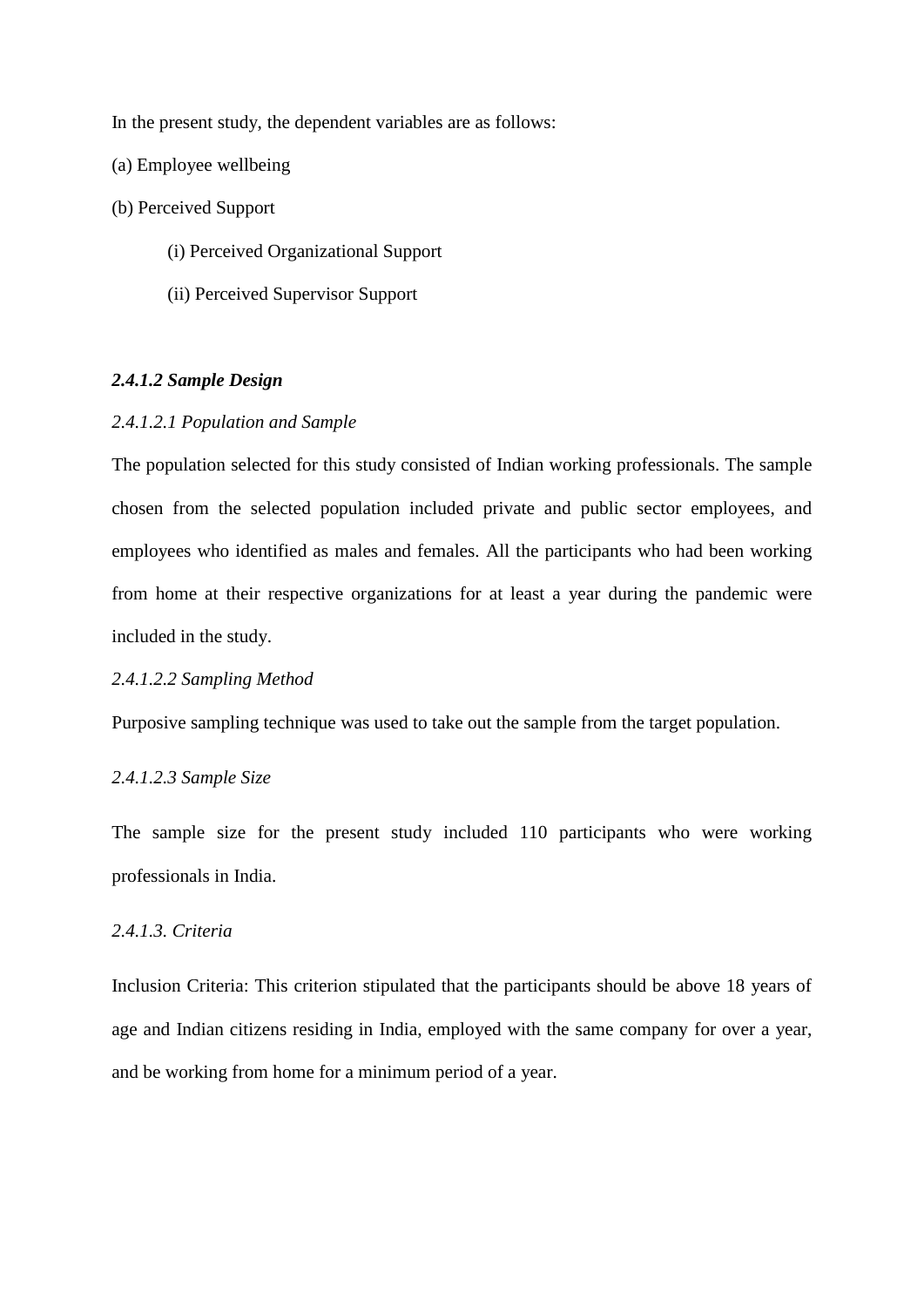In the present study, the dependent variables are as follows:

(a) Employee wellbeing

(b) Perceived Support

(i) Perceived Organizational Support

(ii) Perceived Supervisor Support

#### ***2.4.1.2 Sample Design***

##### *2.4.1.2.1 Population and Sample*

The population selected for this study consisted of Indian working professionals. The sample chosen from the selected population included private and public sector employees, and employees who identified as males and females. All the participants who had been working from home at their respective organizations for at least a year during the pandemic were included in the study.

##### *2.4.1.2.2 Sampling Method*

Purposive sampling technique was used to take out the sample from the target population.

##### *2.4.1.2.3 Sample Size*

The sample size for the present study included 110 participants who were working professionals in India.

#### *2.4.1.3. Criteria*

Inclusion Criteria: This criterion stipulated that the participants should be above 18 years of age and Indian citizens residing in India, employed with the same company for over a year, and be working from home for a minimum period of a year.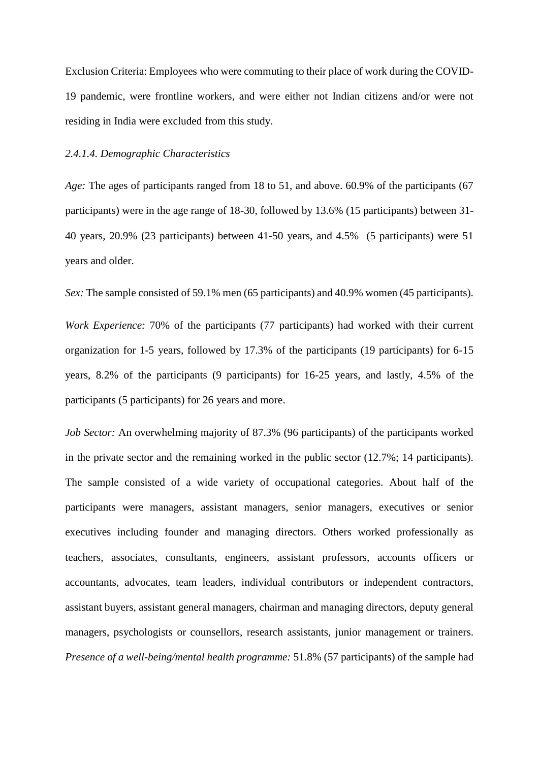Exclusion Criteria: Employees who were commuting to their place of work during the COVID-19 pandemic, were frontline workers, and were either not Indian citizens and/or were not residing in India were excluded from this study.

*2.4.1.4. Demographic Characteristics*

*Age:* The ages of participants ranged from 18 to 51, and above. 60.9% of the participants (67 participants) were in the age range of 18-30, followed by 13.6% (15 participants) between 31-40 years, 20.9% (23 participants) between 41-50 years, and 4.5% (5 participants) were 51 years and older.

*Sex:* The sample consisted of 59.1% men (65 participants) and 40.9% women (45 participants).

*Work Experience:* 70% of the participants (77 participants) had worked with their current organization for 1-5 years, followed by 17.3% of the participants (19 participants) for 6-15 years, 8.2% of the participants (9 participants) for 16-25 years, and lastly, 4.5% of the participants (5 participants) for 26 years and more.

*Job Sector:* An overwhelming majority of 87.3% (96 participants) of the participants worked in the private sector and the remaining worked in the public sector (12.7%; 14 participants). The sample consisted of a wide variety of occupational categories. About half of the participants were managers, assistant managers, senior managers, executives or senior executives including founder and managing directors. Others worked professionally as teachers, associates, consultants, engineers, assistant professors, accounts officers or accountants, advocates, team leaders, individual contributors or independent contractors, assistant buyers, assistant general managers, chairman and managing directors, deputy general managers, psychologists or counsellors, research assistants, junior management or trainers. *Presence of a well-being/mental health programme:* 51.8% (57 participants) of the sample had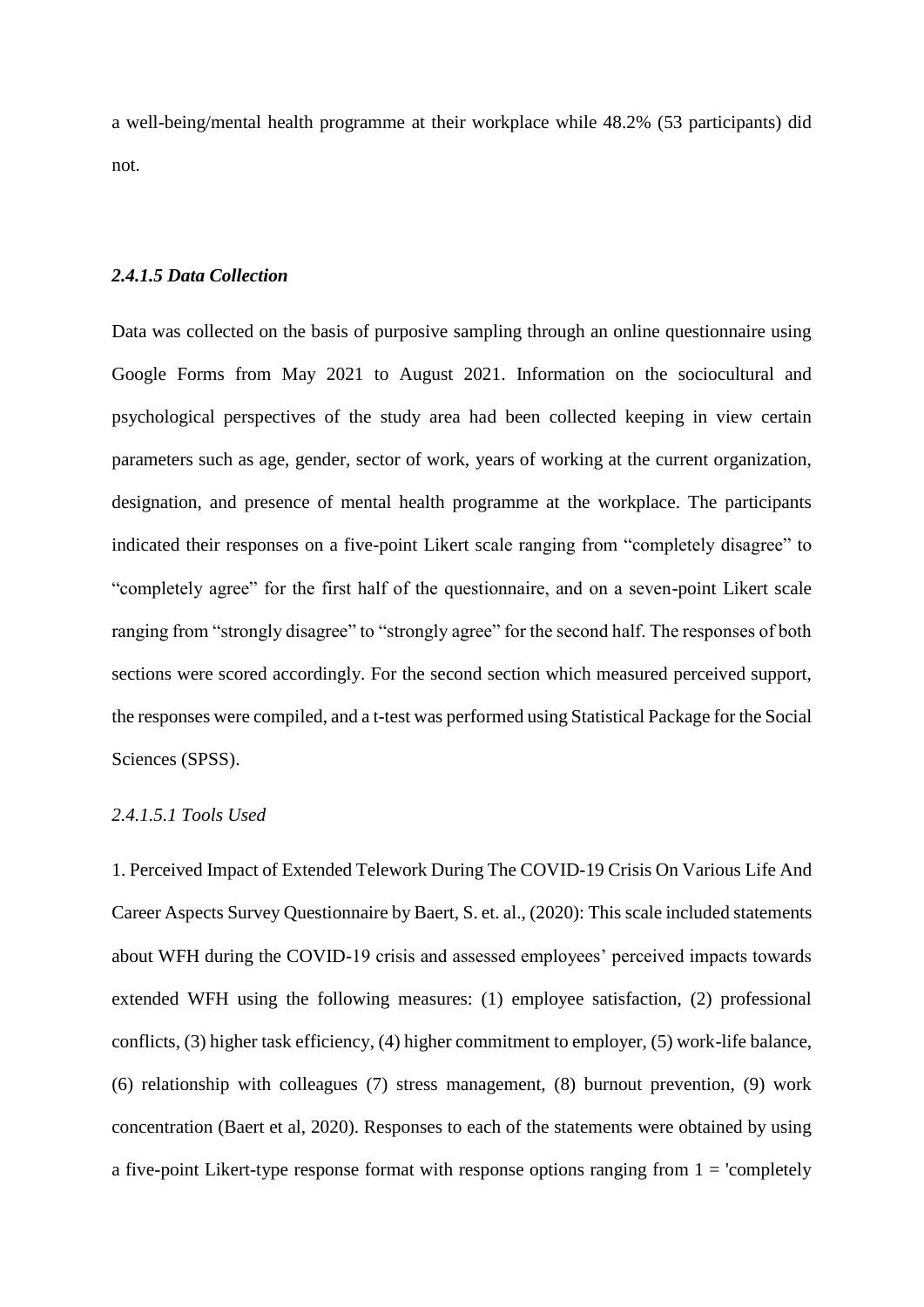a well-being/mental health programme at their workplace while 48.2% (53 participants) did not.

#### *2.4.1.5 Data Collection*

Data was collected on the basis of purposive sampling through an online questionnaire using Google Forms from May 2021 to August 2021. Information on the sociocultural and psychological perspectives of the study area had been collected keeping in view certain parameters such as age, gender, sector of work, years of working at the current organization, designation, and presence of mental health programme at the workplace. The participants indicated their responses on a five-point Likert scale ranging from "completely disagree" to "completely agree" for the first half of the questionnaire, and on a seven-point Likert scale ranging from "strongly disagree" to "strongly agree" for the second half. The responses of both sections were scored accordingly. For the second section which measured perceived support, the responses were compiled, and a t-test was performed using Statistical Package for the Social Sciences (SPSS).

##### *2.4.1.5.1 Tools Used*

1. Perceived Impact of Extended Telework During The COVID-19 Crisis On Various Life And Career Aspects Survey Questionnaire by Baert, S. et. al., (2020): This scale included statements about WFH during the COVID-19 crisis and assessed employees' perceived impacts towards extended WFH using the following measures: (1) employee satisfaction, (2) professional conflicts, (3) higher task efficiency, (4) higher commitment to employer, (5) work-life balance, (6) relationship with colleagues (7) stress management, (8) burnout prevention, (9) work concentration (Baert et al, 2020). Responses to each of the statements were obtained by using a five-point Likert-type response format with response options ranging from 1 = 'completely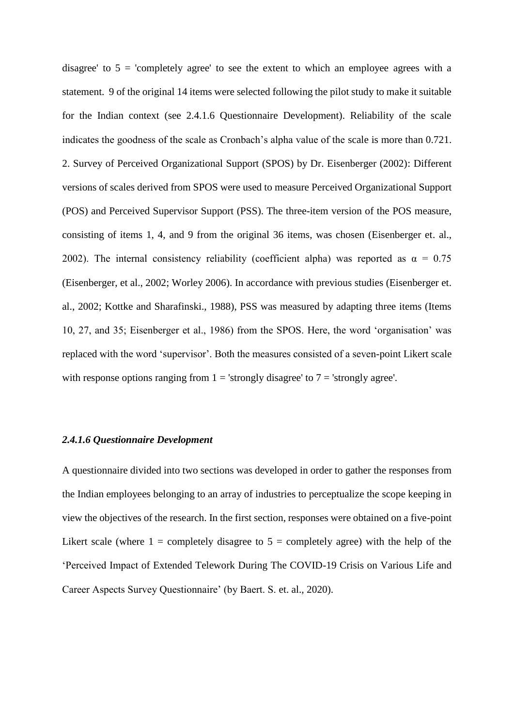disagree' to 5 = 'completely agree' to see the extent to which an employee agrees with a statement. 9 of the original 14 items were selected following the pilot study to make it suitable for the Indian context (see 2.4.1.6 Questionnaire Development). Reliability of the scale indicates the goodness of the scale as Cronbach's alpha value of the scale is more than 0.721.

2. Survey of Perceived Organizational Support (SPOS) by Dr. Eisenberger (2002): Different versions of scales derived from SPOS were used to measure Perceived Organizational Support (POS) and Perceived Supervisor Support (PSS). The three-item version of the POS measure, consisting of items 1, 4, and 9 from the original 36 items, was chosen (Eisenberger et. al., 2002). The internal consistency reliability (coefficient alpha) was reported as $\alpha = 0.75$ (Eisenberger, et al., 2002; Worley 2006). In accordance with previous studies (Eisenberger et. al., 2002; Kottke and Sharafinski., 1988), PSS was measured by adapting three items (Items 10, 27, and 35; Eisenberger et al., 1986) from the SPOS. Here, the word 'organisation' was replaced with the word 'supervisor'. Both the measures consisted of a seven-point Likert scale with response options ranging from 1 = 'strongly disagree' to 7 = 'strongly agree'.

#### ***2.4.1.6 Questionnaire Development***

A questionnaire divided into two sections was developed in order to gather the responses from the Indian employees belonging to an array of industries to perceptualize the scope keeping in view the objectives of the research. In the first section, responses were obtained on a five-point Likert scale (where 1 = completely disagree to 5 = completely agree) with the help of the 'Perceived Impact of Extended Telework During The COVID-19 Crisis on Various Life and Career Aspects Survey Questionnaire' (by Baert. S. et. al., 2020).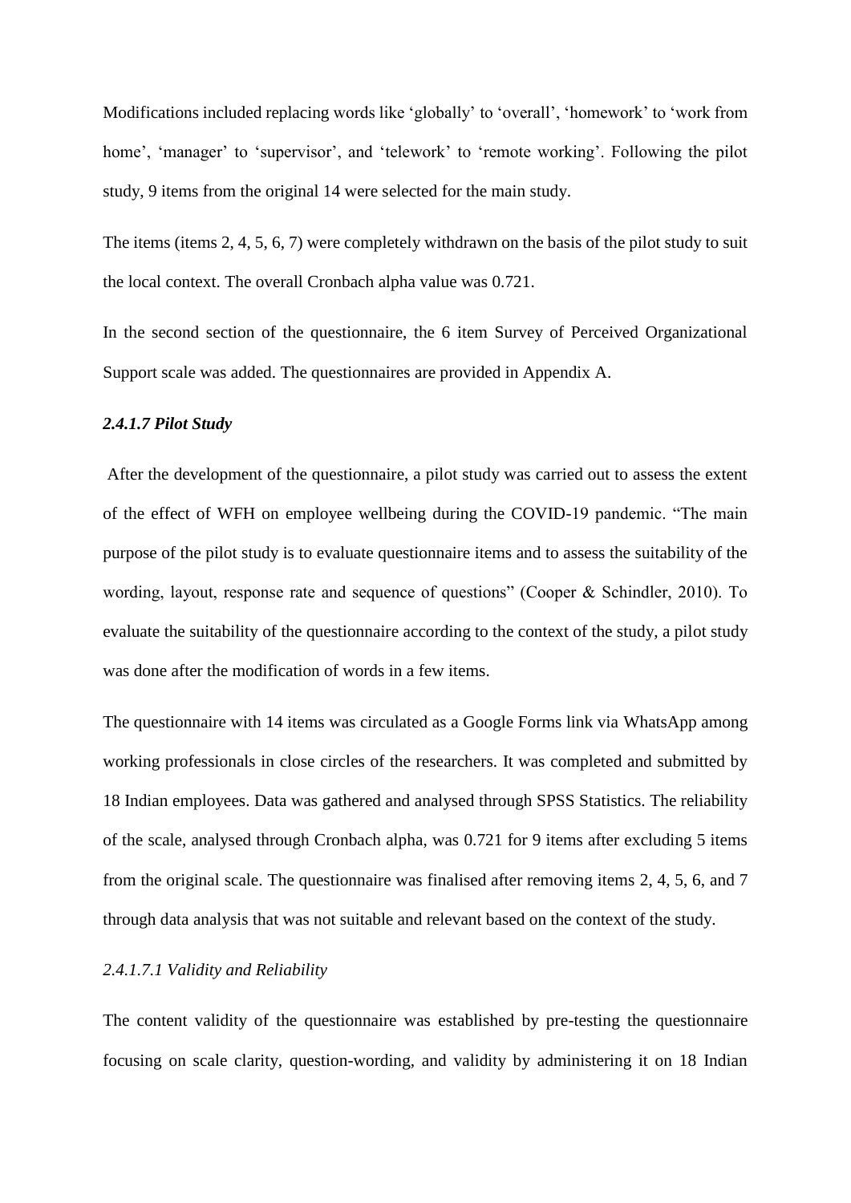Modifications included replacing words like 'globally' to 'overall', 'homework' to 'work from home', 'manager' to 'supervisor', and 'telework' to 'remote working'. Following the pilot study, 9 items from the original 14 were selected for the main study.

The items (items 2, 4, 5, 6, 7) were completely withdrawn on the basis of the pilot study to suit the local context. The overall Cronbach alpha value was 0.721.

In the second section of the questionnaire, the 6 item Survey of Perceived Organizational Support scale was added. The questionnaires are provided in Appendix A.

#### *2.4.1.7 Pilot Study*

After the development of the questionnaire, a pilot study was carried out to assess the extent of the effect of WFH on employee wellbeing during the COVID-19 pandemic. "The main purpose of the pilot study is to evaluate questionnaire items and to assess the suitability of the wording, layout, response rate and sequence of questions" (Cooper & Schindler, 2010). To evaluate the suitability of the questionnaire according to the context of the study, a pilot study was done after the modification of words in a few items.

The questionnaire with 14 items was circulated as a Google Forms link via WhatsApp among working professionals in close circles of the researchers. It was completed and submitted by 18 Indian employees. Data was gathered and analysed through SPSS Statistics. The reliability of the scale, analysed through Cronbach alpha, was 0.721 for 9 items after excluding 5 items from the original scale. The questionnaire was finalised after removing items 2, 4, 5, 6, and 7 through data analysis that was not suitable and relevant based on the context of the study.

##### *2.4.1.7.1 Validity and Reliability*

The content validity of the questionnaire was established by pre-testing the questionnaire focusing on scale clarity, question-wording, and validity by administering it on 18 Indian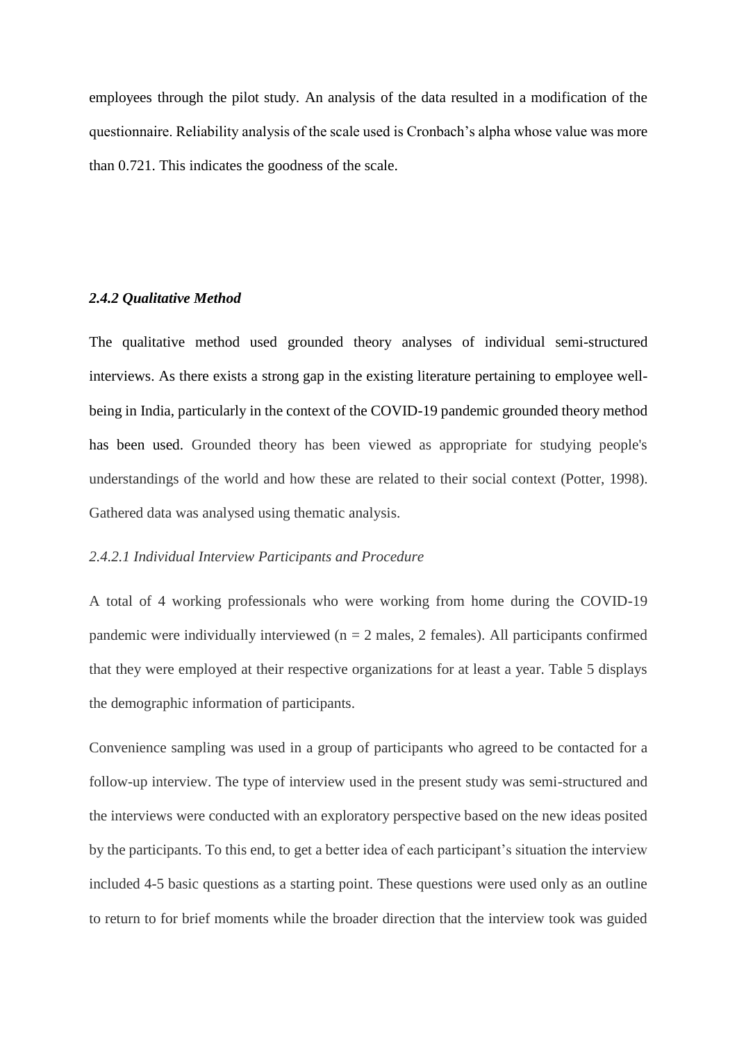employees through the pilot study. An analysis of the data resulted in a modification of the questionnaire. Reliability analysis of the scale used is Cronbach's alpha whose value was more than 0.721. This indicates the goodness of the scale.

#### *2.4.2 Qualitative Method*

The qualitative method used grounded theory analyses of individual semi-structured interviews. As there exists a strong gap in the existing literature pertaining to employee well-being in India, particularly in the context of the COVID-19 pandemic grounded theory method has been used. Grounded theory has been viewed as appropriate for studying people's understandings of the world and how these are related to their social context (Potter, 1998). Gathered data was analysed using thematic analysis.

##### *2.4.2.1 Individual Interview Participants and Procedure*

A total of 4 working professionals who were working from home during the COVID-19 pandemic were individually interviewed ($n = 2$ males, 2 females). All participants confirmed that they were employed at their respective organizations for at least a year. Table 5 displays the demographic information of participants.

Convenience sampling was used in a group of participants who agreed to be contacted for a follow-up interview. The type of interview used in the present study was semi-structured and the interviews were conducted with an exploratory perspective based on the new ideas posited by the participants. To this end, to get a better idea of each participant's situation the interview included 4-5 basic questions as a starting point. These questions were used only as an outline to return to for brief moments while the broader direction that the interview took was guided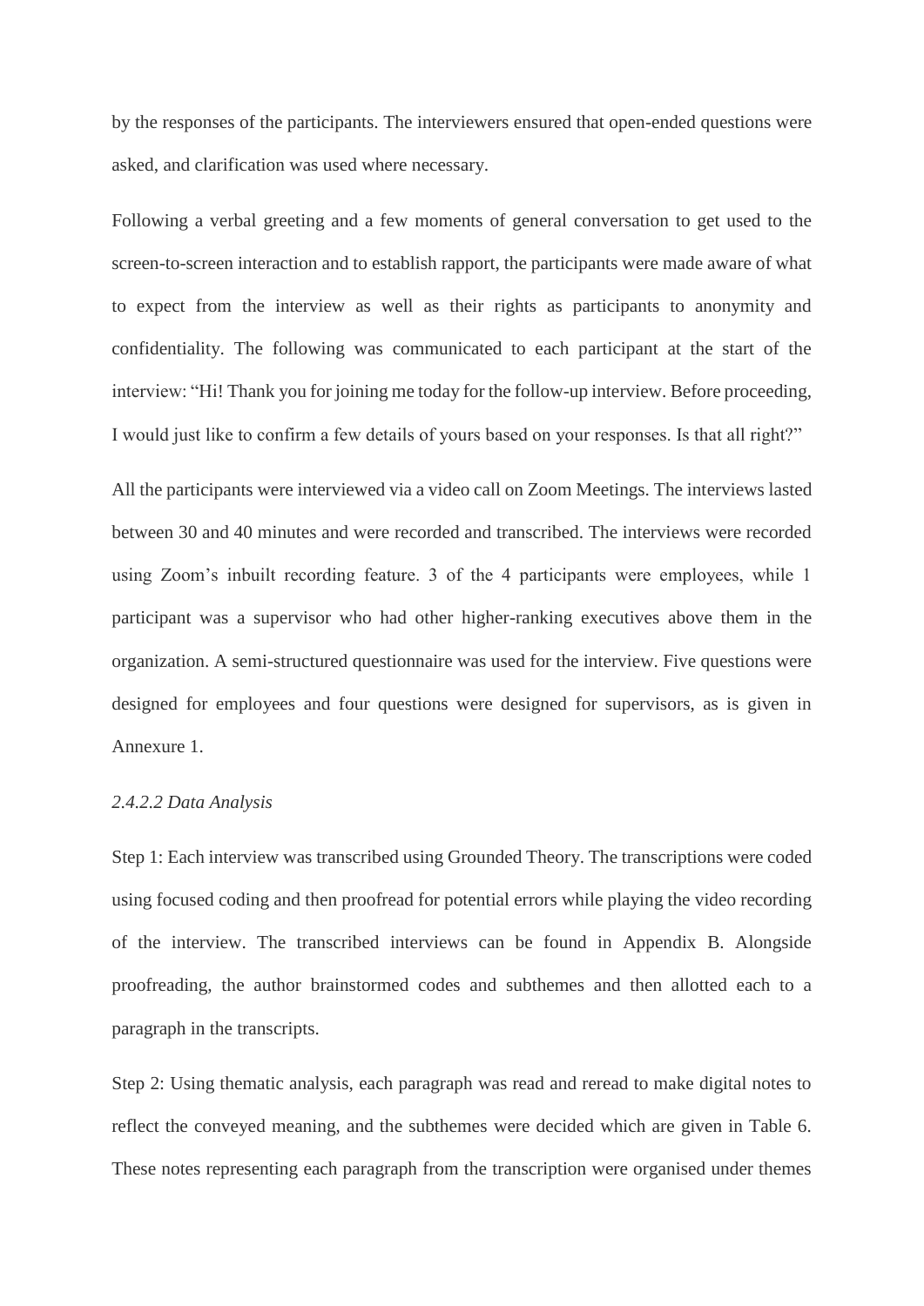by the responses of the participants. The interviewers ensured that open-ended questions were asked, and clarification was used where necessary.

Following a verbal greeting and a few moments of general conversation to get used to the screen-to-screen interaction and to establish rapport, the participants were made aware of what to expect from the interview as well as their rights as participants to anonymity and confidentiality. The following was communicated to each participant at the start of the interview: “Hi! Thank you for joining me today for the follow-up interview. Before proceeding, I would just like to confirm a few details of yours based on your responses. Is that all right?”

All the participants were interviewed via a video call on Zoom Meetings. The interviews lasted between 30 and 40 minutes and were recorded and transcribed. The interviews were recorded using Zoom’s inbuilt recording feature. 3 of the 4 participants were employees, while 1 participant was a supervisor who had other higher-ranking executives above them in the organization. A semi-structured questionnaire was used for the interview. Five questions were designed for employees and four questions were designed for supervisors, as is given in Annexure 1.

*2.4.2.2 Data Analysis*

Step 1: Each interview was transcribed using Grounded Theory. The transcriptions were coded using focused coding and then proofread for potential errors while playing the video recording of the interview. The transcribed interviews can be found in Appendix B. Alongside proofreading, the author brainstormed codes and subthemes and then allotted each to a paragraph in the transcripts.

Step 2: Using thematic analysis, each paragraph was read and reread to make digital notes to reflect the conveyed meaning, and the subthemes were decided which are given in Table 6. These notes representing each paragraph from the transcription were organised under themes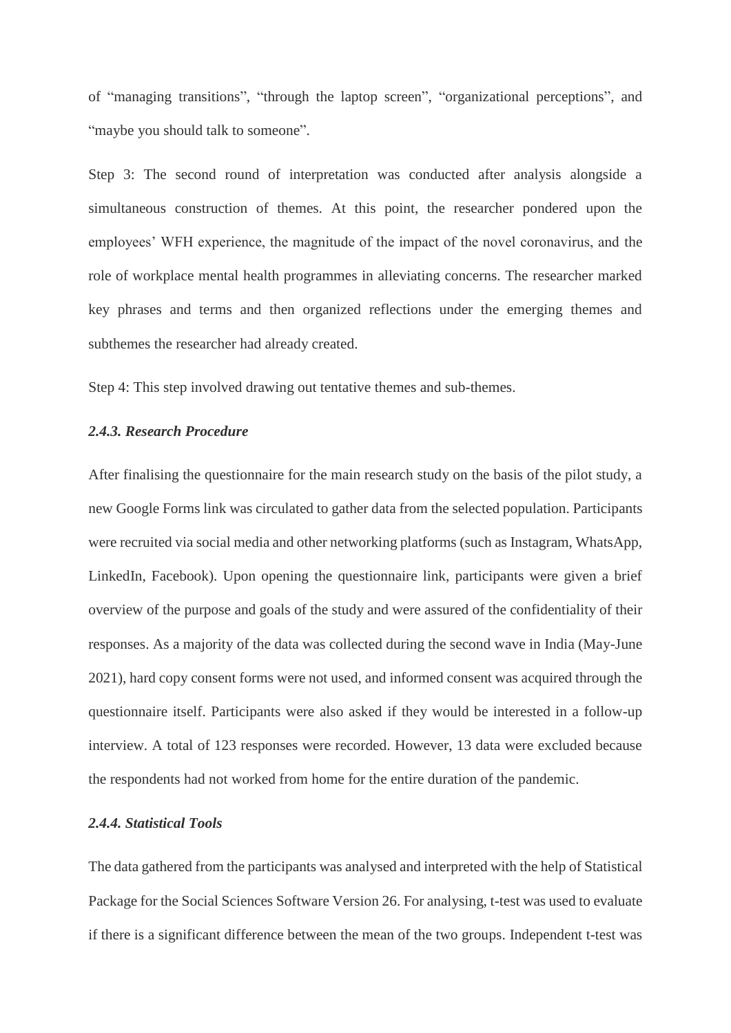of “managing transitions”, “through the laptop screen”, “organizational perceptions”, and “maybe you should talk to someone”.

Step 3: The second round of interpretation was conducted after analysis alongside a simultaneous construction of themes. At this point, the researcher pondered upon the employees’ WFH experience, the magnitude of the impact of the novel coronavirus, and the role of workplace mental health programmes in alleviating concerns. The researcher marked key phrases and terms and then organized reflections under the emerging themes and subthemes the researcher had already created.

Step 4: This step involved drawing out tentative themes and sub-themes.

#### *2.4.3. Research Procedure*

After finalising the questionnaire for the main research study on the basis of the pilot study, a new Google Forms link was circulated to gather data from the selected population. Participants were recruited via social media and other networking platforms (such as Instagram, WhatsApp, LinkedIn, Facebook). Upon opening the questionnaire link, participants were given a brief overview of the purpose and goals of the study and were assured of the confidentiality of their responses. As a majority of the data was collected during the second wave in India (May-June 2021), hard copy consent forms were not used, and informed consent was acquired through the questionnaire itself. Participants were also asked if they would be interested in a follow-up interview. A total of 123 responses were recorded. However, 13 data were excluded because the respondents had not worked from home for the entire duration of the pandemic.

#### *2.4.4. Statistical Tools*

The data gathered from the participants was analysed and interpreted with the help of Statistical Package for the Social Sciences Software Version 26. For analysing, t-test was used to evaluate if there is a significant difference between the mean of the two groups. Independent t-test was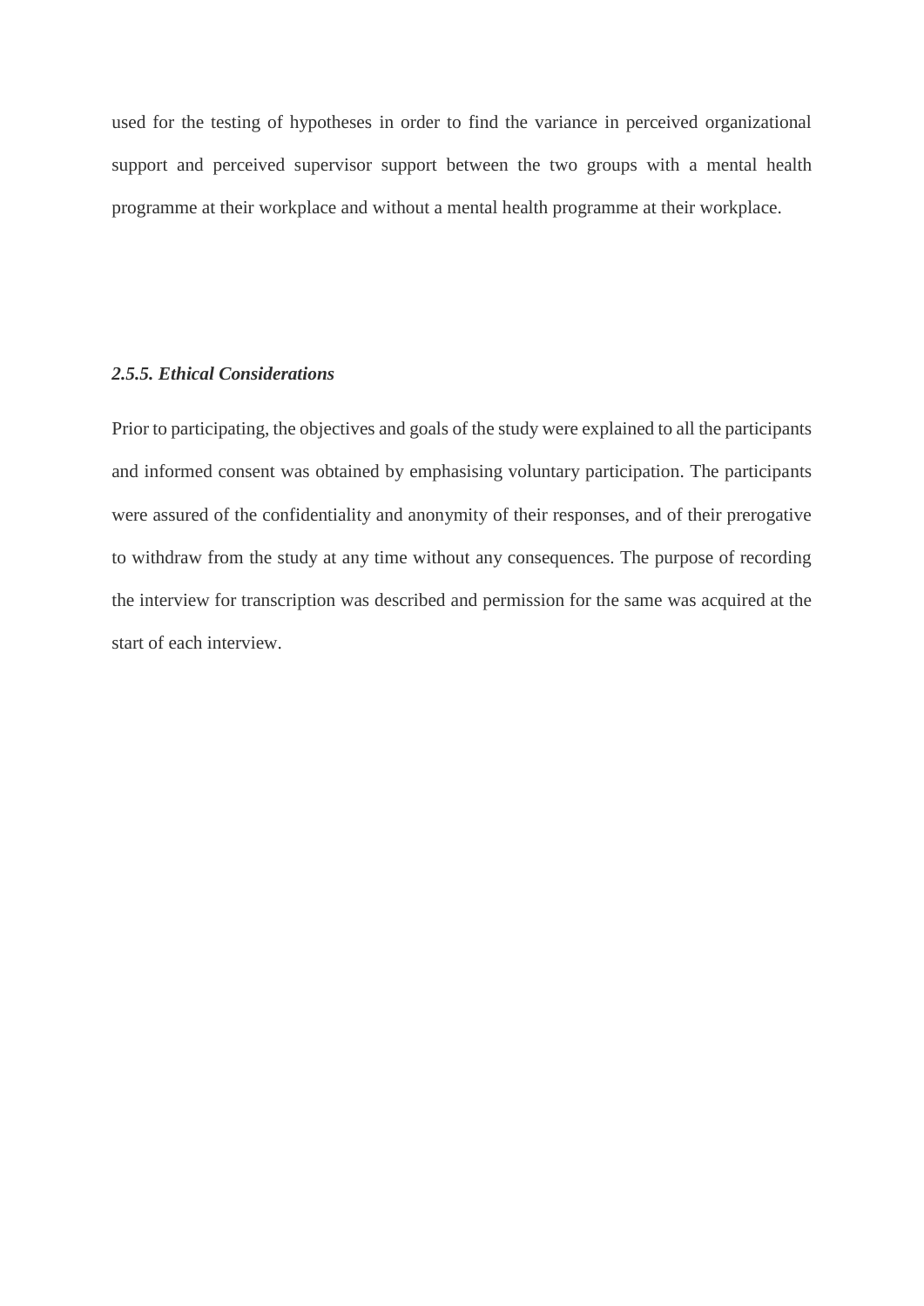used for the testing of hypotheses in order to find the variance in perceived organizational support and perceived supervisor support between the two groups with a mental health programme at their workplace and without a mental health programme at their workplace.

#### *2.5.5. Ethical Considerations*

Prior to participating, the objectives and goals of the study were explained to all the participants and informed consent was obtained by emphasising voluntary participation. The participants were assured of the confidentiality and anonymity of their responses, and of their prerogative to withdraw from the study at any time without any consequences. The purpose of recording the interview for transcription was described and permission for the same was acquired at the start of each interview.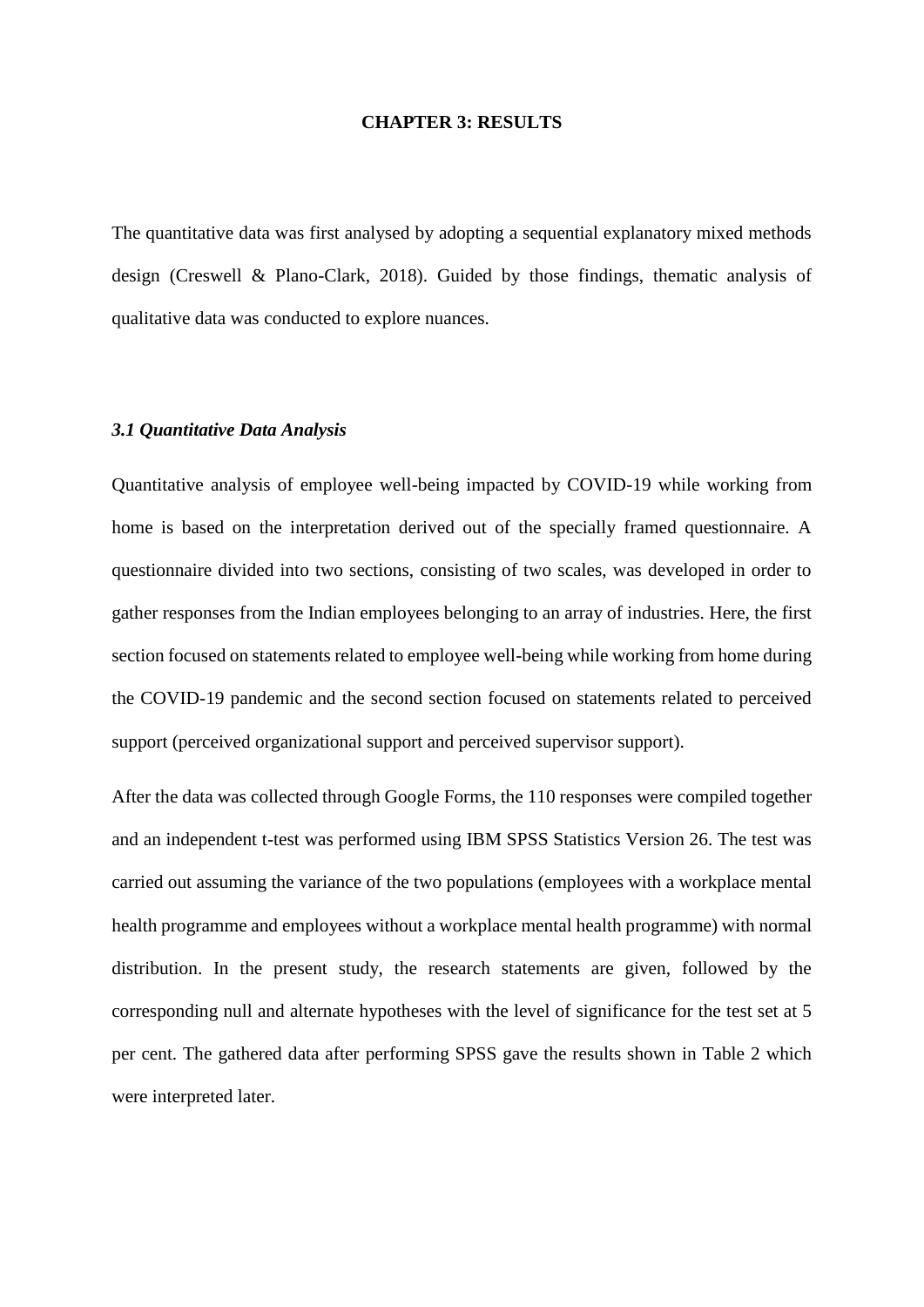# CHAPTER 3: RESULTS

The quantitative data was first analysed by adopting a sequential explanatory mixed methods design (Creswell & Plano-Clark, 2018). Guided by those findings, thematic analysis of qualitative data was conducted to explore nuances.

### *3.1 Quantitative Data Analysis*

Quantitative analysis of employee well-being impacted by COVID-19 while working from home is based on the interpretation derived out of the specially framed questionnaire. A questionnaire divided into two sections, consisting of two scales, was developed in order to gather responses from the Indian employees belonging to an array of industries. Here, the first section focused on statements related to employee well-being while working from home during the COVID-19 pandemic and the second section focused on statements related to perceived support (perceived organizational support and perceived supervisor support).

After the data was collected through Google Forms, the 110 responses were compiled together and an independent t-test was performed using IBM SPSS Statistics Version 26. The test was carried out assuming the variance of the two populations (employees with a workplace mental health programme and employees without a workplace mental health programme) with normal distribution. In the present study, the research statements are given, followed by the corresponding null and alternate hypotheses with the level of significance for the test set at 5 per cent. The gathered data after performing SPSS gave the results shown in Table 2 which were interpreted later.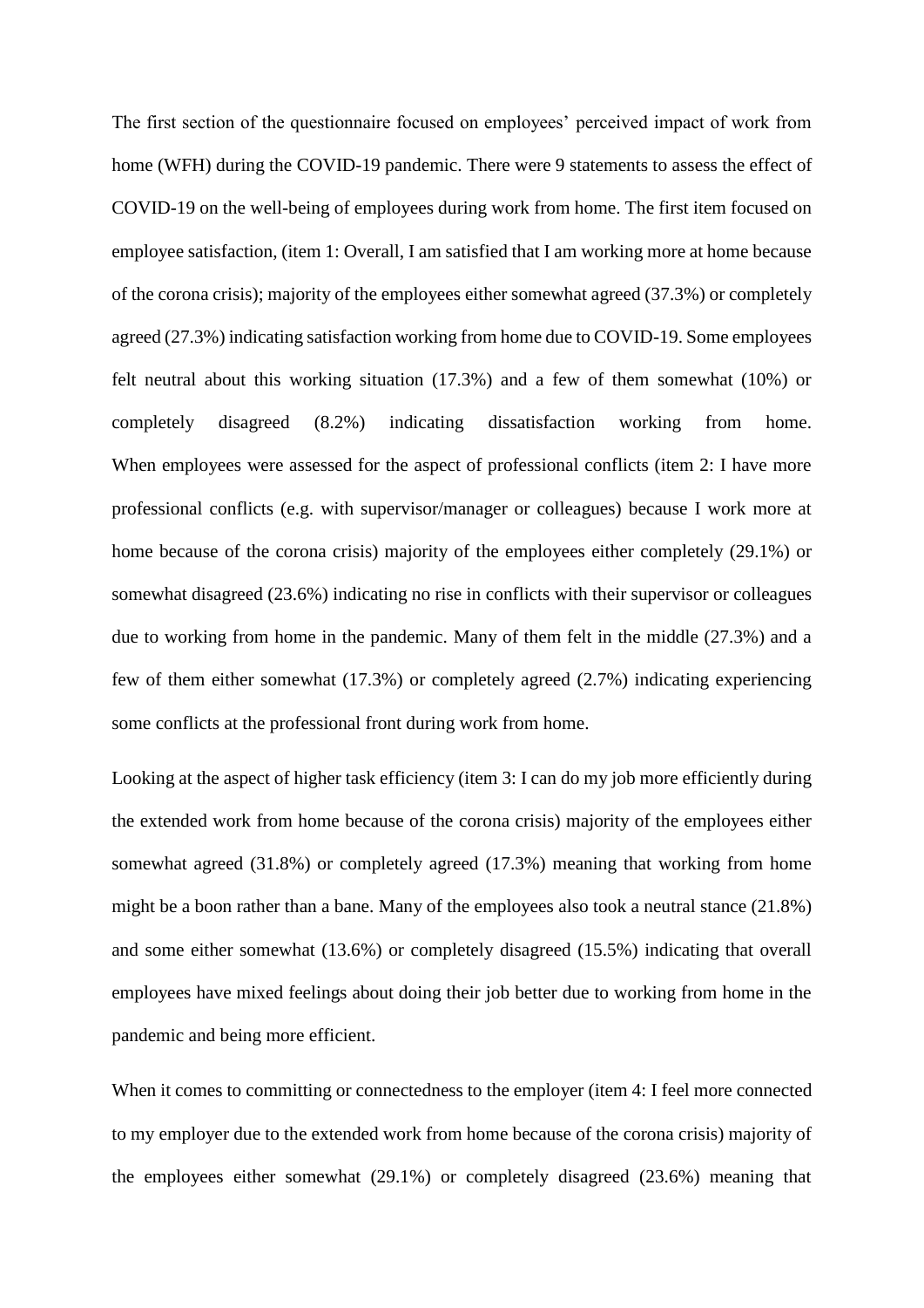The first section of the questionnaire focused on employees' perceived impact of work from home (WFH) during the COVID-19 pandemic. There were 9 statements to assess the effect of COVID-19 on the well-being of employees during work from home. The first item focused on employee satisfaction, (item 1: Overall, I am satisfied that I am working more at home because of the corona crisis); majority of the employees either somewhat agreed (37.3%) or completely agreed (27.3%) indicating satisfaction working from home due to COVID-19. Some employees felt neutral about this working situation (17.3%) and a few of them somewhat (10%) or completely disagreed (8.2%) indicating dissatisfaction working from home. When employees were assessed for the aspect of professional conflicts (item 2: I have more professional conflicts (e.g. with supervisor/manager or colleagues) because I work more at home because of the corona crisis) majority of the employees either completely (29.1%) or somewhat disagreed (23.6%) indicating no rise in conflicts with their supervisor or colleagues due to working from home in the pandemic. Many of them felt in the middle (27.3%) and a few of them either somewhat (17.3%) or completely agreed (2.7%) indicating experiencing some conflicts at the professional front during work from home.

Looking at the aspect of higher task efficiency (item 3: I can do my job more efficiently during the extended work from home because of the corona crisis) majority of the employees either somewhat agreed (31.8%) or completely agreed (17.3%) meaning that working from home might be a boon rather than a bane. Many of the employees also took a neutral stance (21.8%) and some either somewhat (13.6%) or completely disagreed (15.5%) indicating that overall employees have mixed feelings about doing their job better due to working from home in the pandemic and being more efficient.

When it comes to committing or connectedness to the employer (item 4: I feel more connected to my employer due to the extended work from home because of the corona crisis) majority of the employees either somewhat (29.1%) or completely disagreed (23.6%) meaning that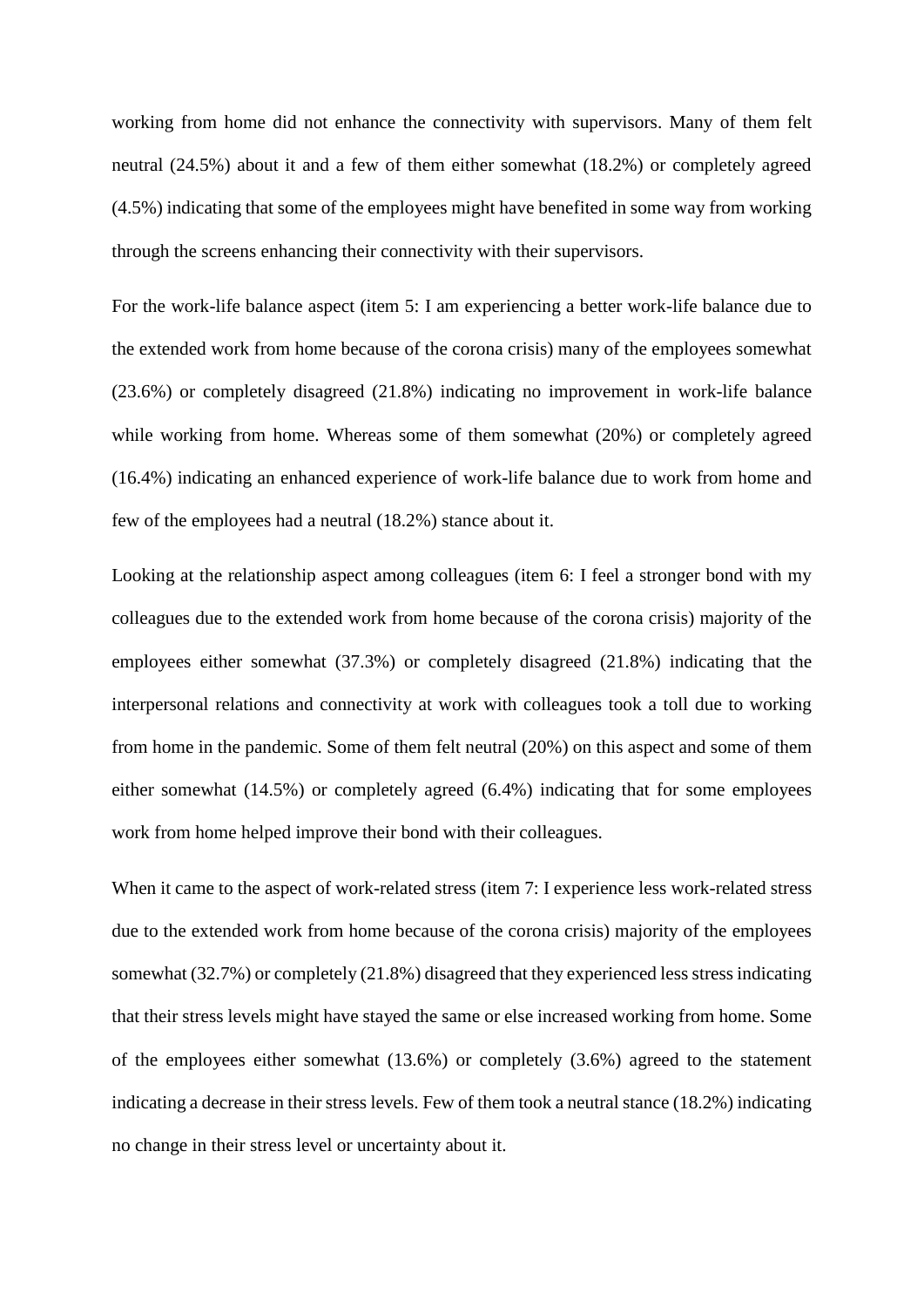working from home did not enhance the connectivity with supervisors. Many of them felt neutral (24.5%) about it and a few of them either somewhat (18.2%) or completely agreed (4.5%) indicating that some of the employees might have benefited in some way from working through the screens enhancing their connectivity with their supervisors.

For the work-life balance aspect (item 5: I am experiencing a better work-life balance due to the extended work from home because of the corona crisis) many of the employees somewhat (23.6%) or completely disagreed (21.8%) indicating no improvement in work-life balance while working from home. Whereas some of them somewhat (20%) or completely agreed (16.4%) indicating an enhanced experience of work-life balance due to work from home and few of the employees had a neutral (18.2%) stance about it.

Looking at the relationship aspect among colleagues (item 6: I feel a stronger bond with my colleagues due to the extended work from home because of the corona crisis) majority of the employees either somewhat (37.3%) or completely disagreed (21.8%) indicating that the interpersonal relations and connectivity at work with colleagues took a toll due to working from home in the pandemic. Some of them felt neutral (20%) on this aspect and some of them either somewhat (14.5%) or completely agreed (6.4%) indicating that for some employees work from home helped improve their bond with their colleagues.

When it came to the aspect of work-related stress (item 7: I experience less work-related stress due to the extended work from home because of the corona crisis) majority of the employees somewhat (32.7%) or completely (21.8%) disagreed that they experienced less stress indicating that their stress levels might have stayed the same or else increased working from home. Some of the employees either somewhat (13.6%) or completely (3.6%) agreed to the statement indicating a decrease in their stress levels. Few of them took a neutral stance (18.2%) indicating no change in their stress level or uncertainty about it.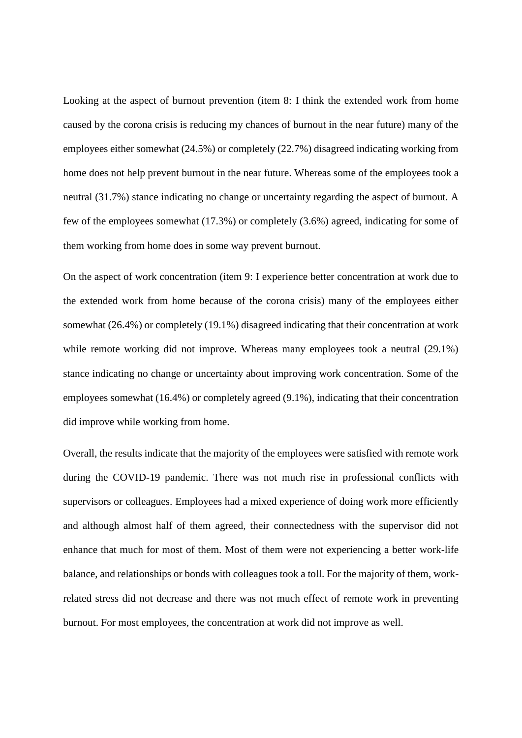Looking at the aspect of burnout prevention (item 8: I think the extended work from home caused by the corona crisis is reducing my chances of burnout in the near future) many of the employees either somewhat (24.5%) or completely (22.7%) disagreed indicating working from home does not help prevent burnout in the near future. Whereas some of the employees took a neutral (31.7%) stance indicating no change or uncertainty regarding the aspect of burnout. A few of the employees somewhat (17.3%) or completely (3.6%) agreed, indicating for some of them working from home does in some way prevent burnout.

On the aspect of work concentration (item 9: I experience better concentration at work due to the extended work from home because of the corona crisis) many of the employees either somewhat (26.4%) or completely (19.1%) disagreed indicating that their concentration at work while remote working did not improve. Whereas many employees took a neutral (29.1%) stance indicating no change or uncertainty about improving work concentration. Some of the employees somewhat (16.4%) or completely agreed (9.1%), indicating that their concentration did improve while working from home.

Overall, the results indicate that the majority of the employees were satisfied with remote work during the COVID-19 pandemic. There was not much rise in professional conflicts with supervisors or colleagues. Employees had a mixed experience of doing work more efficiently and although almost half of them agreed, their connectedness with the supervisor did not enhance that much for most of them. Most of them were not experiencing a better work-life balance, and relationships or bonds with colleagues took a toll. For the majority of them, work-related stress did not decrease and there was not much effect of remote work in preventing burnout. For most employees, the concentration at work did not improve as well.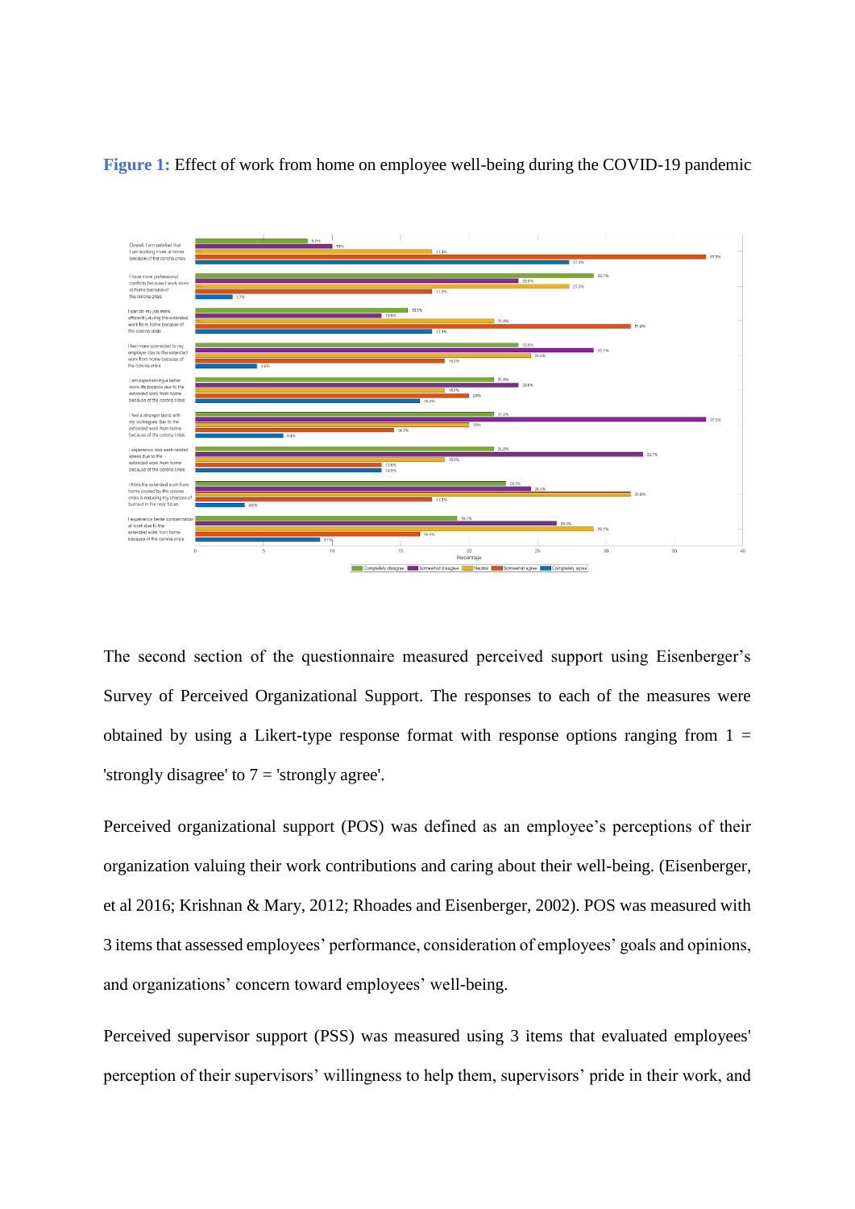**Figure 1:** Effect of work from home on employee well-being during the COVID-19 pandemic

Overall, I am satisfied that I am working more at home because of the corona crisis
8.2%
10%
17.3%
37.3%
27.3%

I have more professional conflicts because I work more at home because of the corona crisis
29.1%
23.6%
27.3%
17.3%
2.7%

I can do my job more efficiently during the extended work from home because of the corona crisis
15.5%
13.6%
21.4%
31.8%
17.3%

I feel more connected to my employer due to the extended work from home because of the corona crisis
23.6%
29.1%
24.5%
18.2%
4.6%

I am experiencing a better work-life balance due to the extended work from home because of the corona crisis
21.8%
23.6%
18.2%
20%
16.4%

I feel a stronger bond with my colleagues due to the extended work from home because of the corona crisis
21.8%
37.3%
20%
14.5%
6.4%

I experience less work-related stress due to the extended work from home because of the corona crisis
21.8%
32.7%
18.2%
13.6%
13.6%

I think the extended work from home caused by the corona crisis is reducing my chances of burnout in the near future
22.7%
24.5%
31.8%
17.3%
3.6%

I experience better concentration at work due to the extended work from home because of the corona crisis
19.1%
26.4%
29.1%
16.4%
9.1%

0 5 10 15 20 25 30 35 40

Percentage

Completely disagree, Somewhat disagree, Neutral, Somewhat agree, Completely agree

The second section of the questionnaire measured perceived support using Eisenberger's Survey of Perceived Organizational Support. The responses to each of the measures were obtained by using a Likert-type response format with response options ranging from 1 = 'strongly disagree' to 7 = 'strongly agree'.

Perceived organizational support (POS) was defined as an employee's perceptions of their organization valuing their work contributions and caring about their well-being. (Eisenberger, et al 2016; Krishnan & Mary, 2012; Rhoades and Eisenberger, 2002). POS was measured with 3 items that assessed employees' performance, consideration of employees' goals and opinions, and organizations' concern toward employees' well-being.

Perceived supervisor support (PSS) was measured using 3 items that evaluated employees' perception of their supervisors' willingness to help them, supervisors' pride in their work, and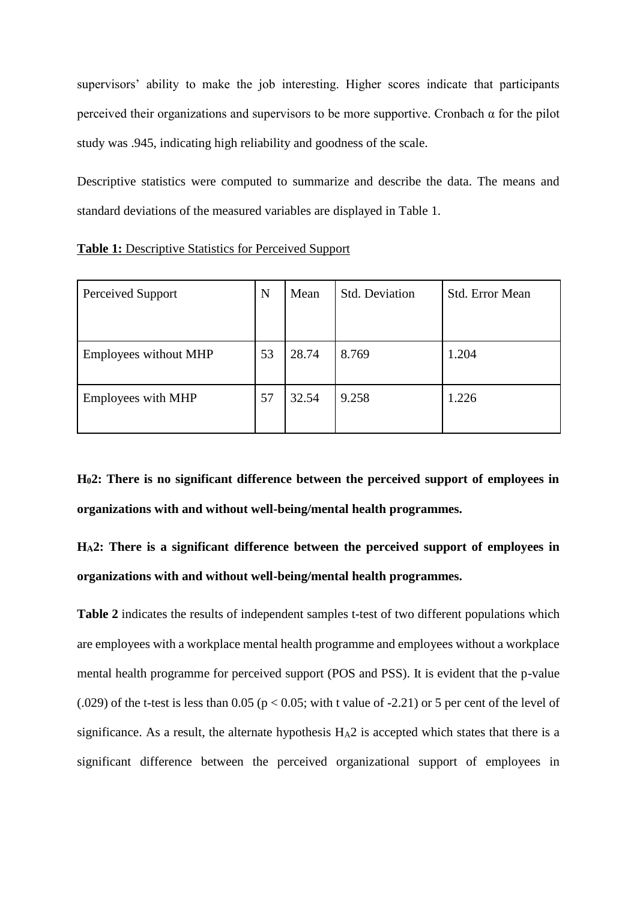supervisors' ability to make the job interesting. Higher scores indicate that participants perceived their organizations and supervisors to be more supportive. Cronbach α for the pilot study was .945, indicating high reliability and goodness of the scale.

Descriptive statistics were computed to summarize and describe the data. The means and standard deviations of the measured variables are displayed in Table 1.

**Table 1:** Descriptive Statistics for Perceived Support

| Perceived Support | N | Mean | Std. Deviation | Std. Error Mean |
|---|---|---|---|---|
| Employees without MHP | 53 | 28.74 | 8.769 | 1.204 |
| Employees with MHP | 57 | 32.54 | 9.258 | 1.226 |

**$H_0$2: There is no significant difference between the perceived support of employees in organizations with and without well-being/mental health programmes.**

**$H_A$2: There is a significant difference between the perceived support of employees in organizations with and without well-being/mental health programmes.**

**Table 2** indicates the results of independent samples t-test of two different populations which are employees with a workplace mental health programme and employees without a workplace mental health programme for perceived support (POS and PSS). It is evident that the p-value (.029) of the t-test is less than 0.05 ($p < 0.05$; with t value of -2.21) or 5 per cent of the level of significance. As a result, the alternate hypothesis $H_A$2 is accepted which states that there is a significant difference between the perceived organizational support of employees in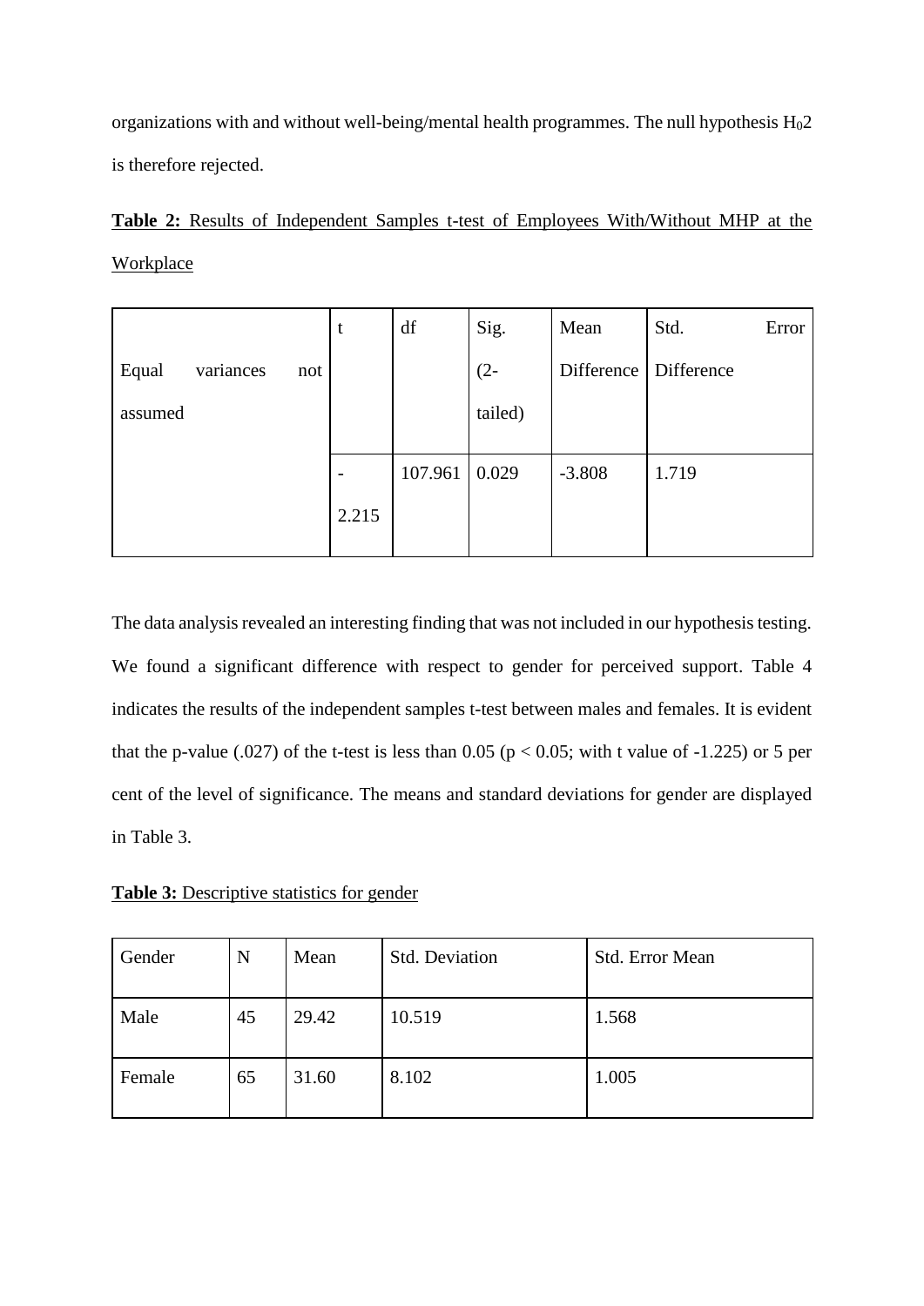organizations with and without well-being/mental health programmes. The null hypothesis $H_02$ is therefore rejected.

**Table 2:** Results of Independent Samples t-test of Employees With/Without MHP at the Workplace

| | t | df | Sig. (2-tailed) | Mean Difference | Std. Error Difference |
|---|---|---|---|---|---|
| Equal variances not assumed | -2.215 | 107.961 | 0.029 | -3.808 | 1.719 |

The data analysis revealed an interesting finding that was not included in our hypothesis testing. We found a significant difference with respect to gender for perceived support. Table 4 indicates the results of the independent samples t-test between males and females. It is evident that the p-value (.027) of the t-test is less than 0.05 ($p < 0.05$; with t value of -1.225) or 5 per cent of the level of significance. The means and standard deviations for gender are displayed in Table 3.

**Table 3:** Descriptive statistics for gender

| Gender | N | Mean | Std. Deviation | Std. Error Mean |
|---|---|---|---|---|
| Male | 45 | 29.42 | 10.519 | 1.568 |
| Female | 65 | 31.60 | 8.102 | 1.005 |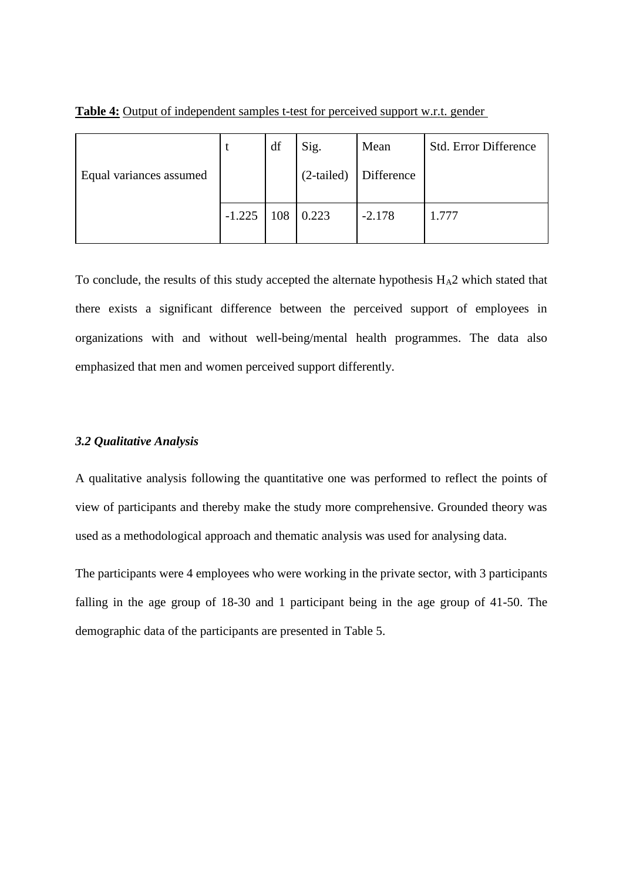**Table 4:** Output of independent samples t-test for perceived support w.r.t. gender

| Equal variances assumed | t | df | Sig. (2-tailed) | Mean Difference | Std. Error Difference |
|---|---|---|---|---|---|
| | -1.225 | 108 | 0.223 | -2.178 | 1.777 |

To conclude, the results of this study accepted the alternate hypothesis $H_A2$ which stated that there exists a significant difference between the perceived support of employees in organizations with and without well-being/mental health programmes. The data also emphasized that men and women perceived support differently.

### *3.2 Qualitative Analysis*

A qualitative analysis following the quantitative one was performed to reflect the points of view of participants and thereby make the study more comprehensive. Grounded theory was used as a methodological approach and thematic analysis was used for analysing data.

The participants were 4 employees who were working in the private sector, with 3 participants falling in the age group of 18-30 and 1 participant being in the age group of 41-50. The demographic data of the participants are presented in Table 5.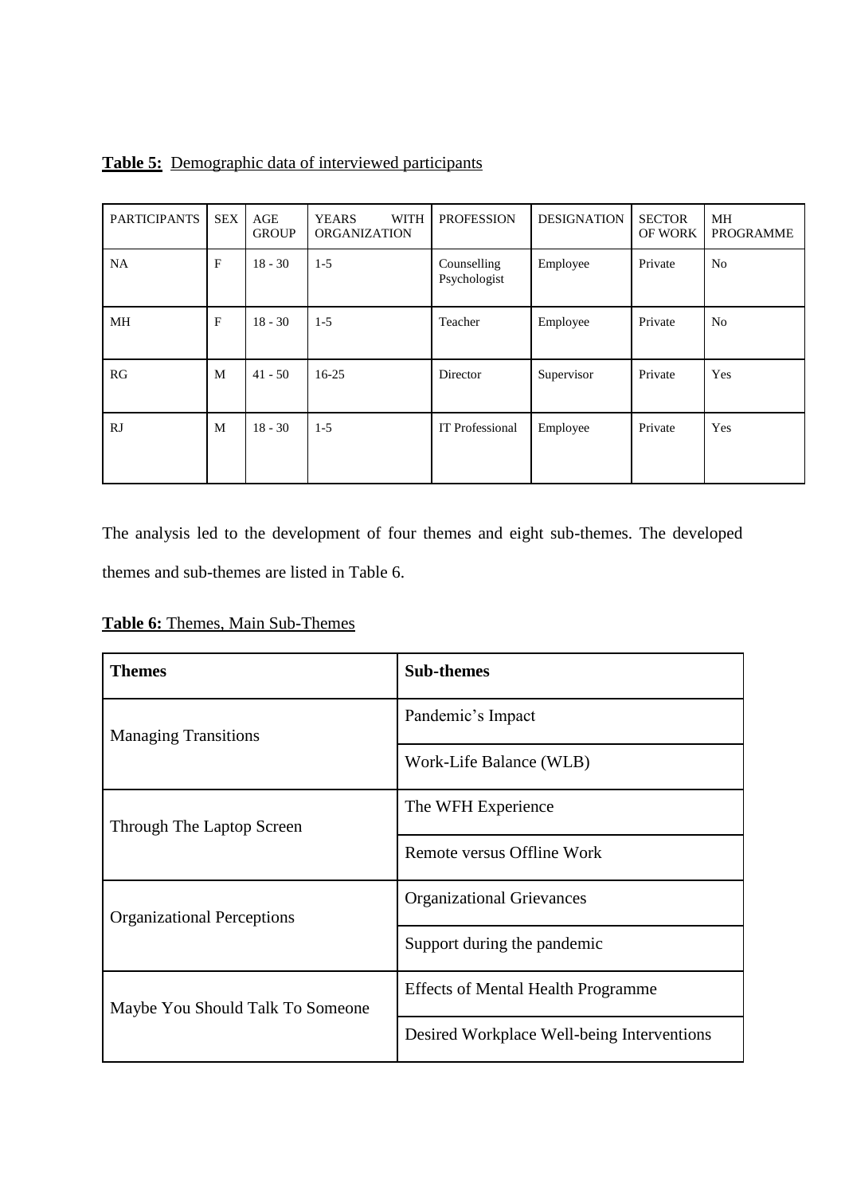**Table 5:** Demographic data of interviewed participants

| PARTICIPANTS | SEX | AGE GROUP | YEARS WITH ORGANIZATION | PROFESSION | DESIGNATION | SECTOR OF WORK | MH PROGRAMME |
|---|---|---|---|---|---|---|---|
| NA | F | 18 - 30 | 1-5 | Counselling Psychologist | Employee | Private | No |
| MH | F | 18 - 30 | 1-5 | Teacher | Employee | Private | No |
| RG | M | 41 - 50 | 16-25 | Director | Supervisor | Private | Yes |
| RJ | M | 18 - 30 | 1-5 | IT Professional | Employee | Private | Yes |

The analysis led to the development of four themes and eight sub-themes. The developed themes and sub-themes are listed in Table 6.

**Table 6:** Themes, Main Sub-Themes

| **Themes** | **Sub-themes** |
|---|---|
| Managing Transitions | Pandemic's Impact |
| | Work-Life Balance (WLB) |
| Through The Laptop Screen | The WFH Experience |
| | Remote versus Offline Work |
| Organizational Perceptions | Organizational Grievances |
| | Support during the pandemic |
| Maybe You Should Talk To Someone | Effects of Mental Health Programme |
| | Desired Workplace Well-being Interventions |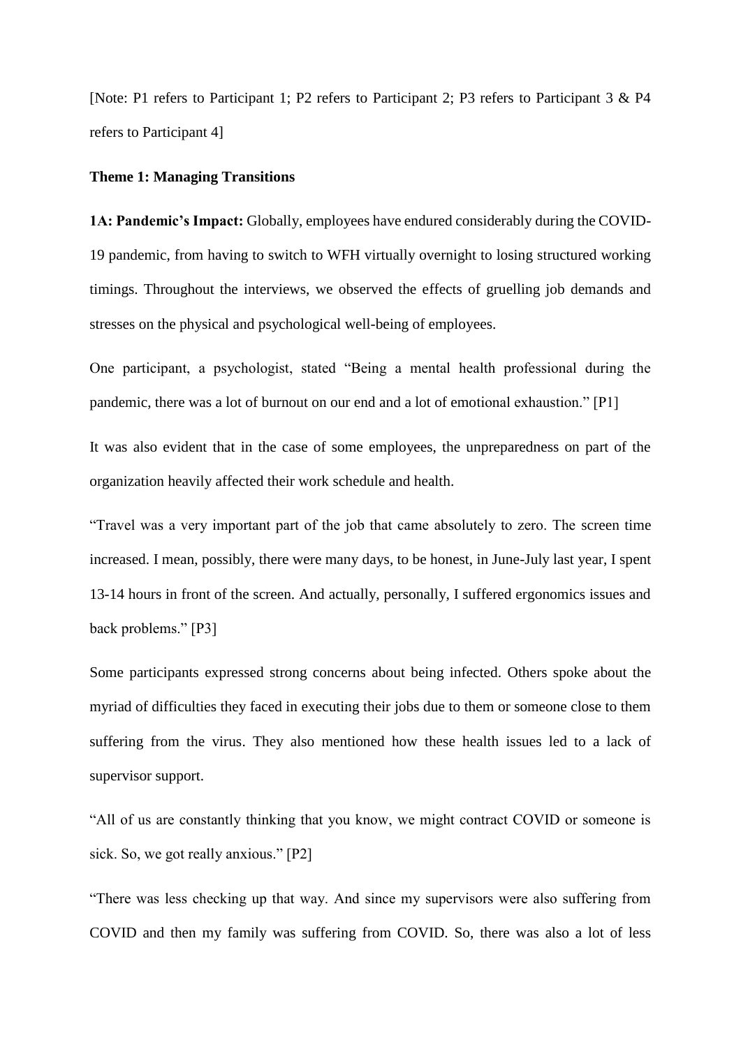[Note: P1 refers to Participant 1; P2 refers to Participant 2; P3 refers to Participant 3 & P4 refers to Participant 4]

**Theme 1: Managing Transitions**

**1A: Pandemic's Impact:** Globally, employees have endured considerably during the COVID-19 pandemic, from having to switch to WFH virtually overnight to losing structured working timings. Throughout the interviews, we observed the effects of gruelling job demands and stresses on the physical and psychological well-being of employees.

One participant, a psychologist, stated "Being a mental health professional during the pandemic, there was a lot of burnout on our end and a lot of emotional exhaustion." [P1]

It was also evident that in the case of some employees, the unpreparedness on part of the organization heavily affected their work schedule and health.

"Travel was a very important part of the job that came absolutely to zero. The screen time increased. I mean, possibly, there were many days, to be honest, in June-July last year, I spent 13-14 hours in front of the screen. And actually, personally, I suffered ergonomics issues and back problems." [P3]

Some participants expressed strong concerns about being infected. Others spoke about the myriad of difficulties they faced in executing their jobs due to them or someone close to them suffering from the virus. They also mentioned how these health issues led to a lack of supervisor support.

"All of us are constantly thinking that you know, we might contract COVID or someone is sick. So, we got really anxious." [P2]

"There was less checking up that way. And since my supervisors were also suffering from COVID and then my family was suffering from COVID. So, there was also a lot of less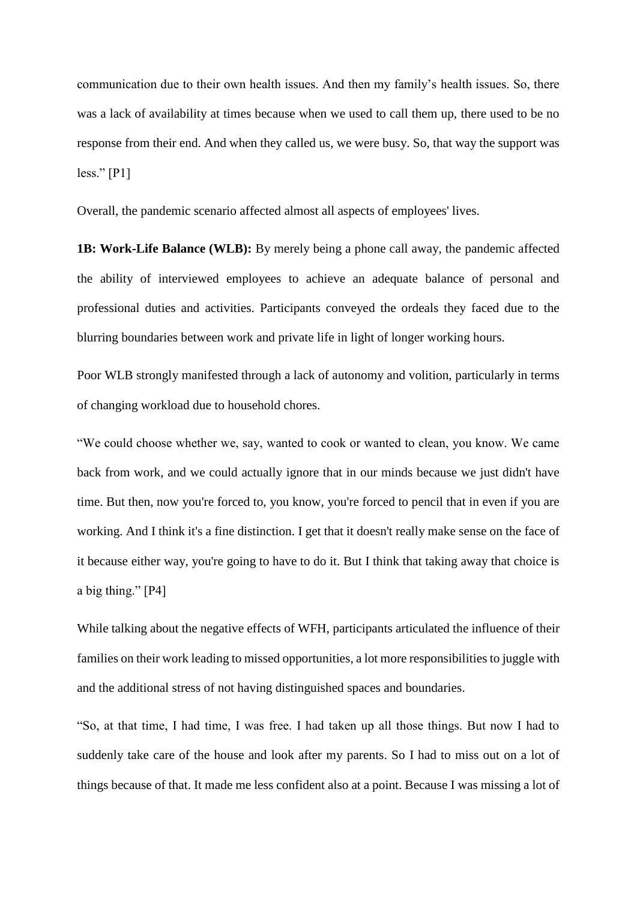communication due to their own health issues. And then my family's health issues. So, there was a lack of availability at times because when we used to call them up, there used to be no response from their end. And when they called us, we were busy. So, that way the support was less." [P1]

Overall, the pandemic scenario affected almost all aspects of employees' lives.

**1B: Work-Life Balance (WLB):** By merely being a phone call away, the pandemic affected the ability of interviewed employees to achieve an adequate balance of personal and professional duties and activities. Participants conveyed the ordeals they faced due to the blurring boundaries between work and private life in light of longer working hours.

Poor WLB strongly manifested through a lack of autonomy and volition, particularly in terms of changing workload due to household chores.

"We could choose whether we, say, wanted to cook or wanted to clean, you know. We came back from work, and we could actually ignore that in our minds because we just didn't have time. But then, now you're forced to, you know, you're forced to pencil that in even if you are working. And I think it's a fine distinction. I get that it doesn't really make sense on the face of it because either way, you're going to have to do it. But I think that taking away that choice is a big thing." [P4]

While talking about the negative effects of WFH, participants articulated the influence of their families on their work leading to missed opportunities, a lot more responsibilities to juggle with and the additional stress of not having distinguished spaces and boundaries.

"So, at that time, I had time, I was free. I had taken up all those things. But now I had to suddenly take care of the house and look after my parents. So I had to miss out on a lot of things because of that. It made me less confident also at a point. Because I was missing a lot of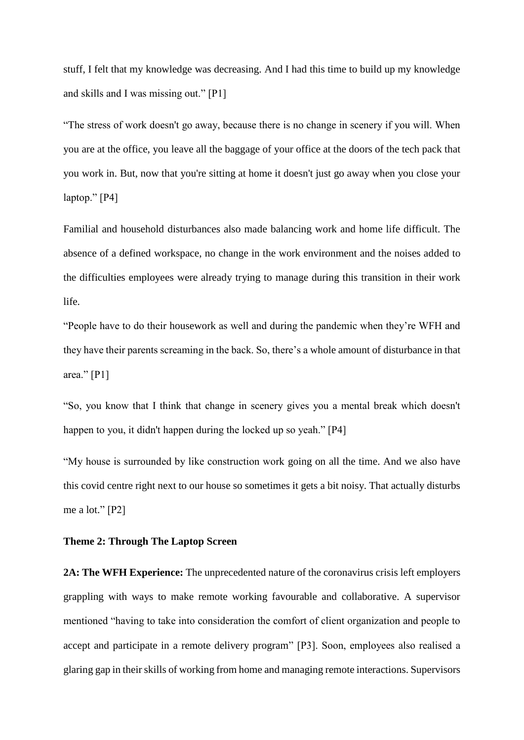stuff, I felt that my knowledge was decreasing. And I had this time to build up my knowledge and skills and I was missing out." [P1]

"The stress of work doesn't go away, because there is no change in scenery if you will. When you are at the office, you leave all the baggage of your office at the doors of the tech pack that you work in. But, now that you're sitting at home it doesn't just go away when you close your laptop." [P4]

Familial and household disturbances also made balancing work and home life difficult. The absence of a defined workspace, no change in the work environment and the noises added to the difficulties employees were already trying to manage during this transition in their work life.

"People have to do their housework as well and during the pandemic when they're WFH and they have their parents screaming in the back. So, there's a whole amount of disturbance in that area." [P1]

"So, you know that I think that change in scenery gives you a mental break which doesn't happen to you, it didn't happen during the locked up so yeah." [P4]

"My house is surrounded by like construction work going on all the time. And we also have this covid centre right next to our house so sometimes it gets a bit noisy. That actually disturbs me a lot." [P2]

**Theme 2: Through The Laptop Screen**

**2A: The WFH Experience:** The unprecedented nature of the coronavirus crisis left employers grappling with ways to make remote working favourable and collaborative. A supervisor mentioned "having to take into consideration the comfort of client organization and people to accept and participate in a remote delivery program" [P3]. Soon, employees also realised a glaring gap in their skills of working from home and managing remote interactions. Supervisors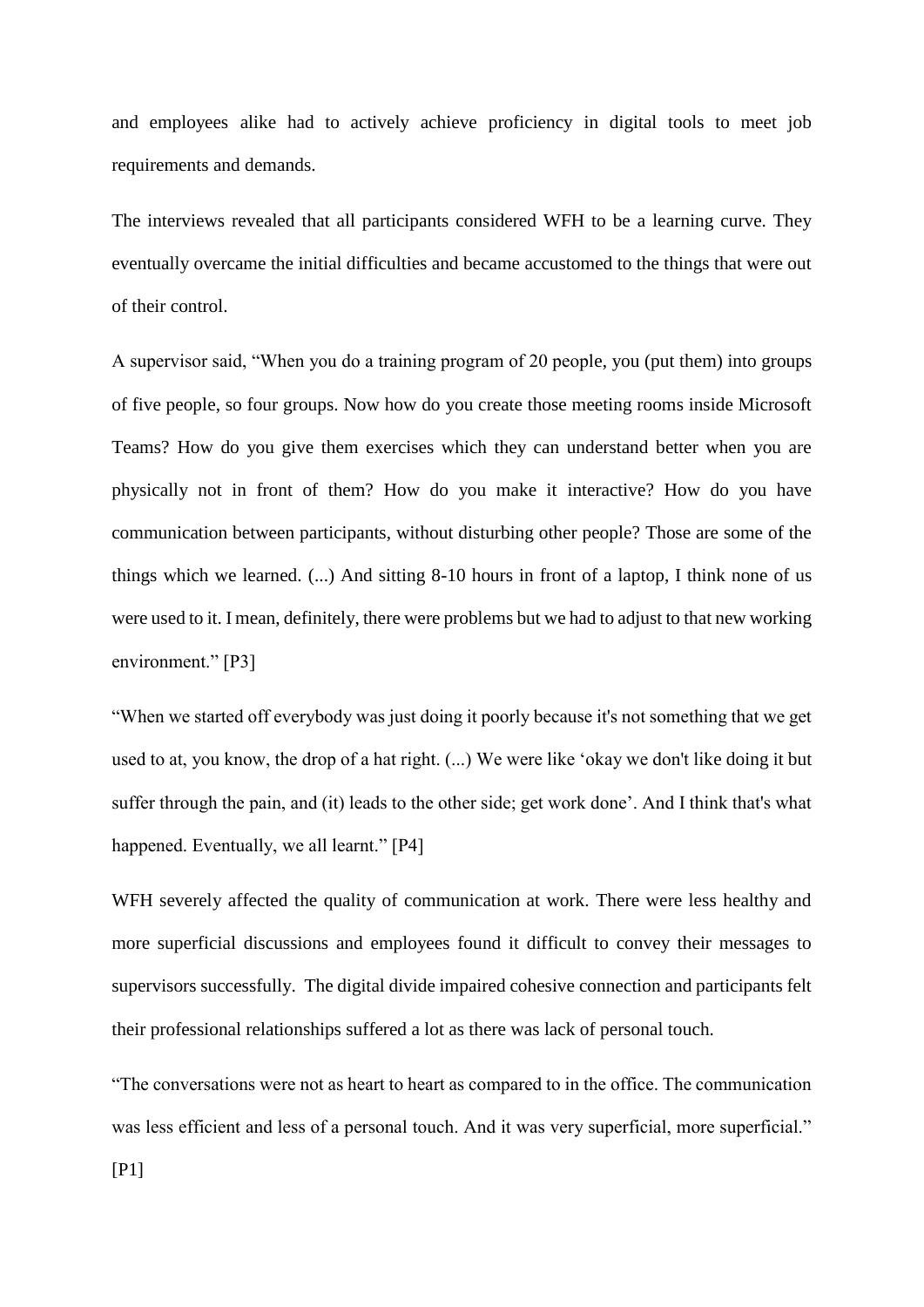and employees alike had to actively achieve proficiency in digital tools to meet job requirements and demands.

The interviews revealed that all participants considered WFH to be a learning curve. They eventually overcame the initial difficulties and became accustomed to the things that were out of their control.

A supervisor said, "When you do a training program of 20 people, you (put them) into groups of five people, so four groups. Now how do you create those meeting rooms inside Microsoft Teams? How do you give them exercises which they can understand better when you are physically not in front of them? How do you make it interactive? How do you have communication between participants, without disturbing other people? Those are some of the things which we learned. (...) And sitting 8-10 hours in front of a laptop, I think none of us were used to it. I mean, definitely, there were problems but we had to adjust to that new working environment." [P3]

"When we started off everybody was just doing it poorly because it's not something that we get used to at, you know, the drop of a hat right. (...) We were like 'okay we don't like doing it but suffer through the pain, and (it) leads to the other side; get work done'. And I think that's what happened. Eventually, we all learnt." [P4]

WFH severely affected the quality of communication at work. There were less healthy and more superficial discussions and employees found it difficult to convey their messages to supervisors successfully. The digital divide impaired cohesive connection and participants felt their professional relationships suffered a lot as there was lack of personal touch.

"The conversations were not as heart to heart as compared to in the office. The communication was less efficient and less of a personal touch. And it was very superficial, more superficial." [P1]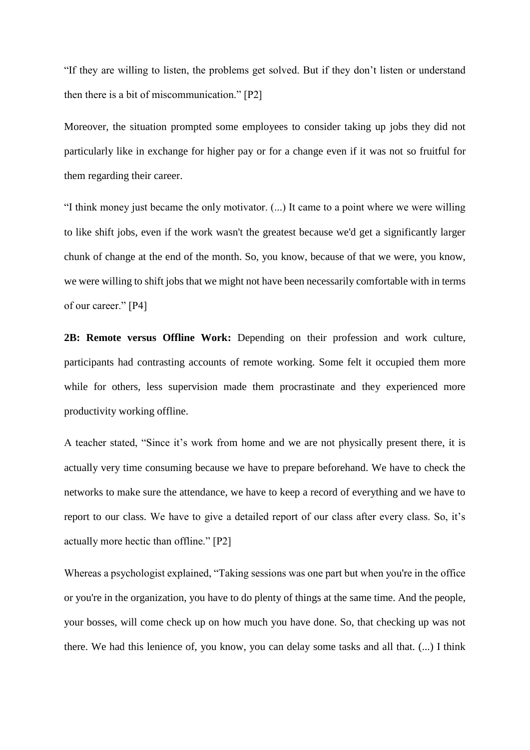"If they are willing to listen, the problems get solved. But if they don't listen or understand then there is a bit of miscommunication." [P2]

Moreover, the situation prompted some employees to consider taking up jobs they did not particularly like in exchange for higher pay or for a change even if it was not so fruitful for them regarding their career.

"I think money just became the only motivator. (...) It came to a point where we were willing to like shift jobs, even if the work wasn't the greatest because we'd get a significantly larger chunk of change at the end of the month. So, you know, because of that we were, you know, we were willing to shift jobs that we might not have been necessarily comfortable with in terms of our career." [P4]

**2B: Remote versus Offline Work:** Depending on their profession and work culture, participants had contrasting accounts of remote working. Some felt it occupied them more while for others, less supervision made them procrastinate and they experienced more productivity working offline.

A teacher stated, "Since it's work from home and we are not physically present there, it is actually very time consuming because we have to prepare beforehand. We have to check the networks to make sure the attendance, we have to keep a record of everything and we have to report to our class. We have to give a detailed report of our class after every class. So, it's actually more hectic than offline." [P2]

Whereas a psychologist explained, "Taking sessions was one part but when you're in the office or you're in the organization, you have to do plenty of things at the same time. And the people, your bosses, will come check up on how much you have done. So, that checking up was not there. We had this lenience of, you know, you can delay some tasks and all that. (...) I think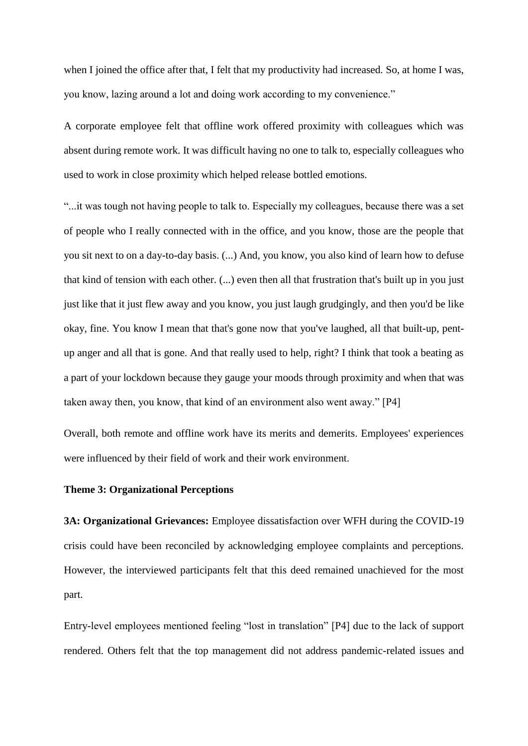when I joined the office after that, I felt that my productivity had increased. So, at home I was, you know, lazing around a lot and doing work according to my convenience."

A corporate employee felt that offline work offered proximity with colleagues which was absent during remote work. It was difficult having no one to talk to, especially colleagues who used to work in close proximity which helped release bottled emotions.

"...it was tough not having people to talk to. Especially my colleagues, because there was a set of people who I really connected with in the office, and you know, those are the people that you sit next to on a day-to-day basis. (...) And, you know, you also kind of learn how to defuse that kind of tension with each other. (...) even then all that frustration that's built up in you just just like that it just flew away and you know, you just laugh grudgingly, and then you'd be like okay, fine. You know I mean that that's gone now that you've laughed, all that built-up, pent-up anger and all that is gone. And that really used to help, right? I think that took a beating as a part of your lockdown because they gauge your moods through proximity and when that was taken away then, you know, that kind of an environment also went away." [P4]

Overall, both remote and offline work have its merits and demerits. Employees' experiences were influenced by their field of work and their work environment.

**Theme 3: Organizational Perceptions**

**3A: Organizational Grievances:** Employee dissatisfaction over WFH during the COVID-19 crisis could have been reconciled by acknowledging employee complaints and perceptions. However, the interviewed participants felt that this deed remained unachieved for the most part.

Entry-level employees mentioned feeling "lost in translation" [P4] due to the lack of support rendered. Others felt that the top management did not address pandemic-related issues and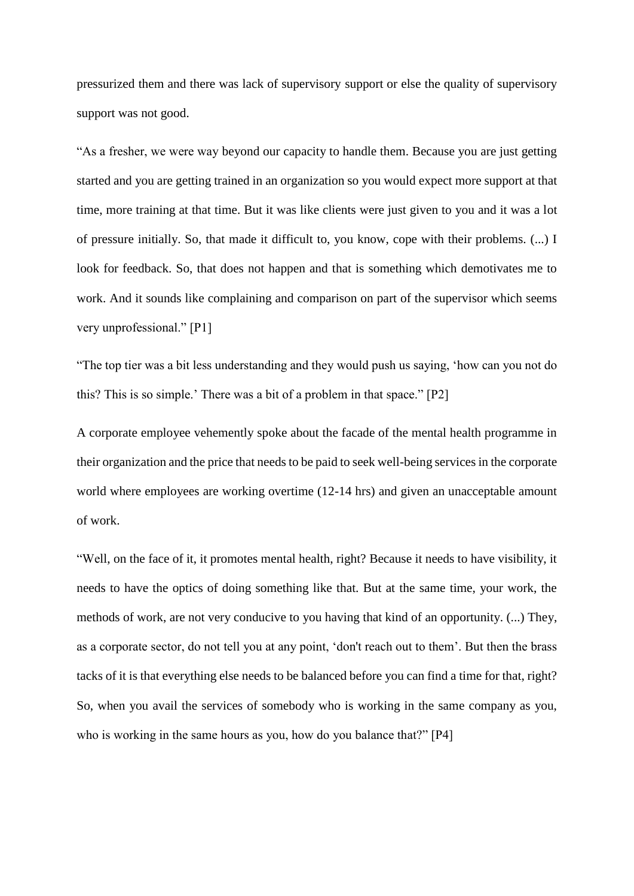pressurized them and there was lack of supervisory support or else the quality of supervisory support was not good.

"As a fresher, we were way beyond our capacity to handle them. Because you are just getting started and you are getting trained in an organization so you would expect more support at that time, more training at that time. But it was like clients were just given to you and it was a lot of pressure initially. So, that made it difficult to, you know, cope with their problems. (...) I look for feedback. So, that does not happen and that is something which demotivates me to work. And it sounds like complaining and comparison on part of the supervisor which seems very unprofessional." [P1]

"The top tier was a bit less understanding and they would push us saying, 'how can you not do this? This is so simple.' There was a bit of a problem in that space." [P2]

A corporate employee vehemently spoke about the facade of the mental health programme in their organization and the price that needs to be paid to seek well-being services in the corporate world where employees are working overtime (12-14 hrs) and given an unacceptable amount of work.

"Well, on the face of it, it promotes mental health, right? Because it needs to have visibility, it needs to have the optics of doing something like that. But at the same time, your work, the methods of work, are not very conducive to you having that kind of an opportunity. (...) They, as a corporate sector, do not tell you at any point, 'don't reach out to them'. But then the brass tacks of it is that everything else needs to be balanced before you can find a time for that, right? So, when you avail the services of somebody who is working in the same company as you, who is working in the same hours as you, how do you balance that?" [P4]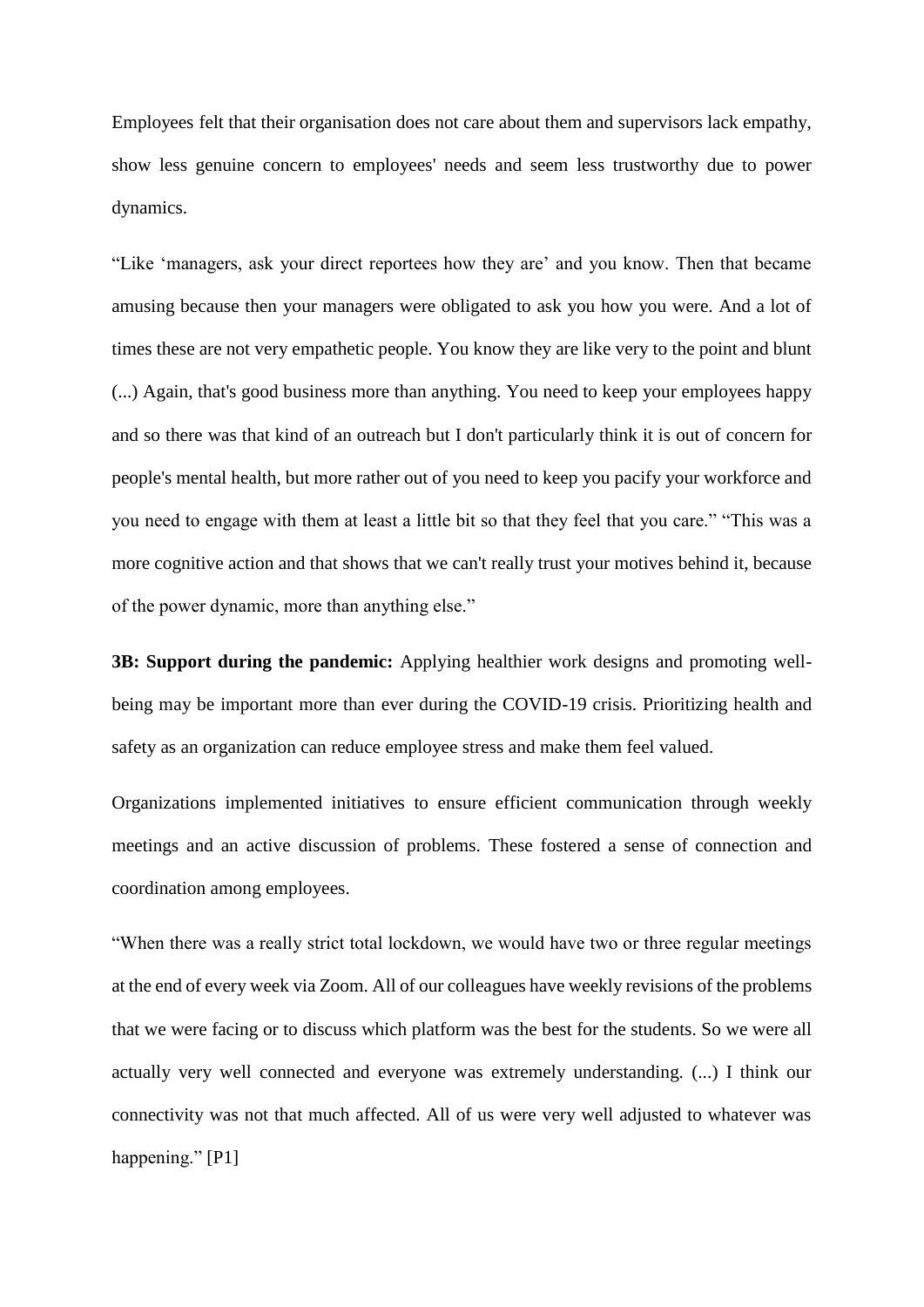Employees felt that their organisation does not care about them and supervisors lack empathy, show less genuine concern to employees' needs and seem less trustworthy due to power dynamics.

"Like 'managers, ask your direct reportees how they are' and you know. Then that became amusing because then your managers were obligated to ask you how you were. And a lot of times these are not very empathetic people. You know they are like very to the point and blunt (...) Again, that's good business more than anything. You need to keep your employees happy and so there was that kind of an outreach but I don't particularly think it is out of concern for people's mental health, but more rather out of you need to keep you pacify your workforce and you need to engage with them at least a little bit so that they feel that you care." "This was a more cognitive action and that shows that we can't really trust your motives behind it, because of the power dynamic, more than anything else."

**3B: Support during the pandemic:** Applying healthier work designs and promoting well-being may be important more than ever during the COVID-19 crisis. Prioritizing health and safety as an organization can reduce employee stress and make them feel valued.

Organizations implemented initiatives to ensure efficient communication through weekly meetings and an active discussion of problems. These fostered a sense of connection and coordination among employees.

"When there was a really strict total lockdown, we would have two or three regular meetings at the end of every week via Zoom. All of our colleagues have weekly revisions of the problems that we were facing or to discuss which platform was the best for the students. So we were all actually very well connected and everyone was extremely understanding. (...) I think our connectivity was not that much affected. All of us were very well adjusted to whatever was happening." [P1]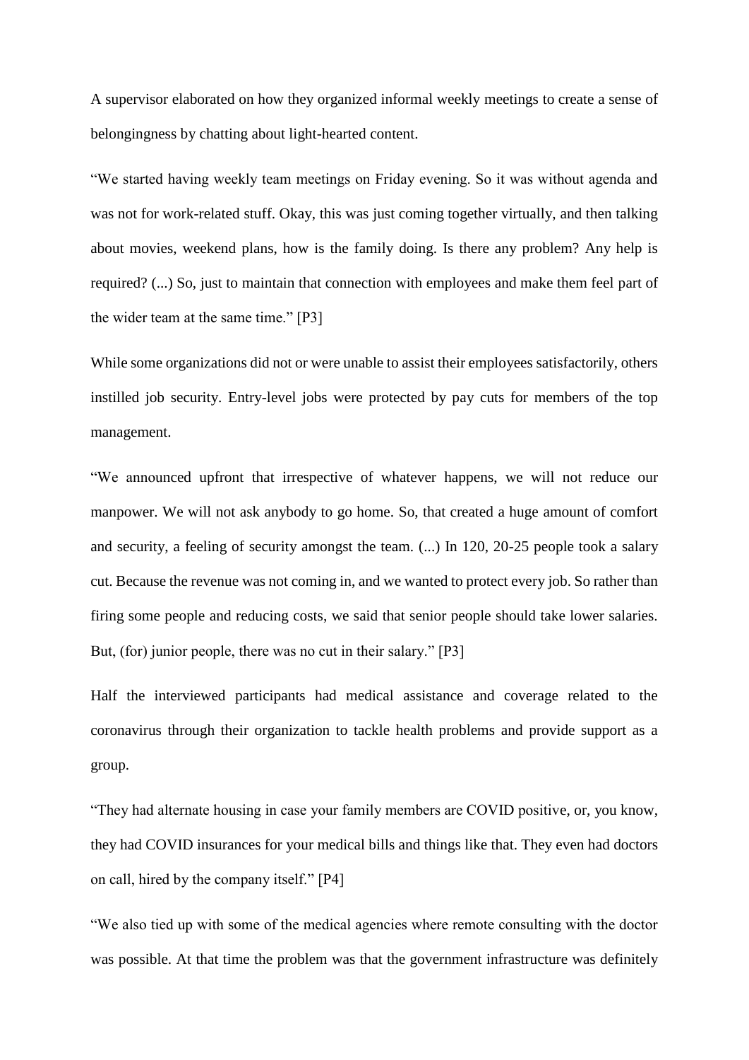A supervisor elaborated on how they organized informal weekly meetings to create a sense of belongingness by chatting about light-hearted content.

"We started having weekly team meetings on Friday evening. So it was without agenda and was not for work-related stuff. Okay, this was just coming together virtually, and then talking about movies, weekend plans, how is the family doing. Is there any problem? Any help is required? (...) So, just to maintain that connection with employees and make them feel part of the wider team at the same time." [P3]

While some organizations did not or were unable to assist their employees satisfactorily, others instilled job security. Entry-level jobs were protected by pay cuts for members of the top management.

"We announced upfront that irrespective of whatever happens, we will not reduce our manpower. We will not ask anybody to go home. So, that created a huge amount of comfort and security, a feeling of security amongst the team. (...) In 120, 20-25 people took a salary cut. Because the revenue was not coming in, and we wanted to protect every job. So rather than firing some people and reducing costs, we said that senior people should take lower salaries. But, (for) junior people, there was no cut in their salary." [P3]

Half the interviewed participants had medical assistance and coverage related to the coronavirus through their organization to tackle health problems and provide support as a group.

"They had alternate housing in case your family members are COVID positive, or, you know, they had COVID insurances for your medical bills and things like that. They even had doctors on call, hired by the company itself." [P4]

"We also tied up with some of the medical agencies where remote consulting with the doctor was possible. At that time the problem was that the government infrastructure was definitely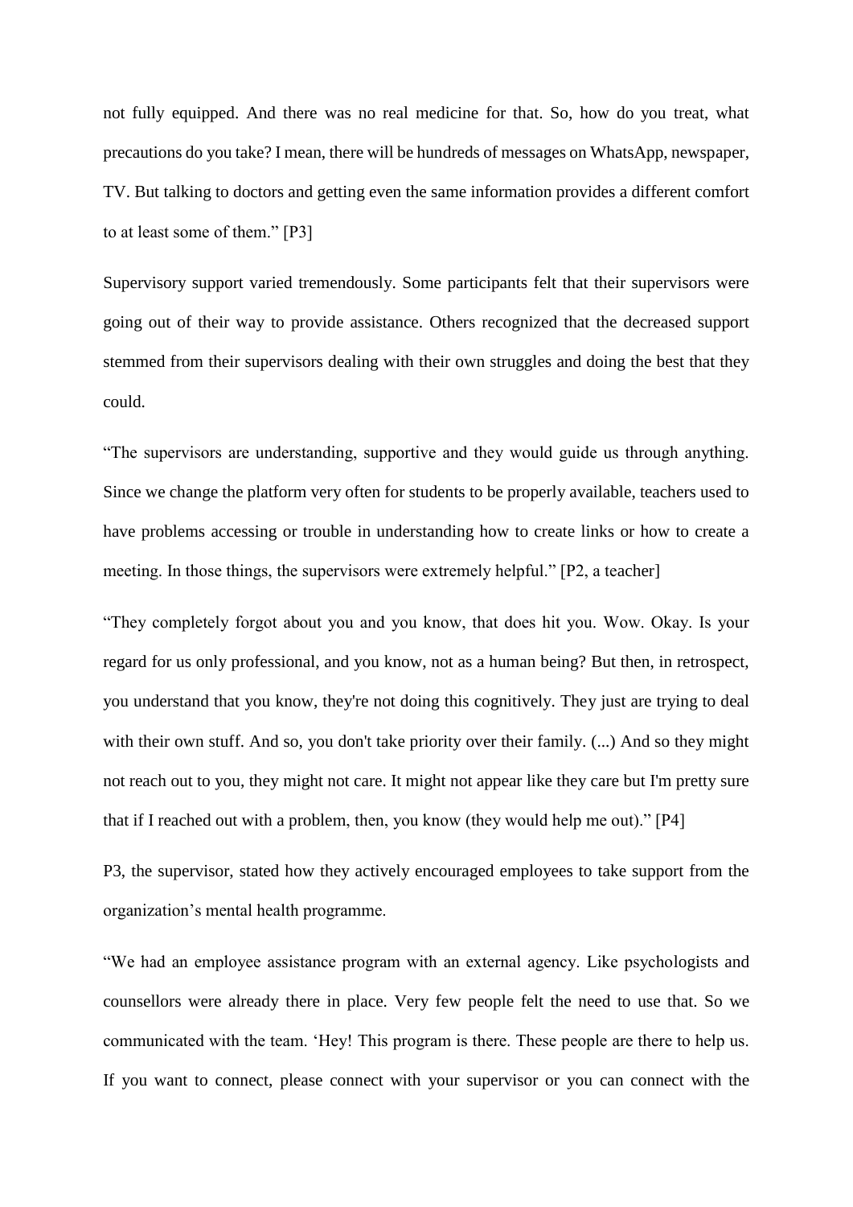not fully equipped. And there was no real medicine for that. So, how do you treat, what precautions do you take? I mean, there will be hundreds of messages on WhatsApp, newspaper, TV. But talking to doctors and getting even the same information provides a different comfort to at least some of them." [P3]

Supervisory support varied tremendously. Some participants felt that their supervisors were going out of their way to provide assistance. Others recognized that the decreased support stemmed from their supervisors dealing with their own struggles and doing the best that they could.

"The supervisors are understanding, supportive and they would guide us through anything. Since we change the platform very often for students to be properly available, teachers used to have problems accessing or trouble in understanding how to create links or how to create a meeting. In those things, the supervisors were extremely helpful." [P2, a teacher]

"They completely forgot about you and you know, that does hit you. Wow. Okay. Is your regard for us only professional, and you know, not as a human being? But then, in retrospect, you understand that you know, they're not doing this cognitively. They just are trying to deal with their own stuff. And so, you don't take priority over their family. (...) And so they might not reach out to you, they might not care. It might not appear like they care but I'm pretty sure that if I reached out with a problem, then, you know (they would help me out)." [P4]

P3, the supervisor, stated how they actively encouraged employees to take support from the organization's mental health programme.

"We had an employee assistance program with an external agency. Like psychologists and counsellors were already there in place. Very few people felt the need to use that. So we communicated with the team. 'Hey! This program is there. These people are there to help us. If you want to connect, please connect with your supervisor or you can connect with the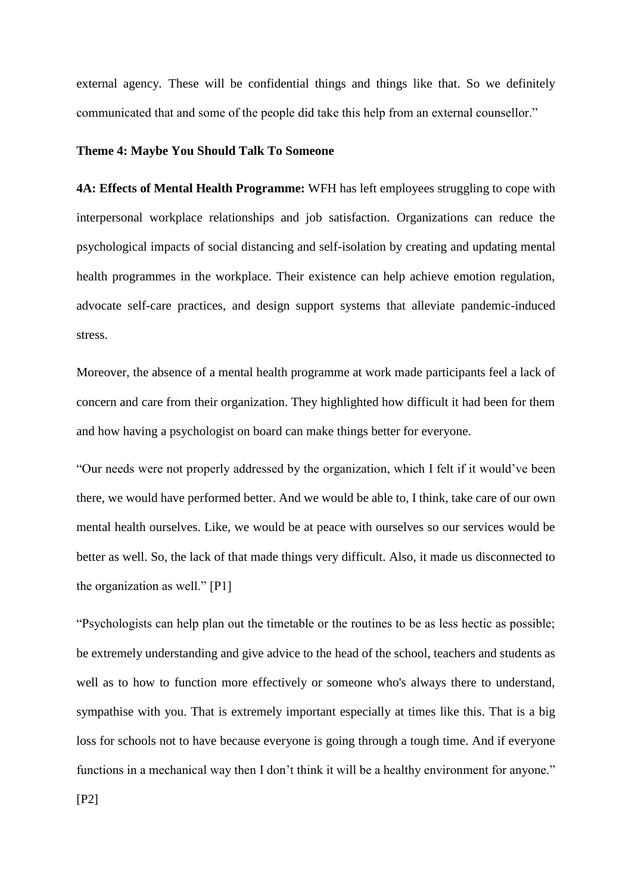external agency. These will be confidential things and things like that. So we definitely communicated that and some of the people did take this help from an external counsellor."

**Theme 4: Maybe You Should Talk To Someone**

**4A: Effects of Mental Health Programme:** WFH has left employees struggling to cope with interpersonal workplace relationships and job satisfaction. Organizations can reduce the psychological impacts of social distancing and self-isolation by creating and updating mental health programmes in the workplace. Their existence can help achieve emotion regulation, advocate self-care practices, and design support systems that alleviate pandemic-induced stress.

Moreover, the absence of a mental health programme at work made participants feel a lack of concern and care from their organization. They highlighted how difficult it had been for them and how having a psychologist on board can make things better for everyone.

"Our needs were not properly addressed by the organization, which I felt if it would've been there, we would have performed better. And we would be able to, I think, take care of our own mental health ourselves. Like, we would be at peace with ourselves so our services would be better as well. So, the lack of that made things very difficult. Also, it made us disconnected to the organization as well." [P1]

"Psychologists can help plan out the timetable or the routines to be as less hectic as possible; be extremely understanding and give advice to the head of the school, teachers and students as well as to how to function more effectively or someone who's always there to understand, sympathise with you. That is extremely important especially at times like this. That is a big loss for schools not to have because everyone is going through a tough time. And if everyone functions in a mechanical way then I don't think it will be a healthy environment for anyone." [P2]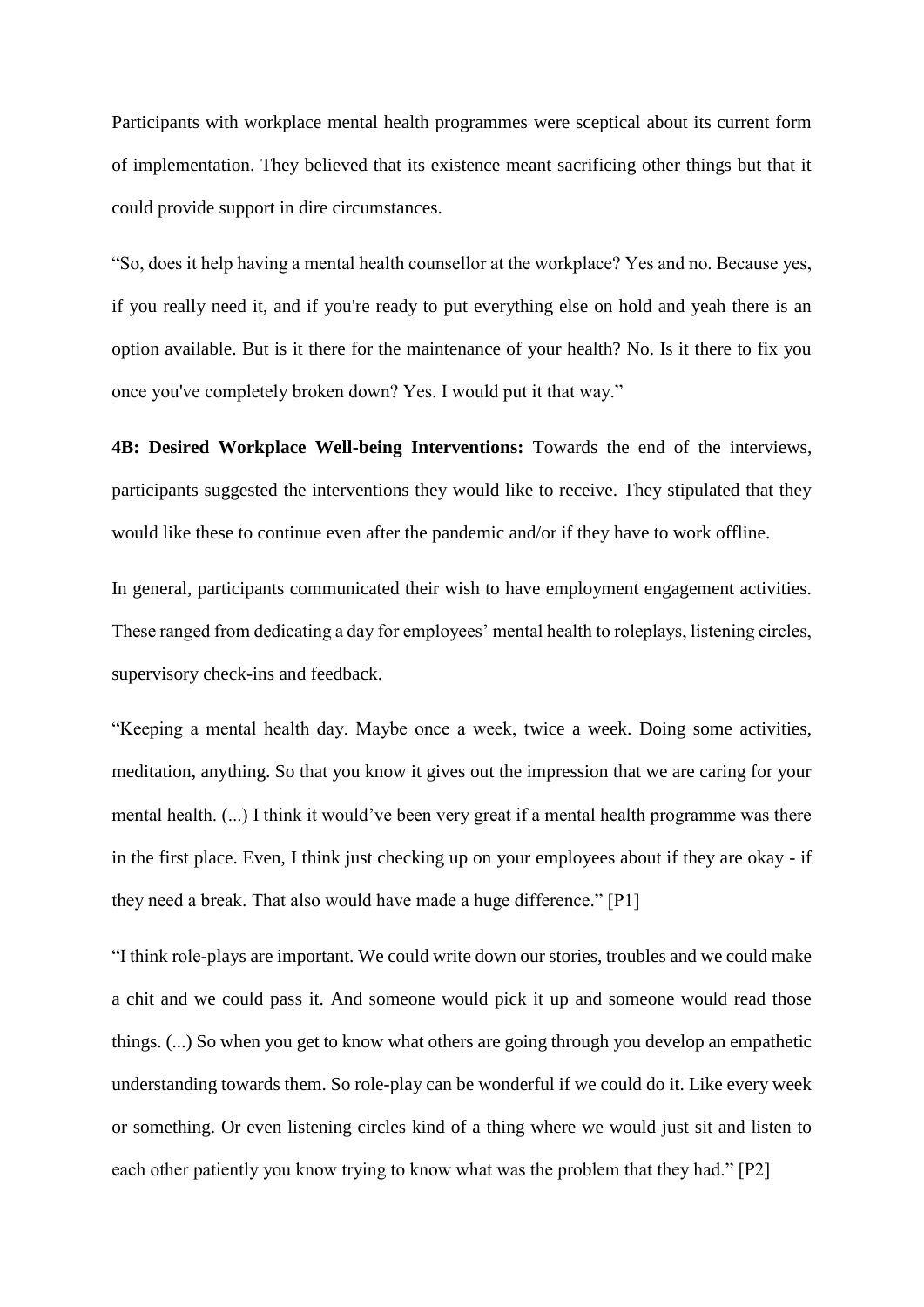Participants with workplace mental health programmes were sceptical about its current form of implementation. They believed that its existence meant sacrificing other things but that it could provide support in dire circumstances.

"So, does it help having a mental health counsellor at the workplace? Yes and no. Because yes, if you really need it, and if you're ready to put everything else on hold and yeah there is an option available. But is it there for the maintenance of your health? No. Is it there to fix you once you've completely broken down? Yes. I would put it that way."

**4B: Desired Workplace Well-being Interventions:** Towards the end of the interviews, participants suggested the interventions they would like to receive. They stipulated that they would like these to continue even after the pandemic and/or if they have to work offline.

In general, participants communicated their wish to have employment engagement activities. These ranged from dedicating a day for employees' mental health to roleplays, listening circles, supervisory check-ins and feedback.

"Keeping a mental health day. Maybe once a week, twice a week. Doing some activities, meditation, anything. So that you know it gives out the impression that we are caring for your mental health. (...) I think it would've been very great if a mental health programme was there in the first place. Even, I think just checking up on your employees about if they are okay - if they need a break. That also would have made a huge difference." [P1]

"I think role-plays are important. We could write down our stories, troubles and we could make a chit and we could pass it. And someone would pick it up and someone would read those things. (...) So when you get to know what others are going through you develop an empathetic understanding towards them. So role-play can be wonderful if we could do it. Like every week or something. Or even listening circles kind of a thing where we would just sit and listen to each other patiently you know trying to know what was the problem that they had." [P2]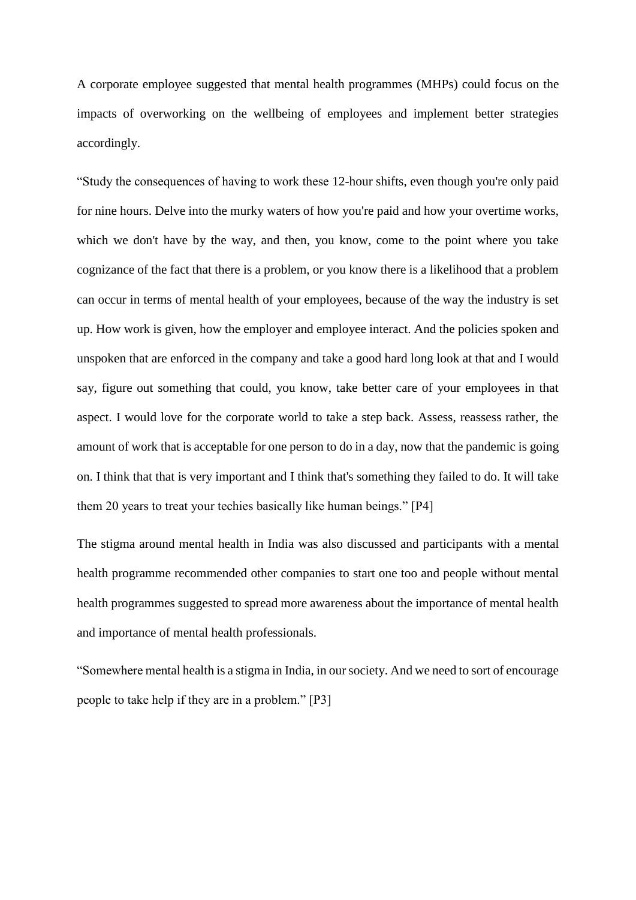A corporate employee suggested that mental health programmes (MHPs) could focus on the impacts of overworking on the wellbeing of employees and implement better strategies accordingly.

"Study the consequences of having to work these 12-hour shifts, even though you're only paid for nine hours. Delve into the murky waters of how you're paid and how your overtime works, which we don't have by the way, and then, you know, come to the point where you take cognizance of the fact that there is a problem, or you know there is a likelihood that a problem can occur in terms of mental health of your employees, because of the way the industry is set up. How work is given, how the employer and employee interact. And the policies spoken and unspoken that are enforced in the company and take a good hard long look at that and I would say, figure out something that could, you know, take better care of your employees in that aspect. I would love for the corporate world to take a step back. Assess, reassess rather, the amount of work that is acceptable for one person to do in a day, now that the pandemic is going on. I think that that is very important and I think that's something they failed to do. It will take them 20 years to treat your techies basically like human beings." [P4]

The stigma around mental health in India was also discussed and participants with a mental health programme recommended other companies to start one too and people without mental health programmes suggested to spread more awareness about the importance of mental health and importance of mental health professionals.

"Somewhere mental health is a stigma in India, in our society. And we need to sort of encourage people to take help if they are in a problem." [P3]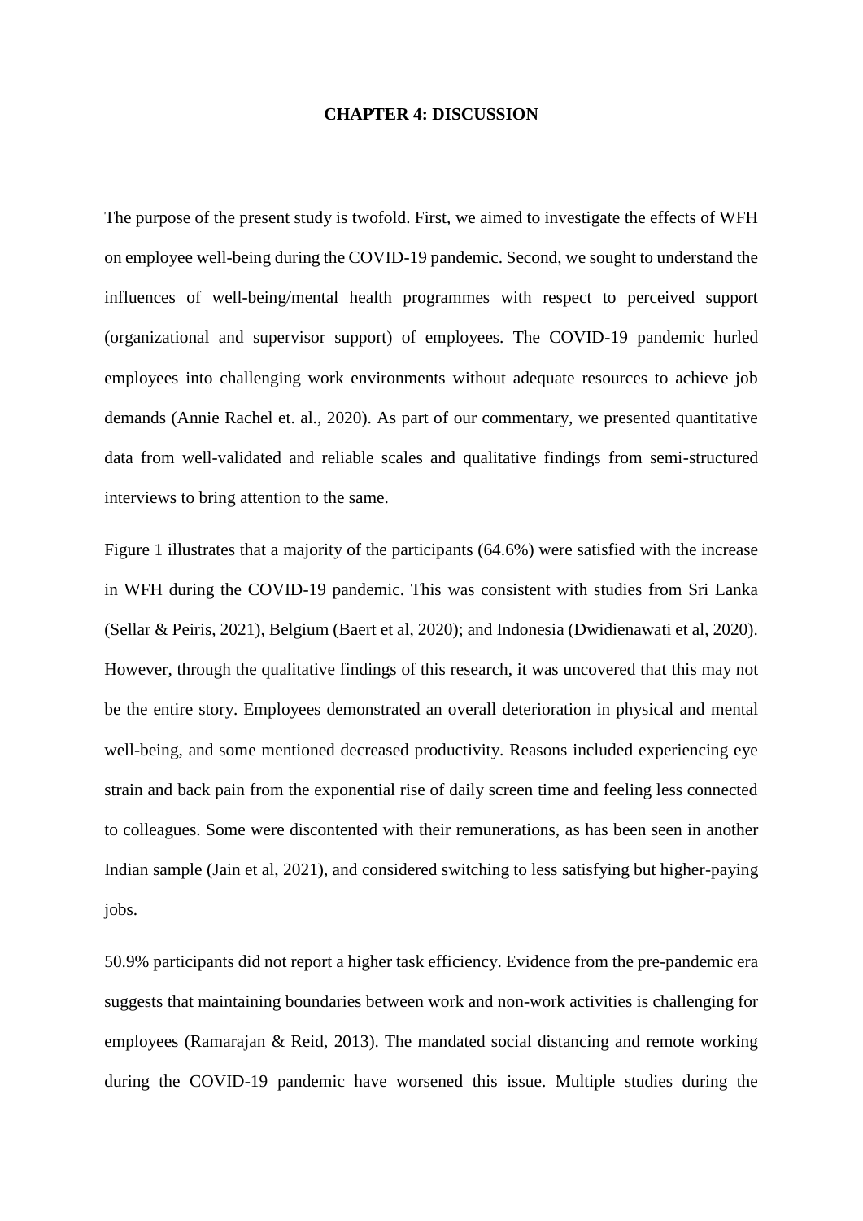# CHAPTER 4: DISCUSSION

The purpose of the present study is twofold. First, we aimed to investigate the effects of WFH on employee well-being during the COVID-19 pandemic. Second, we sought to understand the influences of well-being/mental health programmes with respect to perceived support (organizational and supervisor support) of employees. The COVID-19 pandemic hurled employees into challenging work environments without adequate resources to achieve job demands (Annie Rachel et. al., 2020). As part of our commentary, we presented quantitative data from well-validated and reliable scales and qualitative findings from semi-structured interviews to bring attention to the same.

Figure 1 illustrates that a majority of the participants (64.6%) were satisfied with the increase in WFH during the COVID-19 pandemic. This was consistent with studies from Sri Lanka (Sellar & Peiris, 2021), Belgium (Baert et al, 2020); and Indonesia (Dwidienawati et al, 2020). However, through the qualitative findings of this research, it was uncovered that this may not be the entire story. Employees demonstrated an overall deterioration in physical and mental well-being, and some mentioned decreased productivity. Reasons included experiencing eye strain and back pain from the exponential rise of daily screen time and feeling less connected to colleagues. Some were discontented with their remunerations, as has been seen in another Indian sample (Jain et al, 2021), and considered switching to less satisfying but higher-paying jobs.

50.9% participants did not report a higher task efficiency. Evidence from the pre-pandemic era suggests that maintaining boundaries between work and non-work activities is challenging for employees (Ramarajan & Reid, 2013). The mandated social distancing and remote working during the COVID-19 pandemic have worsened this issue. Multiple studies during the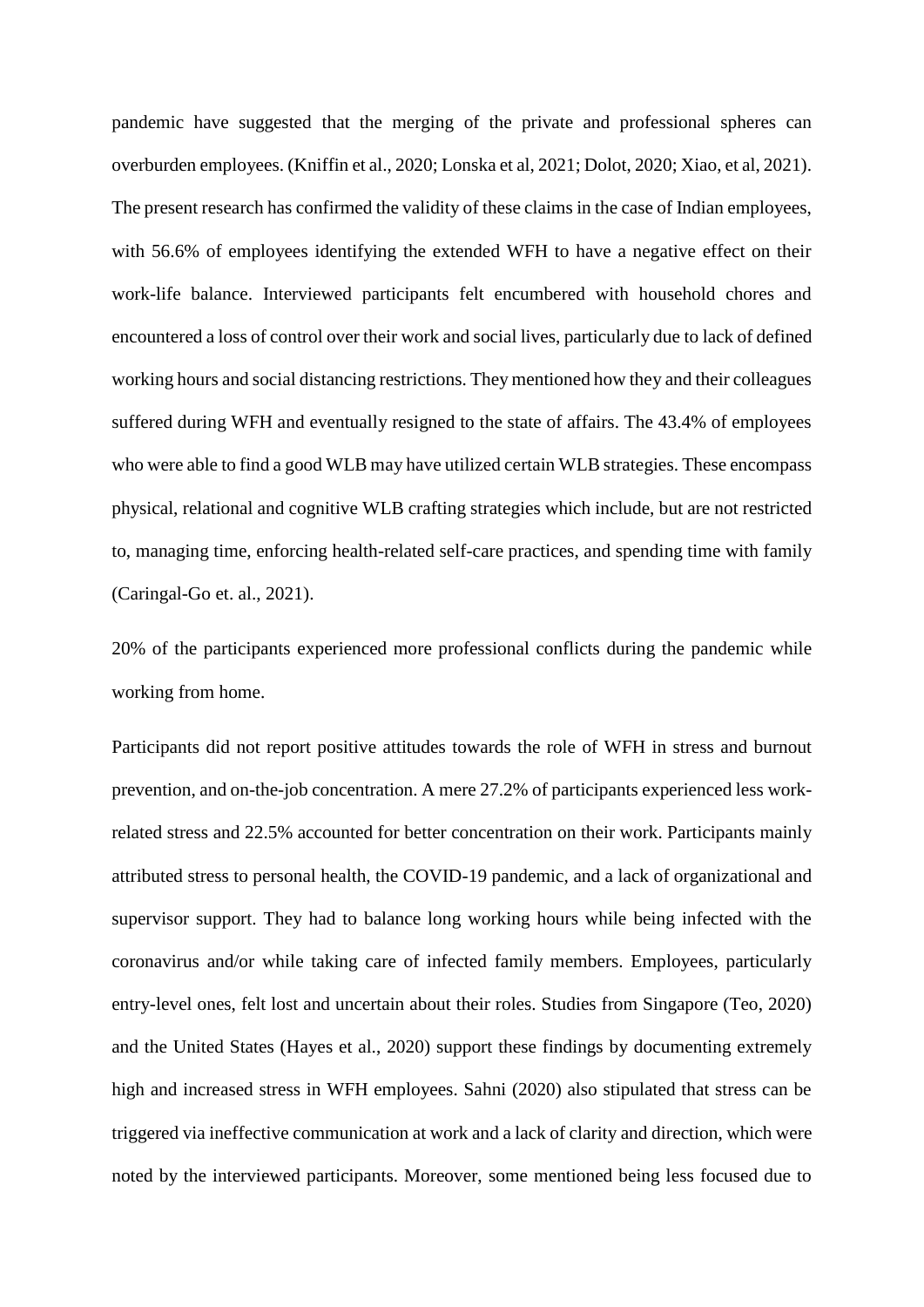pandemic have suggested that the merging of the private and professional spheres can overburden employees. (Kniffin et al., 2020; Lonska et al, 2021; Dolot, 2020; Xiao, et al, 2021). The present research has confirmed the validity of these claims in the case of Indian employees, with 56.6% of employees identifying the extended WFH to have a negative effect on their work-life balance. Interviewed participants felt encumbered with household chores and encountered a loss of control over their work and social lives, particularly due to lack of defined working hours and social distancing restrictions. They mentioned how they and their colleagues suffered during WFH and eventually resigned to the state of affairs. The 43.4% of employees who were able to find a good WLB may have utilized certain WLB strategies. These encompass physical, relational and cognitive WLB crafting strategies which include, but are not restricted to, managing time, enforcing health-related self-care practices, and spending time with family (Caringal-Go et. al., 2021).

20% of the participants experienced more professional conflicts during the pandemic while working from home.

Participants did not report positive attitudes towards the role of WFH in stress and burnout prevention, and on-the-job concentration. A mere 27.2% of participants experienced less work-related stress and 22.5% accounted for better concentration on their work. Participants mainly attributed stress to personal health, the COVID-19 pandemic, and a lack of organizational and supervisor support. They had to balance long working hours while being infected with the coronavirus and/or while taking care of infected family members. Employees, particularly entry-level ones, felt lost and uncertain about their roles. Studies from Singapore (Teo, 2020) and the United States (Hayes et al., 2020) support these findings by documenting extremely high and increased stress in WFH employees. Sahni (2020) also stipulated that stress can be triggered via ineffective communication at work and a lack of clarity and direction, which were noted by the interviewed participants. Moreover, some mentioned being less focused due to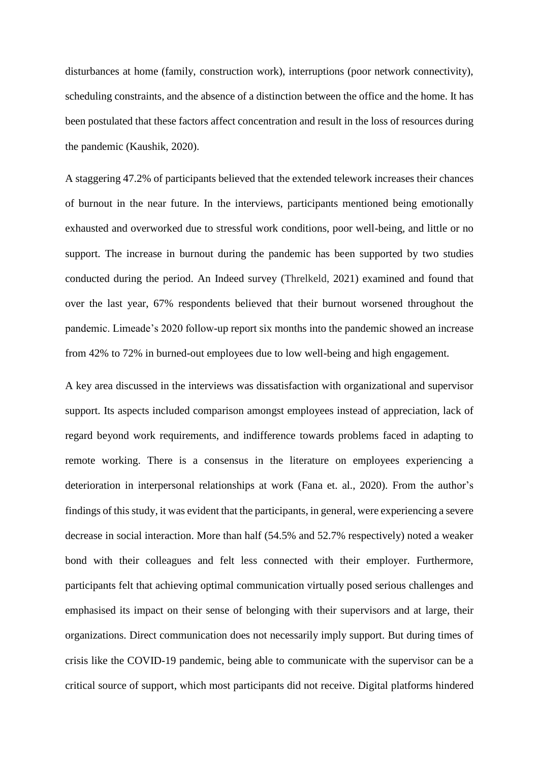disturbances at home (family, construction work), interruptions (poor network connectivity), scheduling constraints, and the absence of a distinction between the office and the home. It has been postulated that these factors affect concentration and result in the loss of resources during the pandemic (Kaushik, 2020).

A staggering 47.2% of participants believed that the extended telework increases their chances of burnout in the near future. In the interviews, participants mentioned being emotionally exhausted and overworked due to stressful work conditions, poor well-being, and little or no support. The increase in burnout during the pandemic has been supported by two studies conducted during the period. An Indeed survey (Threlkeld, 2021) examined and found that over the last year, 67% respondents believed that their burnout worsened throughout the pandemic. Limeade's 2020 follow-up report six months into the pandemic showed an increase from 42% to 72% in burned-out employees due to low well-being and high engagement.

A key area discussed in the interviews was dissatisfaction with organizational and supervisor support. Its aspects included comparison amongst employees instead of appreciation, lack of regard beyond work requirements, and indifference towards problems faced in adapting to remote working. There is a consensus in the literature on employees experiencing a deterioration in interpersonal relationships at work (Fana et. al., 2020). From the author's findings of this study, it was evident that the participants, in general, were experiencing a severe decrease in social interaction. More than half (54.5% and 52.7% respectively) noted a weaker bond with their colleagues and felt less connected with their employer. Furthermore, participants felt that achieving optimal communication virtually posed serious challenges and emphasised its impact on their sense of belonging with their supervisors and at large, their organizations. Direct communication does not necessarily imply support. But during times of crisis like the COVID-19 pandemic, being able to communicate with the supervisor can be a critical source of support, which most participants did not receive. Digital platforms hindered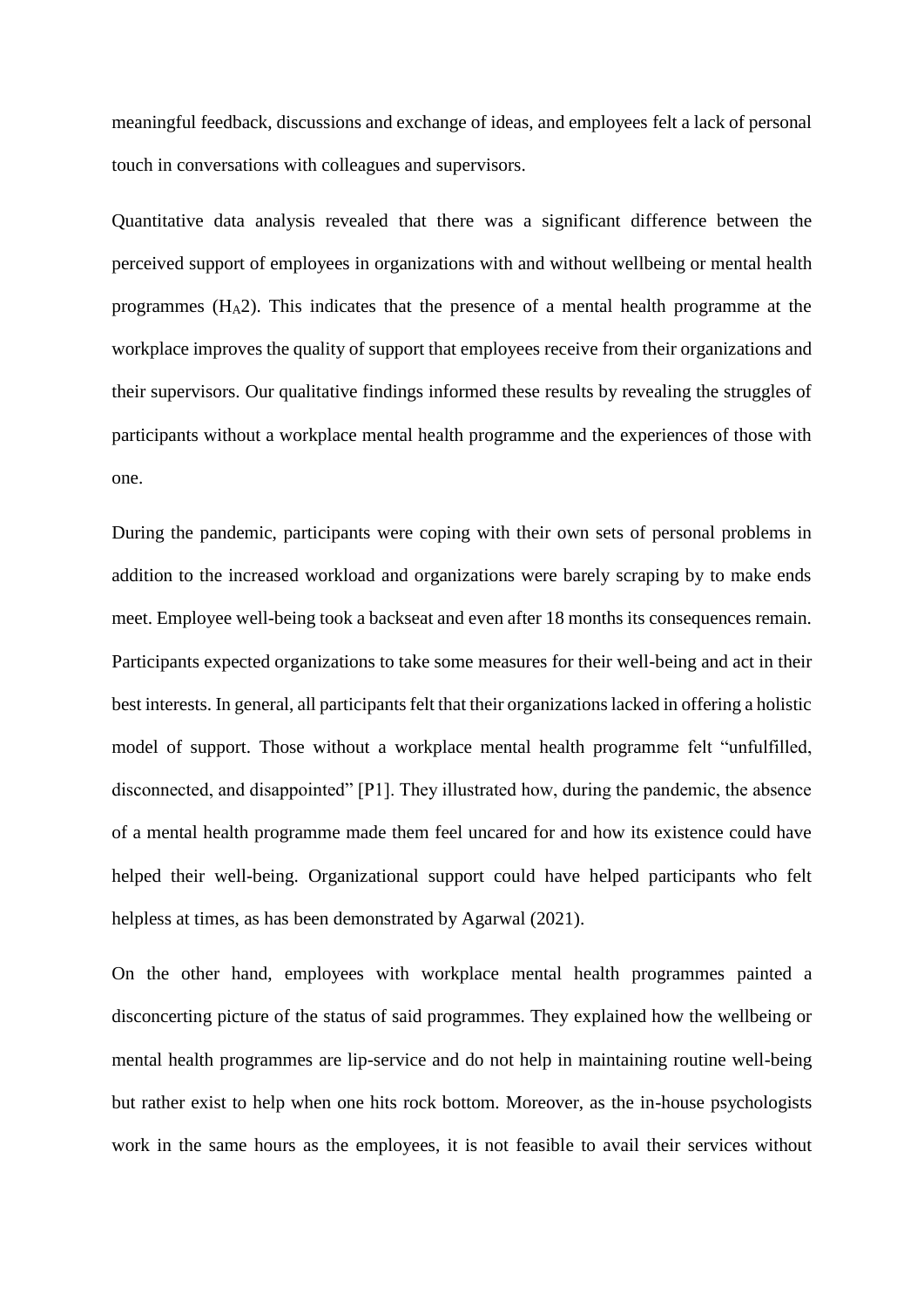meaningful feedback, discussions and exchange of ideas, and employees felt a lack of personal touch in conversations with colleagues and supervisors.

Quantitative data analysis revealed that there was a significant difference between the perceived support of employees in organizations with and without wellbeing or mental health programmes ($H_A2$). This indicates that the presence of a mental health programme at the workplace improves the quality of support that employees receive from their organizations and their supervisors. Our qualitative findings informed these results by revealing the struggles of participants without a workplace mental health programme and the experiences of those with one.

During the pandemic, participants were coping with their own sets of personal problems in addition to the increased workload and organizations were barely scraping by to make ends meet. Employee well-being took a backseat and even after 18 months its consequences remain. Participants expected organizations to take some measures for their well-being and act in their best interests. In general, all participants felt that their organizations lacked in offering a holistic model of support. Those without a workplace mental health programme felt "unfulfilled, disconnected, and disappointed" [P1]. They illustrated how, during the pandemic, the absence of a mental health programme made them feel uncared for and how its existence could have helped their well-being. Organizational support could have helped participants who felt helpless at times, as has been demonstrated by Agarwal (2021).

On the other hand, employees with workplace mental health programmes painted a disconcerting picture of the status of said programmes. They explained how the wellbeing or mental health programmes are lip-service and do not help in maintaining routine well-being but rather exist to help when one hits rock bottom. Moreover, as the in-house psychologists work in the same hours as the employees, it is not feasible to avail their services without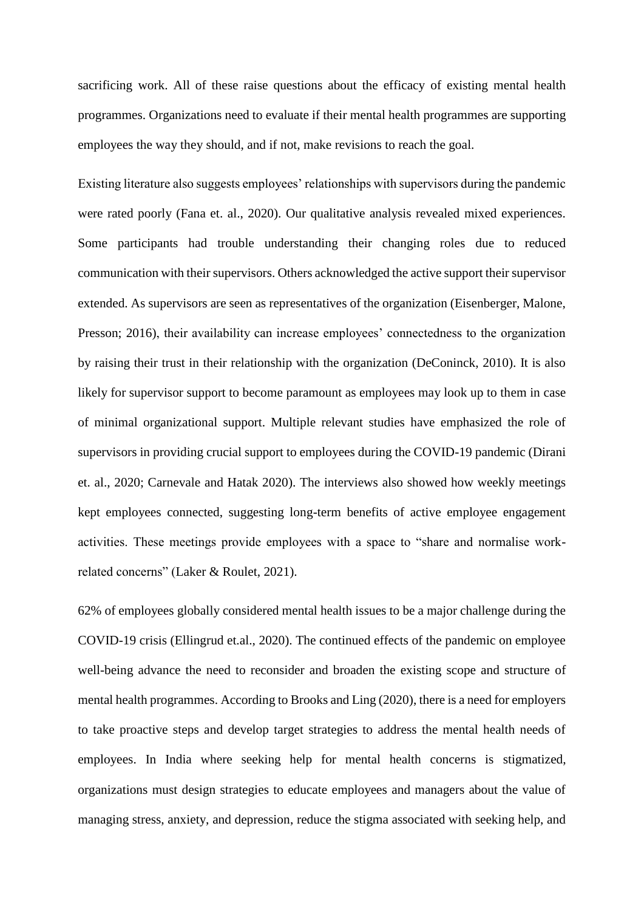sacrificing work. All of these raise questions about the efficacy of existing mental health programmes. Organizations need to evaluate if their mental health programmes are supporting employees the way they should, and if not, make revisions to reach the goal.

Existing literature also suggests employees' relationships with supervisors during the pandemic were rated poorly (Fana et. al., 2020). Our qualitative analysis revealed mixed experiences. Some participants had trouble understanding their changing roles due to reduced communication with their supervisors. Others acknowledged the active support their supervisor extended. As supervisors are seen as representatives of the organization (Eisenberger, Malone, Presson; 2016), their availability can increase employees' connectedness to the organization by raising their trust in their relationship with the organization (DeConinck, 2010). It is also likely for supervisor support to become paramount as employees may look up to them in case of minimal organizational support. Multiple relevant studies have emphasized the role of supervisors in providing crucial support to employees during the COVID-19 pandemic (Dirani et. al., 2020; Carnevale and Hatak 2020). The interviews also showed how weekly meetings kept employees connected, suggesting long-term benefits of active employee engagement activities. These meetings provide employees with a space to "share and normalise work-related concerns" (Laker & Roulet, 2021).

62% of employees globally considered mental health issues to be a major challenge during the COVID-19 crisis (Ellingrud et.al., 2020). The continued effects of the pandemic on employee well-being advance the need to reconsider and broaden the existing scope and structure of mental health programmes. According to Brooks and Ling (2020), there is a need for employers to take proactive steps and develop target strategies to address the mental health needs of employees. In India where seeking help for mental health concerns is stigmatized, organizations must design strategies to educate employees and managers about the value of managing stress, anxiety, and depression, reduce the stigma associated with seeking help, and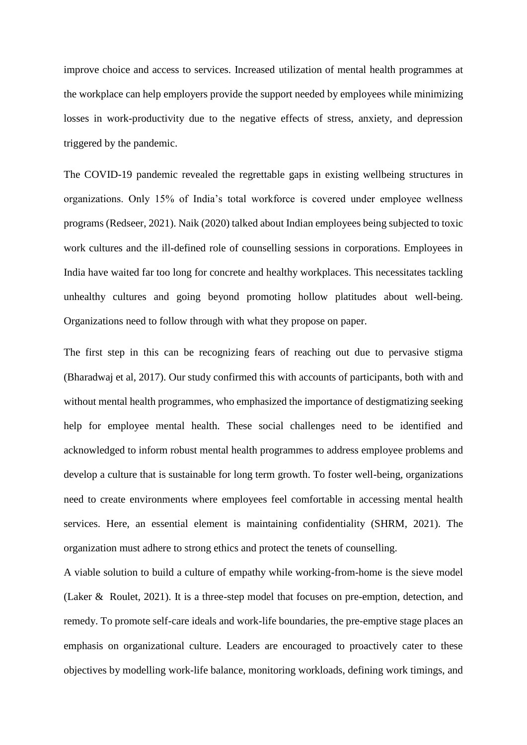improve choice and access to services. Increased utilization of mental health programmes at the workplace can help employers provide the support needed by employees while minimizing losses in work-productivity due to the negative effects of stress, anxiety, and depression triggered by the pandemic.

The COVID-19 pandemic revealed the regrettable gaps in existing wellbeing structures in organizations. Only 15% of India's total workforce is covered under employee wellness programs (Redseer, 2021). Naik (2020) talked about Indian employees being subjected to toxic work cultures and the ill-defined role of counselling sessions in corporations. Employees in India have waited far too long for concrete and healthy workplaces. This necessitates tackling unhealthy cultures and going beyond promoting hollow platitudes about well-being. Organizations need to follow through with what they propose on paper.

The first step in this can be recognizing fears of reaching out due to pervasive stigma (Bharadwaj et al, 2017). Our study confirmed this with accounts of participants, both with and without mental health programmes, who emphasized the importance of destigmatizing seeking help for employee mental health. These social challenges need to be identified and acknowledged to inform robust mental health programmes to address employee problems and develop a culture that is sustainable for long term growth. To foster well-being, organizations need to create environments where employees feel comfortable in accessing mental health services. Here, an essential element is maintaining confidentiality (SHRM, 2021). The organization must adhere to strong ethics and protect the tenets of counselling.

A viable solution to build a culture of empathy while working-from-home is the sieve model (Laker & Roulet, 2021). It is a three-step model that focuses on pre-emption, detection, and remedy. To promote self-care ideals and work-life boundaries, the pre-emptive stage places an emphasis on organizational culture. Leaders are encouraged to proactively cater to these objectives by modelling work-life balance, monitoring workloads, defining work timings, and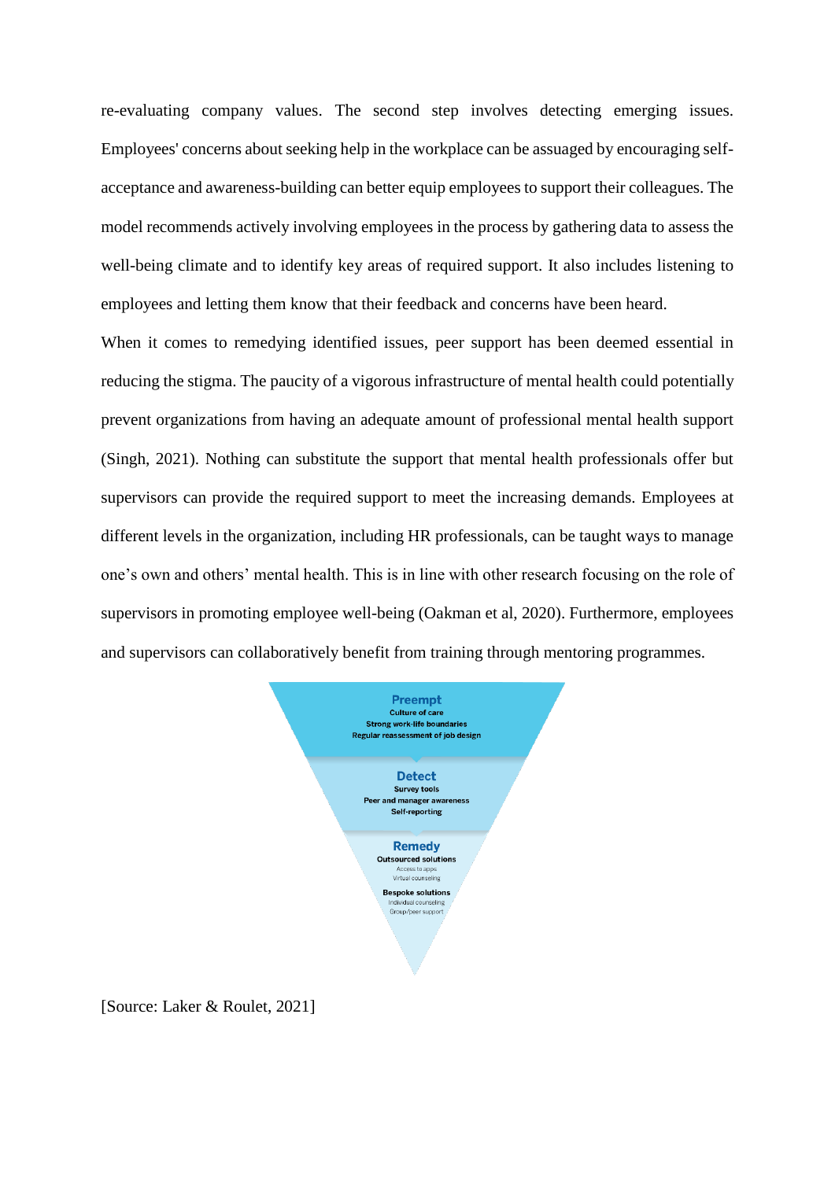re-evaluating company values. The second step involves detecting emerging issues. Employees' concerns about seeking help in the workplace can be assuaged by encouraging self-acceptance and awareness-building can better equip employees to support their colleagues. The model recommends actively involving employees in the process by gathering data to assess the well-being climate and to identify key areas of required support. It also includes listening to employees and letting them know that their feedback and concerns have been heard.

When it comes to remedying identified issues, peer support has been deemed essential in reducing the stigma. The paucity of a vigorous infrastructure of mental health could potentially prevent organizations from having an adequate amount of professional mental health support (Singh, 2021). Nothing can substitute the support that mental health professionals offer but supervisors can provide the required support to meet the increasing demands. Employees at different levels in the organization, including HR professionals, can be taught ways to manage one's own and others' mental health. This is in line with other research focusing on the role of supervisors in promoting employee well-being (Oakman et al, 2020). Furthermore, employees and supervisors can collaboratively benefit from training through mentoring programmes.

Preempt
Culture of care
Strong work-life boundaries
Regular reassessment of job design

Detect
Survey tools
Peer and manager awareness
Self-reporting

Remedy
Outsourced solutions
Access to apps
Virtual counseling
Bespoke solutions
Individual counseling
Group/peer support

[Source: Laker & Roulet, 2021]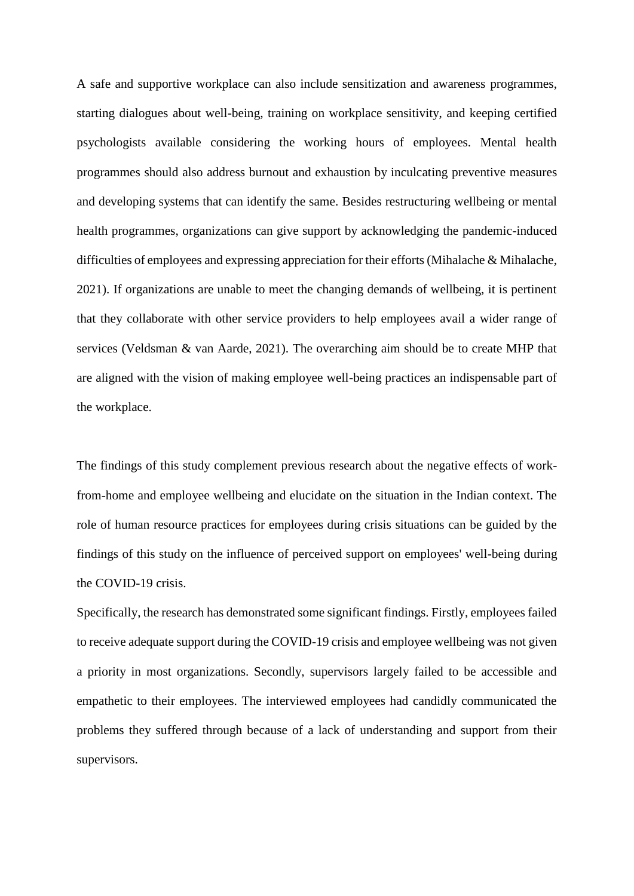A safe and supportive workplace can also include sensitization and awareness programmes, starting dialogues about well-being, training on workplace sensitivity, and keeping certified psychologists available considering the working hours of employees. Mental health programmes should also address burnout and exhaustion by inculcating preventive measures and developing systems that can identify the same. Besides restructuring wellbeing or mental health programmes, organizations can give support by acknowledging the pandemic-induced difficulties of employees and expressing appreciation for their efforts (Mihalache & Mihalache, 2021). If organizations are unable to meet the changing demands of wellbeing, it is pertinent that they collaborate with other service providers to help employees avail a wider range of services (Veldsman & van Aarde, 2021). The overarching aim should be to create MHP that are aligned with the vision of making employee well-being practices an indispensable part of the workplace.

The findings of this study complement previous research about the negative effects of work-from-home and employee wellbeing and elucidate on the situation in the Indian context. The role of human resource practices for employees during crisis situations can be guided by the findings of this study on the influence of perceived support on employees' well-being during the COVID-19 crisis.

Specifically, the research has demonstrated some significant findings. Firstly, employees failed to receive adequate support during the COVID-19 crisis and employee wellbeing was not given a priority in most organizations. Secondly, supervisors largely failed to be accessible and empathetic to their employees. The interviewed employees had candidly communicated the problems they suffered through because of a lack of understanding and support from their supervisors.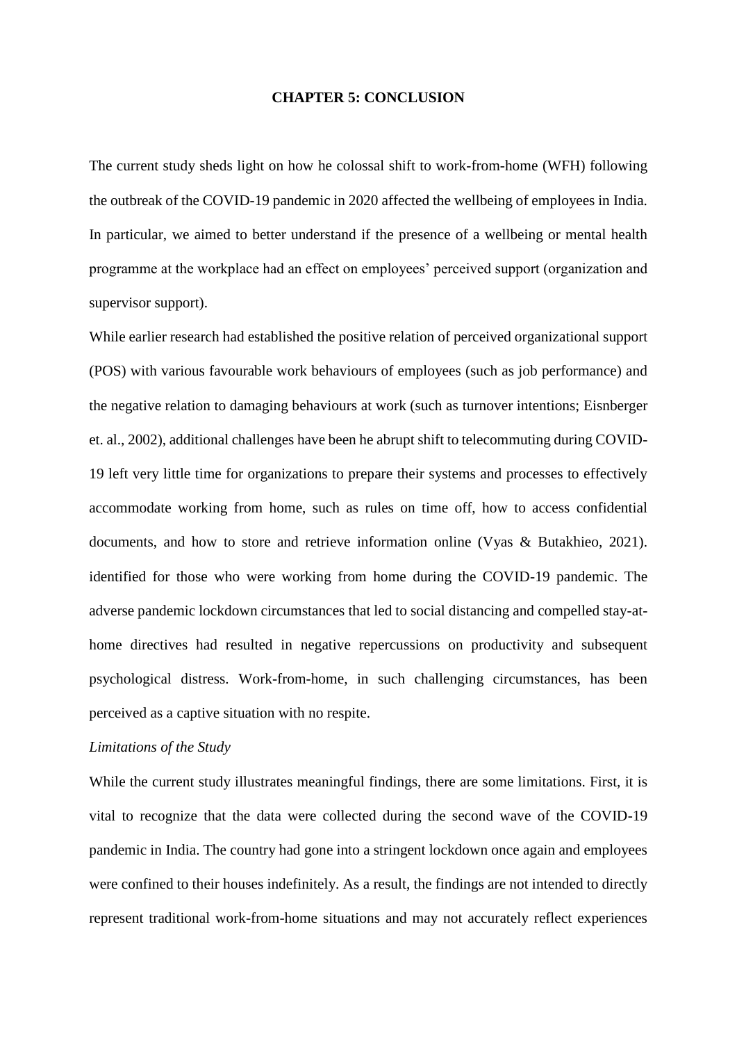**CHAPTER 5: CONCLUSION**

The current study sheds light on how he colossal shift to work-from-home (WFH) following the outbreak of the COVID-19 pandemic in 2020 affected the wellbeing of employees in India. In particular, we aimed to better understand if the presence of a wellbeing or mental health programme at the workplace had an effect on employees' perceived support (organization and supervisor support).

While earlier research had established the positive relation of perceived organizational support (POS) with various favourable work behaviours of employees (such as job performance) and the negative relation to damaging behaviours at work (such as turnover intentions; Eisnberger et. al., 2002), additional challenges have been he abrupt shift to telecommuting during COVID-19 left very little time for organizations to prepare their systems and processes to effectively accommodate working from home, such as rules on time off, how to access confidential documents, and how to store and retrieve information online (Vyas & Butakhieo, 2021). identified for those who were working from home during the COVID-19 pandemic. The adverse pandemic lockdown circumstances that led to social distancing and compelled stay-at-home directives had resulted in negative repercussions on productivity and subsequent psychological distress. Work-from-home, in such challenging circumstances, has been perceived as a captive situation with no respite.

*Limitations of the Study*

While the current study illustrates meaningful findings, there are some limitations. First, it is vital to recognize that the data were collected during the second wave of the COVID-19 pandemic in India. The country had gone into a stringent lockdown once again and employees were confined to their houses indefinitely. As a result, the findings are not intended to directly represent traditional work-from-home situations and may not accurately reflect experiences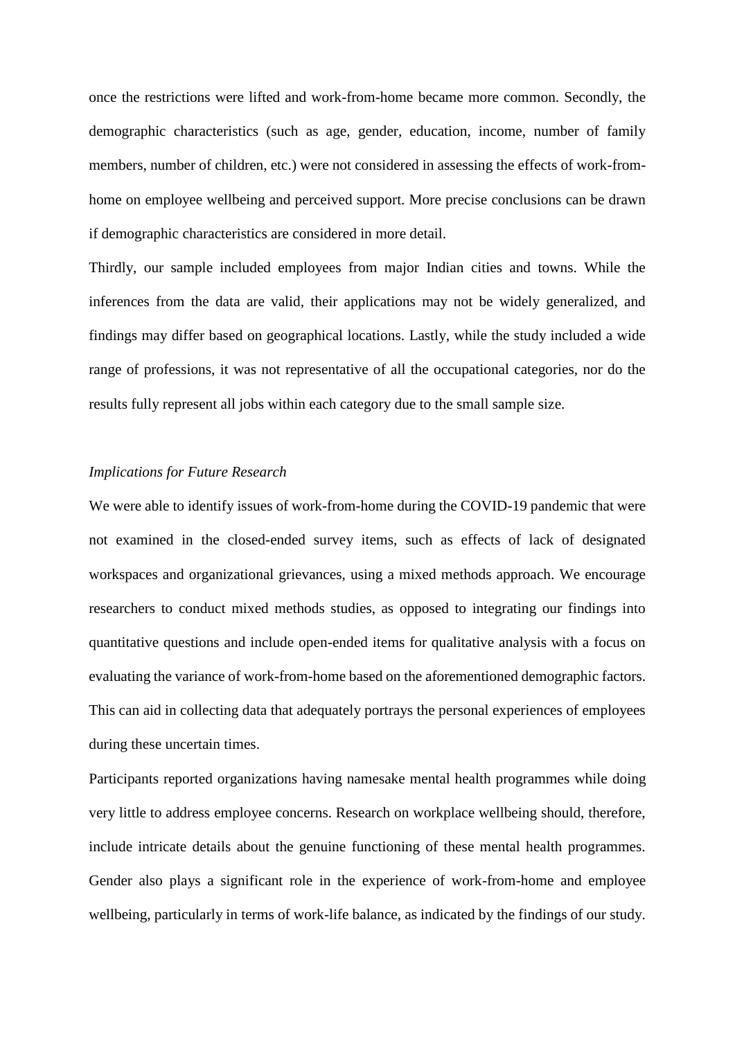once the restrictions were lifted and work-from-home became more common. Secondly, the demographic characteristics (such as age, gender, education, income, number of family members, number of children, etc.) were not considered in assessing the effects of work-from-home on employee wellbeing and perceived support. More precise conclusions can be drawn if demographic characteristics are considered in more detail.

Thirdly, our sample included employees from major Indian cities and towns. While the inferences from the data are valid, their applications may not be widely generalized, and findings may differ based on geographical locations. Lastly, while the study included a wide range of professions, it was not representative of all the occupational categories, nor do the results fully represent all jobs within each category due to the small sample size.

*Implications for Future Research*

We were able to identify issues of work-from-home during the COVID-19 pandemic that were not examined in the closed-ended survey items, such as effects of lack of designated workspaces and organizational grievances, using a mixed methods approach. We encourage researchers to conduct mixed methods studies, as opposed to integrating our findings into quantitative questions and include open-ended items for qualitative analysis with a focus on evaluating the variance of work-from-home based on the aforementioned demographic factors. This can aid in collecting data that adequately portrays the personal experiences of employees during these uncertain times.

Participants reported organizations having namesake mental health programmes while doing very little to address employee concerns. Research on workplace wellbeing should, therefore, include intricate details about the genuine functioning of these mental health programmes. Gender also plays a significant role in the experience of work-from-home and employee wellbeing, particularly in terms of work-life balance, as indicated by the findings of our study.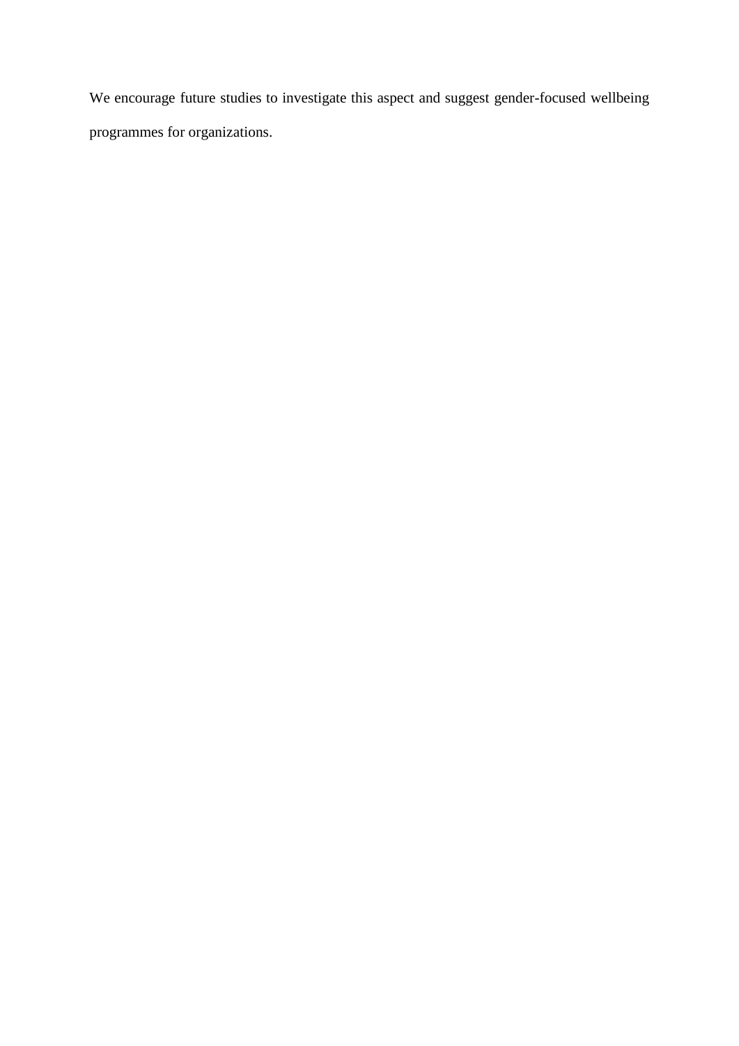We encourage future studies to investigate this aspect and suggest gender-focused wellbeing programmes for organizations.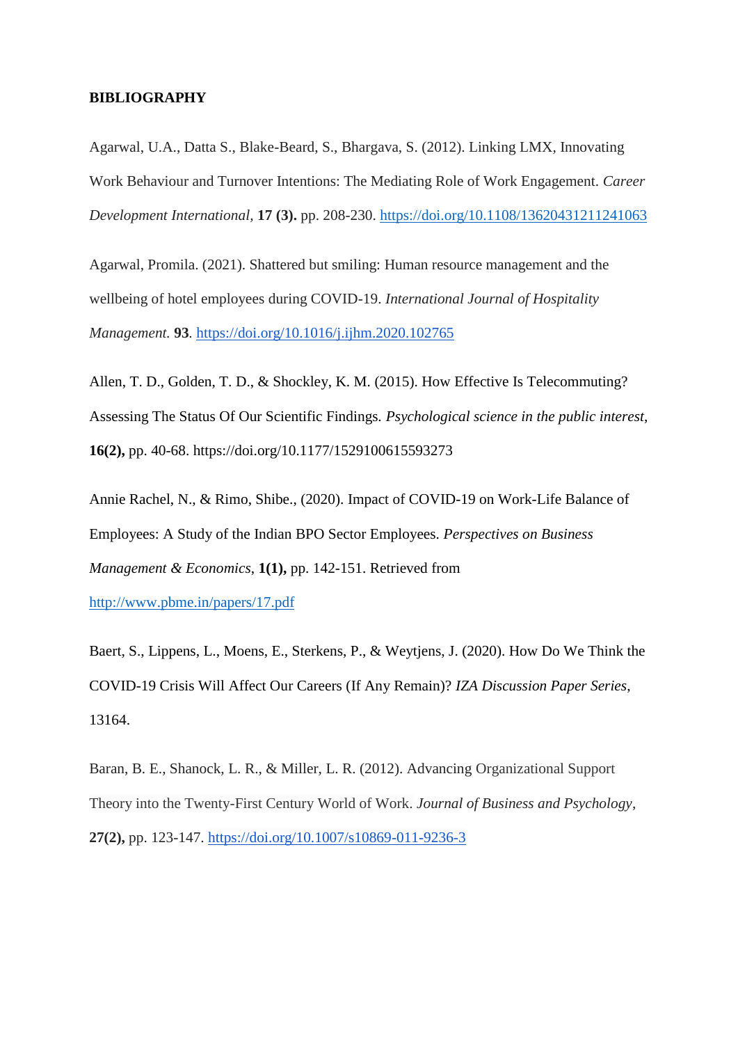**BIBLIOGRAPHY**

Agarwal, U.A., Datta S., Blake-Beard, S., Bhargava, S. (2012). Linking LMX, Innovating Work Behaviour and Turnover Intentions: The Mediating Role of Work Engagement. *Career Development International*, **17 (3).** pp. 208-230. https://doi.org/10.1108/13620431211241063

Agarwal, Promila. (2021). Shattered but smiling: Human resource management and the wellbeing of hotel employees during COVID-19. *International Journal of Hospitality Management.* **93**. https://doi.org/10.1016/j.ijhm.2020.102765

Allen, T. D., Golden, T. D., & Shockley, K. M. (2015). How Effective Is Telecommuting? Assessing The Status Of Our Scientific Findings. *Psychological science in the public interest*, **16(2),** pp. 40-68. https://doi.org/10.1177/1529100615593273

Annie Rachel, N., & Rimo, Shibe., (2020). Impact of COVID-19 on Work-Life Balance of Employees: A Study of the Indian BPO Sector Employees. *Perspectives on Business Management & Economics*, **1(1),** pp. 142-151. Retrieved from http://www.pbme.in/papers/17.pdf

Baert, S., Lippens, L., Moens, E., Sterkens, P., & Weytjens, J. (2020). How Do We Think the COVID-19 Crisis Will Affect Our Careers (If Any Remain)? *IZA Discussion Paper Series*, 13164.

Baran, B. E., Shanock, L. R., & Miller, L. R. (2012). Advancing Organizational Support Theory into the Twenty-First Century World of Work. *Journal of Business and Psychology*, **27(2),** pp. 123-147. https://doi.org/10.1007/s10869-011-9236-3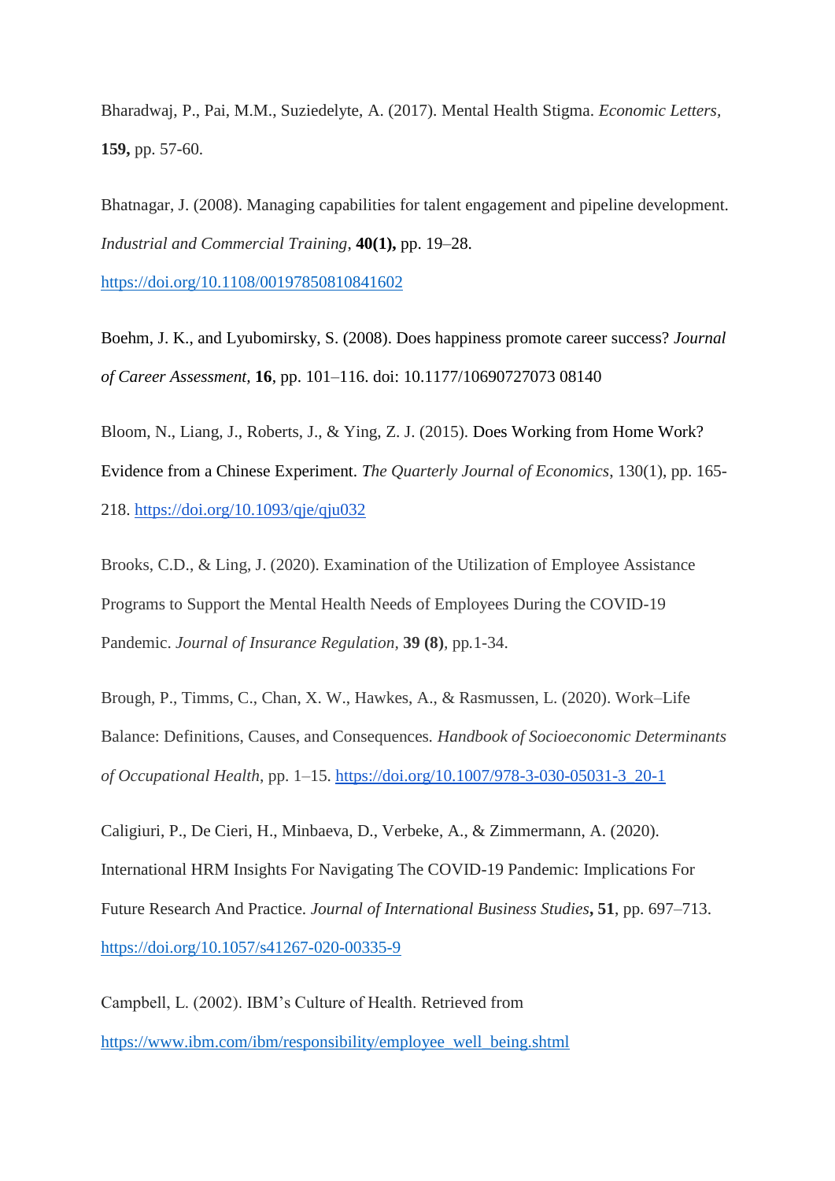Bharadwaj, P., Pai, M.M., Suziedelyte, A. (2017). Mental Health Stigma. *Economic Letters*, **159,** pp. 57-60.

Bhatnagar, J. (2008). Managing capabilities for talent engagement and pipeline development. *Industrial and Commercial Training*, **40(1),** pp. 19–28. https://doi.org/10.1108/00197850810841602

Boehm, J. K., and Lyubomirsky, S. (2008). Does happiness promote career success? *Journal of Career Assessment*, **16**, pp. 101–116. doi: 10.1177/10690727073 08140

Bloom, N., Liang, J., Roberts, J., & Ying, Z. J. (2015). Does Working from Home Work? Evidence from a Chinese Experiment. *The Quarterly Journal of Economics*, 130(1), pp. 165-218. https://doi.org/10.1093/qje/qju032

Brooks, C.D., & Ling, J. (2020). Examination of the Utilization of Employee Assistance Programs to Support the Mental Health Needs of Employees During the COVID-19 Pandemic. *Journal of Insurance Regulation*, **39 (8)**, pp.1-34.

Brough, P., Timms, C., Chan, X. W., Hawkes, A., & Rasmussen, L. (2020). Work–Life Balance: Definitions, Causes, and Consequences. *Handbook of Socioeconomic Determinants of Occupational Health*, pp. 1–15. https://doi.org/10.1007/978-3-030-05031-3_20-1

Caligiuri, P., De Cieri, H., Minbaeva, D., Verbeke, A., & Zimmermann, A. (2020). International HRM Insights For Navigating The COVID-19 Pandemic: Implications For Future Research And Practice. *Journal of International Business Studies***, 51**, pp. 697–713. https://doi.org/10.1057/s41267-020-00335-9

Campbell, L. (2002). IBM's Culture of Health. Retrieved from https://www.ibm.com/ibm/responsibility/employee_well_being.shtml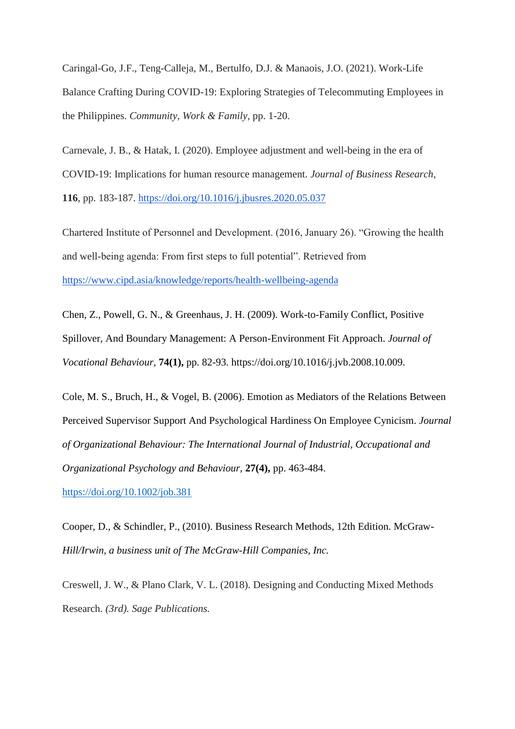Caringal-Go, J.F., Teng-Calleja, M., Bertulfo, D.J. & Manaois, J.O. (2021). Work-Life Balance Crafting During COVID-19: Exploring Strategies of Telecommuting Employees in the Philippines. *Community, Work & Family*, pp. 1-20.

Carnevale, J. B., & Hatak, I. (2020). Employee adjustment and well-being in the era of COVID-19: Implications for human resource management. *Journal of Business Research*, **116**, pp. 183-187. https://doi.org/10.1016/j.jbusres.2020.05.037

Chartered Institute of Personnel and Development. (2016, January 26). "Growing the health and well-being agenda: From first steps to full potential". Retrieved from https://www.cipd.asia/knowledge/reports/health-wellbeing-agenda

Chen, Z., Powell, G. N., & Greenhaus, J. H. (2009). Work-to-Family Conflict, Positive Spillover, And Boundary Management: A Person-Environment Fit Approach. *Journal of Vocational Behaviour*, **74(1),** pp. 82-93. https://doi.org/10.1016/j.jvb.2008.10.009.

Cole, M. S., Bruch, H., & Vogel, B. (2006). Emotion as Mediators of the Relations Between Perceived Supervisor Support And Psychological Hardiness On Employee Cynicism. *Journal of Organizational Behaviour: The International Journal of Industrial, Occupational and Organizational Psychology and Behaviour,* **27(4),** pp. 463-484. https://doi.org/10.1002/job.381

Cooper, D., & Schindler, P., (2010). Business Research Methods, 12th Edition. McGraw-*Hill/Irwin, a business unit of The McGraw-Hill Companies, Inc.*

Creswell, J. W., & Plano Clark, V. L. (2018). Designing and Conducting Mixed Methods Research. *(3rd). Sage Publications.*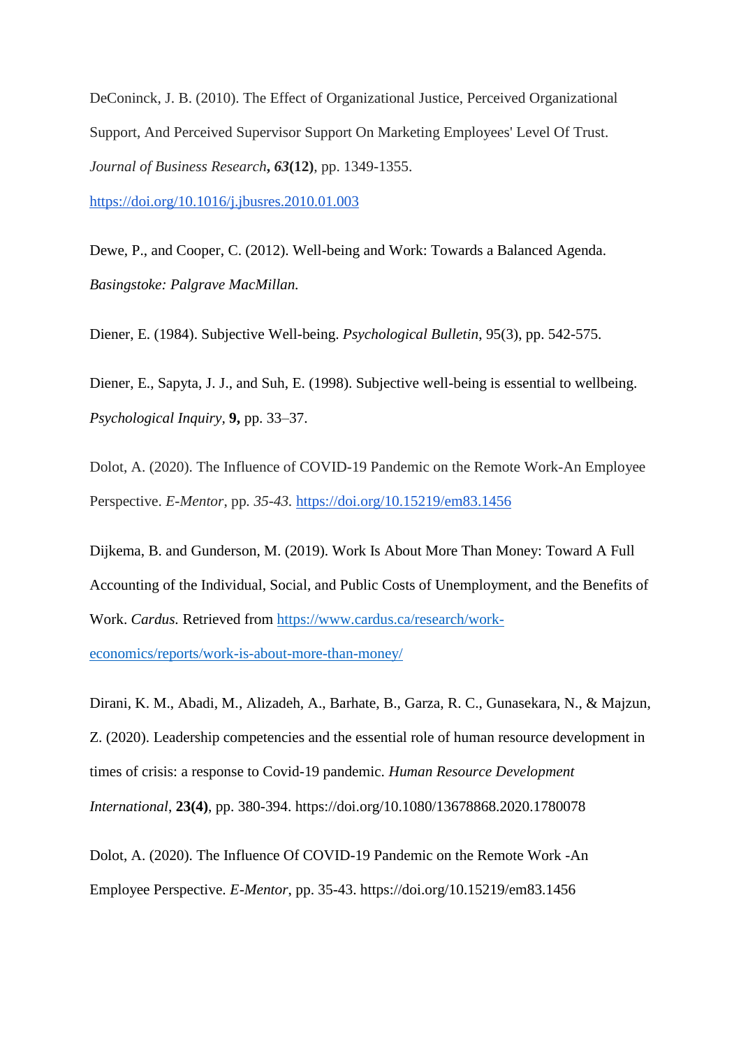DeConinck, J. B. (2010). The Effect of Organizational Justice, Perceived Organizational Support, And Perceived Supervisor Support On Marketing Employees' Level Of Trust. *Journal of Business Research*, ***63*****(12)**, pp. 1349-1355. https://doi.org/10.1016/j.jbusres.2010.01.003

Dewe, P., and Cooper, C. (2012). Well-being and Work: Towards a Balanced Agenda. *Basingstoke: Palgrave MacMillan.*

Diener, E. (1984). Subjective Well-being. *Psychological Bulletin*, 95(3), pp. 542-575.

Diener, E., Sapyta, J. J., and Suh, E. (1998). Subjective well-being is essential to wellbeing. *Psychological Inquiry*, **9,** pp. 33–37.

Dolot, A. (2020). The Influence of COVID-19 Pandemic on the Remote Work-An Employee Perspective. *E-Mentor*, pp. *35-43.* https://doi.org/10.15219/em83.1456

Dijkema, B. and Gunderson, M. (2019). Work Is About More Than Money: Toward A Full Accounting of the Individual, Social, and Public Costs of Unemployment, and the Benefits of Work. *Cardus.* Retrieved from https://www.cardus.ca/research/work-economics/reports/work-is-about-more-than-money/

Dirani, K. M., Abadi, M., Alizadeh, A., Barhate, B., Garza, R. C., Gunasekara, N., & Majzun, Z. (2020). Leadership competencies and the essential role of human resource development in times of crisis: a response to Covid-19 pandemic. *Human Resource Development International*, **23(4)**, pp. 380-394. https://doi.org/10.1080/13678868.2020.1780078

Dolot, A. (2020). The Influence Of COVID-19 Pandemic on the Remote Work -An Employee Perspective. *E-Mentor*, pp. 35-43. https://doi.org/10.15219/em83.1456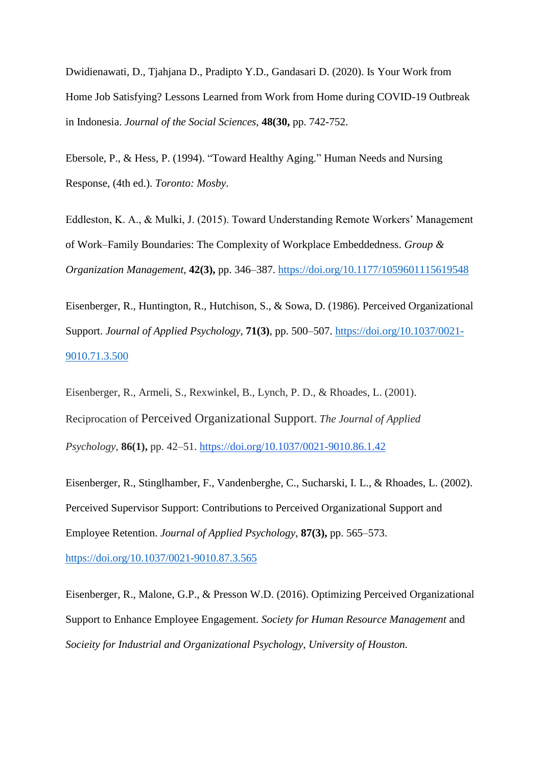Dwidienawati, D., Tjahjana D., Pradipto Y.D., Gandasari D. (2020). Is Your Work from Home Job Satisfying? Lessons Learned from Work from Home during COVID-19 Outbreak in Indonesia. *Journal of the Social Sciences*, **48(30,** pp. 742-752.

Ebersole, P., & Hess, P. (1994). "Toward Healthy Aging." Human Needs and Nursing Response, (4th ed.). *Toronto: Mosby*.

Eddleston, K. A., & Mulki, J. (2015). Toward Understanding Remote Workers' Management of Work–Family Boundaries: The Complexity of Workplace Embeddedness. *Group & Organization Management*, **42(3),** pp. 346–387. https://doi.org/10.1177/1059601115619548

Eisenberger, R., Huntington, R., Hutchison, S., & Sowa, D. (1986). Perceived Organizational Support. *Journal of Applied Psychology*, **71(3)**, pp. 500–507. https://doi.org/10.1037/0021-9010.71.3.500

Eisenberger, R., Armeli, S., Rexwinkel, B., Lynch, P. D., & Rhoades, L. (2001). Reciprocation of Perceived Organizational Support. *The Journal of Applied Psychology*, **86(1),** pp. 42–51. https://doi.org/10.1037/0021-9010.86.1.42

Eisenberger, R., Stinglhamber, F., Vandenberghe, C., Sucharski, I. L., & Rhoades, L. (2002). Perceived Supervisor Support: Contributions to Perceived Organizational Support and Employee Retention. *Journal of Applied Psychology*, **87(3),** pp. 565–573. https://doi.org/10.1037/0021-9010.87.3.565

Eisenberger, R., Malone, G.P., & Presson W.D. (2016). Optimizing Perceived Organizational Support to Enhance Employee Engagement. *Society for Human Resource Management* and *Socieity for Industrial and Organizational Psychology, University of Houston.*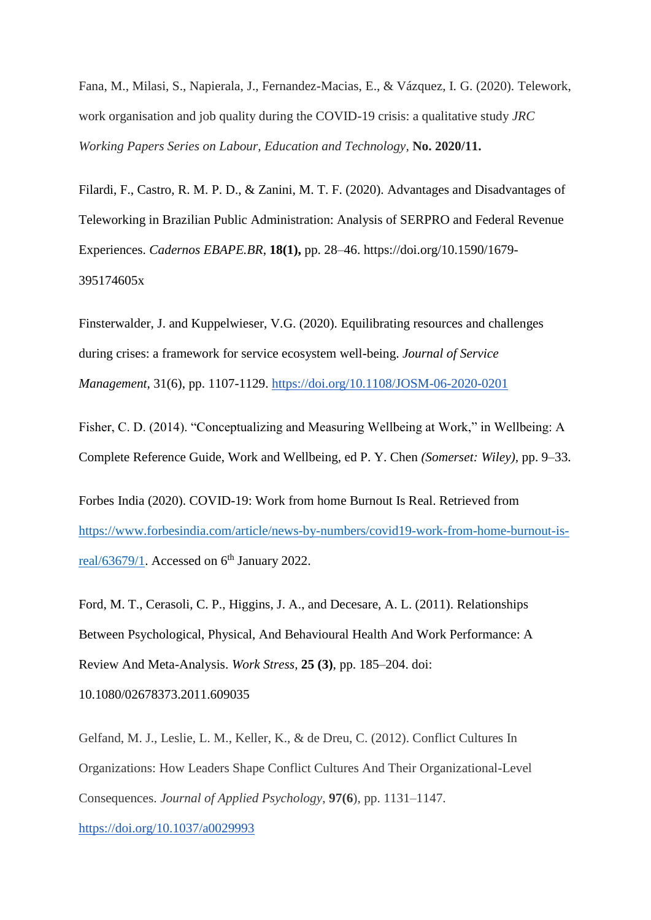Fana, M., Milasi, S., Napierala, J., Fernandez-Macias, E., & Vázquez, I. G. (2020). Telework, work organisation and job quality during the COVID-19 crisis: a qualitative study *JRC Working Papers Series on Labour, Education and Technology*, **No. 2020/11.**

Filardi, F., Castro, R. M. P. D., & Zanini, M. T. F. (2020). Advantages and Disadvantages of Teleworking in Brazilian Public Administration: Analysis of SERPRO and Federal Revenue Experiences. *Cadernos EBAPE.BR*, **18(1),** pp. 28–46. https://doi.org/10.1590/1679-395174605x

Finsterwalder, J. and Kuppelwieser, V.G. (2020). Equilibrating resources and challenges during crises: a framework for service ecosystem well-being. *Journal of Service Management*, 31(6), pp. 1107-1129. https://doi.org/10.1108/JOSM-06-2020-0201

Fisher, C. D. (2014). "Conceptualizing and Measuring Wellbeing at Work," in Wellbeing: A Complete Reference Guide, Work and Wellbeing, ed P. Y. Chen *(Somerset: Wiley)*, pp. 9–33.

Forbes India (2020). COVID-19: Work from home Burnout Is Real. Retrieved from https://www.forbesindia.com/article/news-by-numbers/covid19-work-from-home-burnout-is-real/63679/1. Accessed on 6th January 2022.

Ford, M. T., Cerasoli, C. P., Higgins, J. A., and Decesare, A. L. (2011). Relationships Between Psychological, Physical, And Behavioural Health And Work Performance: A Review And Meta-Analysis. *Work Stress*, **25 (3)**, pp. 185–204. doi: 10.1080/02678373.2011.609035

Gelfand, M. J., Leslie, L. M., Keller, K., & de Dreu, C. (2012). Conflict Cultures In Organizations: How Leaders Shape Conflict Cultures And Their Organizational-Level Consequences. *Journal of Applied Psychology*, **97(6**), pp. 1131–1147. https://doi.org/10.1037/a0029993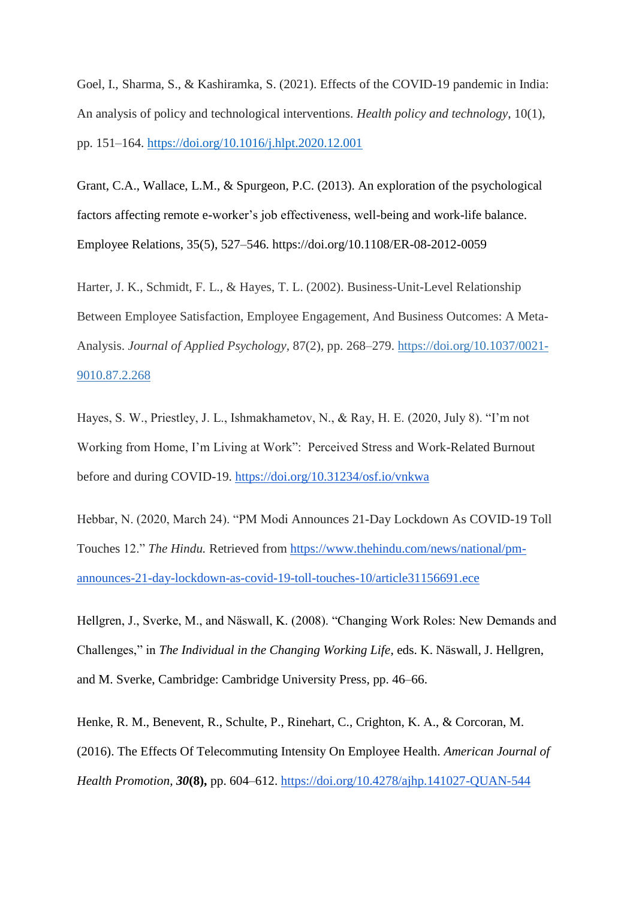Goel, I., Sharma, S., & Kashiramka, S. (2021). Effects of the COVID-19 pandemic in India: An analysis of policy and technological interventions. *Health policy and technology*, 10(1), pp. 151–164. https://doi.org/10.1016/j.hlpt.2020.12.001

Grant, C.A., Wallace, L.M., & Spurgeon, P.C. (2013). An exploration of the psychological factors affecting remote e-worker's job effectiveness, well-being and work-life balance. Employee Relations, 35(5), 527–546. https://doi.org/10.1108/ER-08-2012-0059

Harter, J. K., Schmidt, F. L., & Hayes, T. L. (2002). Business-Unit-Level Relationship Between Employee Satisfaction, Employee Engagement, And Business Outcomes: A Meta-Analysis. *Journal of Applied Psychology*, 87(2), pp. 268–279. https://doi.org/10.1037/0021-9010.87.2.268

Hayes, S. W., Priestley, J. L., Ishmakhametov, N., & Ray, H. E. (2020, July 8). "I'm not Working from Home, I'm Living at Work": Perceived Stress and Work-Related Burnout before and during COVID-19. https://doi.org/10.31234/osf.io/vnkwa

Hebbar, N. (2020, March 24). "PM Modi Announces 21-Day Lockdown As COVID-19 Toll Touches 12." *The Hindu.* Retrieved from https://www.thehindu.com/news/national/pm-announces-21-day-lockdown-as-covid-19-toll-touches-10/article31156691.ece

Hellgren, J., Sverke, M., and Näswall, K. (2008). "Changing Work Roles: New Demands and Challenges," in *The Individual in the Changing Working Life*, eds. K. Näswall, J. Hellgren, and M. Sverke, Cambridge: Cambridge University Press, pp. 46–66.

Henke, R. M., Benevent, R., Schulte, P., Rinehart, C., Crighton, K. A., & Corcoran, M. (2016). The Effects Of Telecommuting Intensity On Employee Health. *American Journal of Health Promotion*, ***30*****(8),** pp. 604–612. https://doi.org/10.4278/ajhp.141027-QUAN-544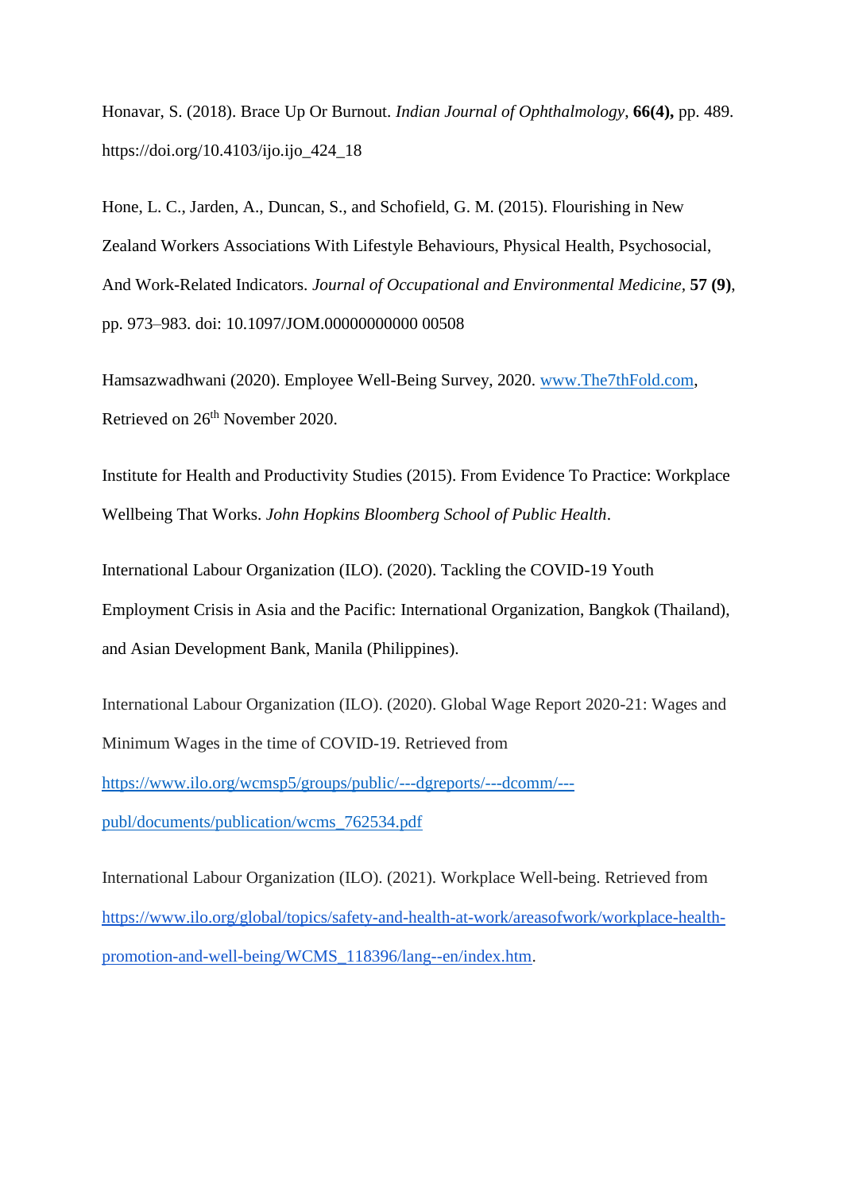Honavar, S. (2018). Brace Up Or Burnout. *Indian Journal of Ophthalmology*, **66(4),** pp. 489. https://doi.org/10.4103/ijo.ijo_424_18

Hone, L. C., Jarden, A., Duncan, S., and Schofield, G. M. (2015). Flourishing in New Zealand Workers Associations With Lifestyle Behaviours, Physical Health, Psychosocial, And Work-Related Indicators. *Journal of Occupational and Environmental Medicine*, **57 (9)**, pp. 973–983. doi: 10.1097/JOM.00000000000 00508

Hamsazwadhwani (2020). Employee Well-Being Survey, 2020. www.The7thFold.com, Retrieved on 26th November 2020.

Institute for Health and Productivity Studies (2015). From Evidence To Practice: Workplace Wellbeing That Works. *John Hopkins Bloomberg School of Public Health*.

International Labour Organization (ILO). (2020). Tackling the COVID-19 Youth Employment Crisis in Asia and the Pacific: International Organization, Bangkok (Thailand), and Asian Development Bank, Manila (Philippines).

International Labour Organization (ILO). (2020). Global Wage Report 2020-21: Wages and Minimum Wages in the time of COVID-19. Retrieved from https://www.ilo.org/wcmsp5/groups/public/---dgreports/---dcomm/---publ/documents/publication/wcms_762534.pdf

International Labour Organization (ILO). (2021). Workplace Well-being. Retrieved from https://www.ilo.org/global/topics/safety-and-health-at-work/areasofwork/workplace-health-promotion-and-well-being/WCMS_118396/lang--en/index.htm.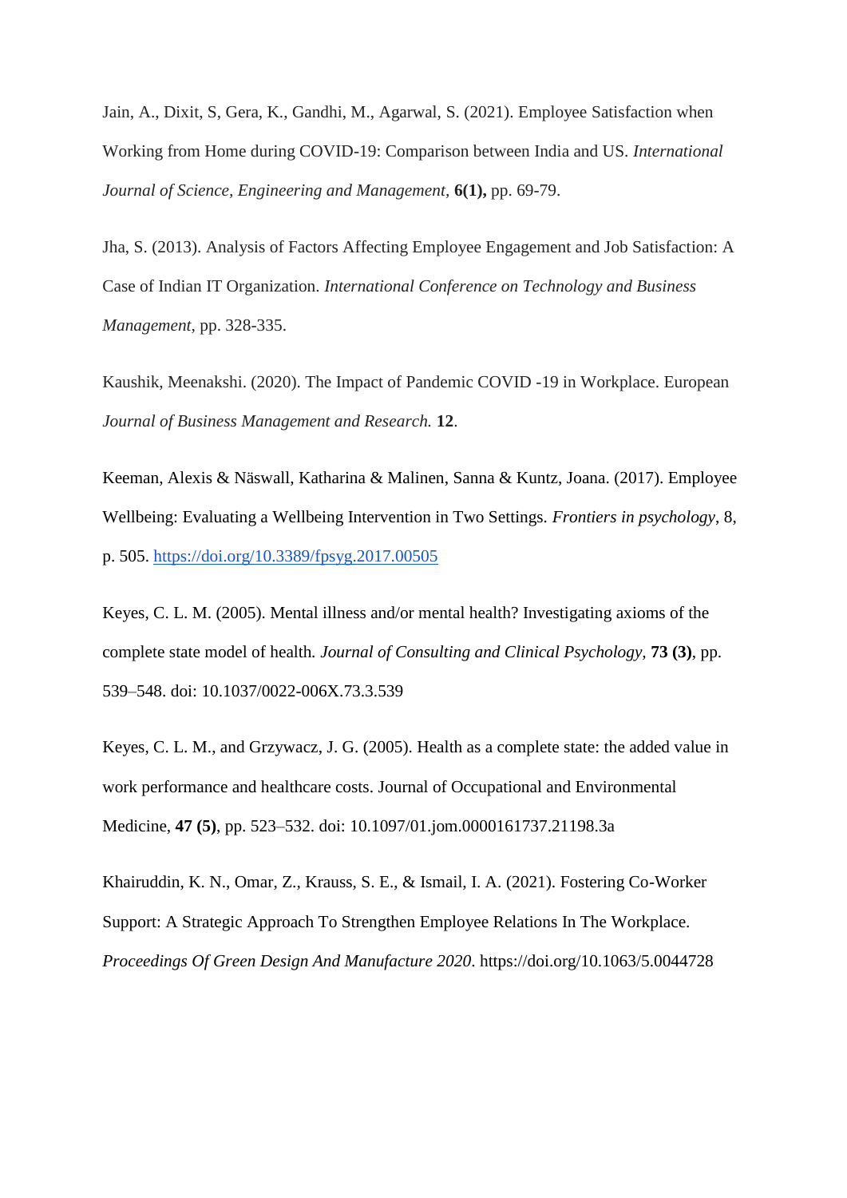Jain, A., Dixit, S, Gera, K., Gandhi, M., Agarwal, S. (2021). Employee Satisfaction when Working from Home during COVID-19: Comparison between India and US. *International Journal of Science, Engineering and Management*, **6(1),** pp. 69-79.

Jha, S. (2013). Analysis of Factors Affecting Employee Engagement and Job Satisfaction: A Case of Indian IT Organization. *International Conference on Technology and Business Management*, pp. 328-335.

Kaushik, Meenakshi. (2020). The Impact of Pandemic COVID -19 in Workplace. European *Journal of Business Management and Research.* **12**.

Keeman, Alexis & Näswall, Katharina & Malinen, Sanna & Kuntz, Joana. (2017). Employee Wellbeing: Evaluating a Wellbeing Intervention in Two Settings. *Frontiers in psychology*, 8, p. 505. https://doi.org/10.3389/fpsyg.2017.00505

Keyes, C. L. M. (2005). Mental illness and/or mental health? Investigating axioms of the complete state model of health. *Journal of Consulting and Clinical Psychology*, **73 (3)**, pp. 539–548. doi: 10.1037/0022-006X.73.3.539

Keyes, C. L. M., and Grzywacz, J. G. (2005). Health as a complete state: the added value in work performance and healthcare costs. Journal of Occupational and Environmental Medicine, **47 (5)**, pp. 523–532. doi: 10.1097/01.jom.0000161737.21198.3a

Khairuddin, K. N., Omar, Z., Krauss, S. E., & Ismail, I. A. (2021). Fostering Co-Worker Support: A Strategic Approach To Strengthen Employee Relations In The Workplace. *Proceedings Of Green Design And Manufacture 2020*. https://doi.org/10.1063/5.0044728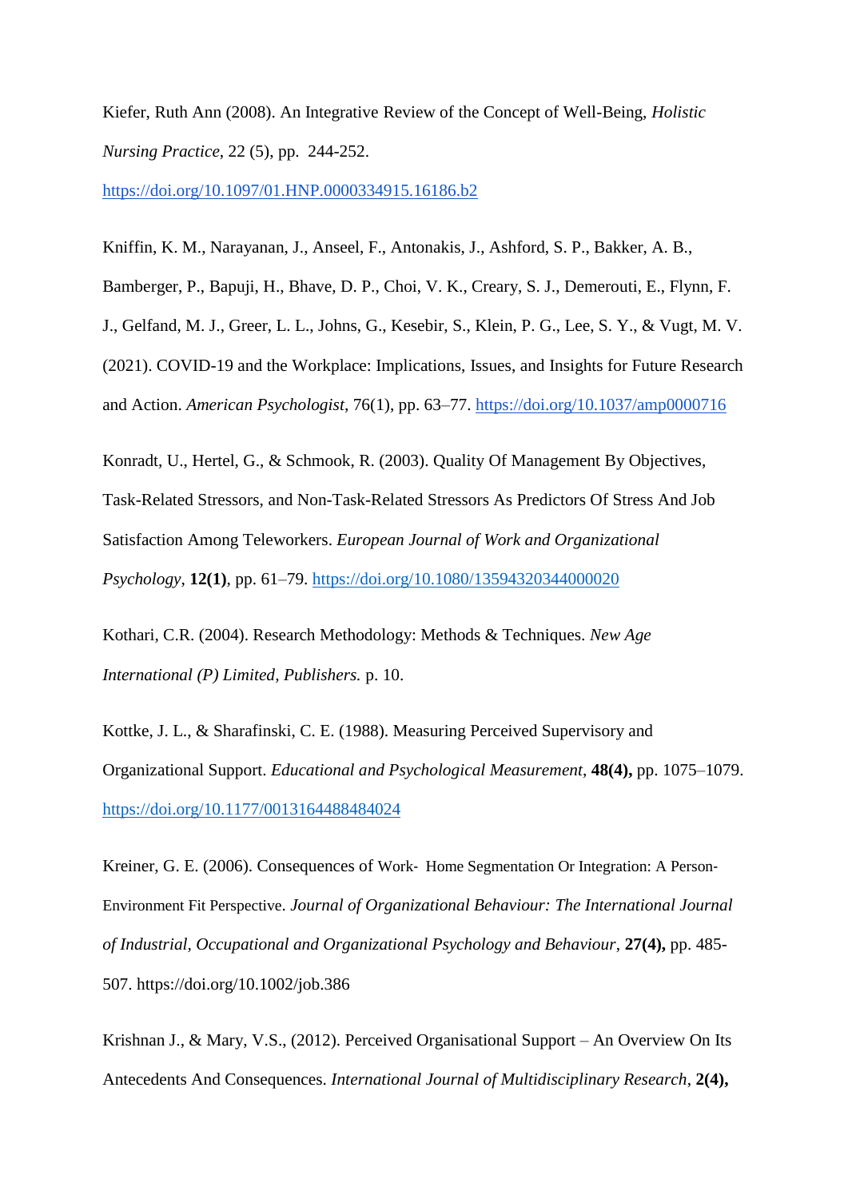Kiefer, Ruth Ann (2008). An Integrative Review of the Concept of Well-Being, *Holistic Nursing Practice*, 22 (5), pp. 244-252. https://doi.org/10.1097/01.HNP.0000334915.16186.b2

Kniffin, K. M., Narayanan, J., Anseel, F., Antonakis, J., Ashford, S. P., Bakker, A. B., Bamberger, P., Bapuji, H., Bhave, D. P., Choi, V. K., Creary, S. J., Demerouti, E., Flynn, F. J., Gelfand, M. J., Greer, L. L., Johns, G., Kesebir, S., Klein, P. G., Lee, S. Y., & Vugt, M. V. (2021). COVID-19 and the Workplace: Implications, Issues, and Insights for Future Research and Action. *American Psychologist*, 76(1), pp. 63–77. https://doi.org/10.1037/amp0000716

Konradt, U., Hertel, G., & Schmook, R. (2003). Quality Of Management By Objectives, Task-Related Stressors, and Non-Task-Related Stressors As Predictors Of Stress And Job Satisfaction Among Teleworkers. *European Journal of Work and Organizational Psychology*, **12(1)**, pp. 61–79. https://doi.org/10.1080/13594320344000020

Kothari, C.R. (2004). Research Methodology: Methods & Techniques. *New Age International (P) Limited, Publishers.* p. 10.

Kottke, J. L., & Sharafinski, C. E. (1988). Measuring Perceived Supervisory and Organizational Support. *Educational and Psychological Measurement*, **48(4),** pp. 1075–1079. https://doi.org/10.1177/0013164488484024

Kreiner, G. E. (2006). Consequences of Work- Home Segmentation Or Integration: A Person-Environment Fit Perspective. *Journal of Organizational Behaviour: The International Journal of Industrial, Occupational and Organizational Psychology and Behaviour*, **27(4),** pp. 485-507. https://doi.org/10.1002/job.386

Krishnan J., & Mary, V.S., (2012). Perceived Organisational Support – An Overview On Its Antecedents And Consequences. *International Journal of Multidisciplinary Research*, **2(4),**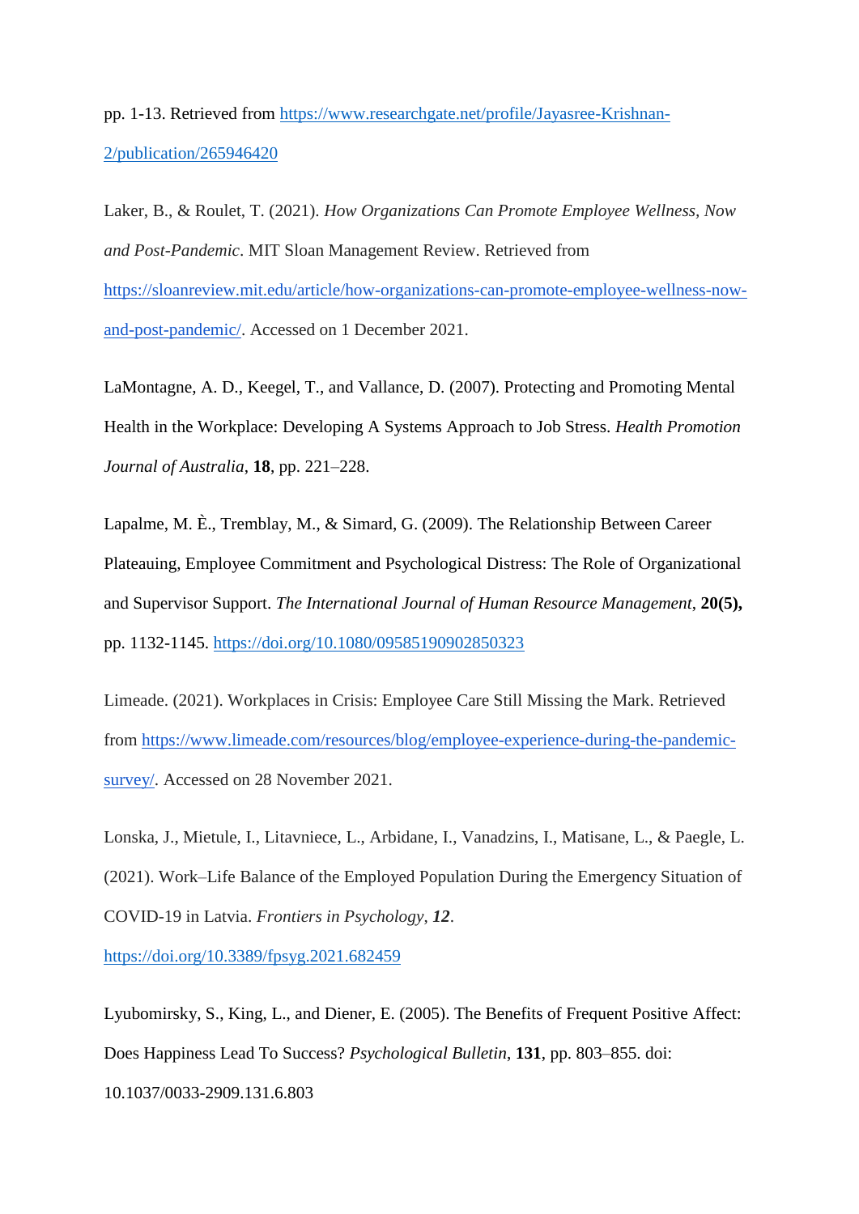pp. 1-13. Retrieved from https://www.researchgate.net/profile/Jayasree-Krishnan-2/publication/265946420

Laker, B., & Roulet, T. (2021). *How Organizations Can Promote Employee Wellness, Now and Post-Pandemic*. MIT Sloan Management Review. Retrieved from https://sloanreview.mit.edu/article/how-organizations-can-promote-employee-wellness-now-and-post-pandemic/. Accessed on 1 December 2021.

LaMontagne, A. D., Keegel, T., and Vallance, D. (2007). Protecting and Promoting Mental Health in the Workplace: Developing A Systems Approach to Job Stress. *Health Promotion Journal of Australia*, **18**, pp. 221–228.

Lapalme, M. È., Tremblay, M., & Simard, G. (2009). The Relationship Between Career Plateauing, Employee Commitment and Psychological Distress: The Role of Organizational and Supervisor Support. *The International Journal of Human Resource Management*, **20(5),** pp. 1132-1145. https://doi.org/10.1080/09585190902850323

Limeade. (2021). Workplaces in Crisis: Employee Care Still Missing the Mark. Retrieved from https://www.limeade.com/resources/blog/employee-experience-during-the-pandemic-survey/. Accessed on 28 November 2021.

Lonska, J., Mietule, I., Litavniece, L., Arbidane, I., Vanadzins, I., Matisane, L., & Paegle, L. (2021). Work–Life Balance of the Employed Population During the Emergency Situation of COVID-19 in Latvia. *Frontiers in Psychology*, ***12***. https://doi.org/10.3389/fpsyg.2021.682459

Lyubomirsky, S., King, L., and Diener, E. (2005). The Benefits of Frequent Positive Affect: Does Happiness Lead To Success? *Psychological Bulletin*, **131**, pp. 803–855. doi: 10.1037/0033-2909.131.6.803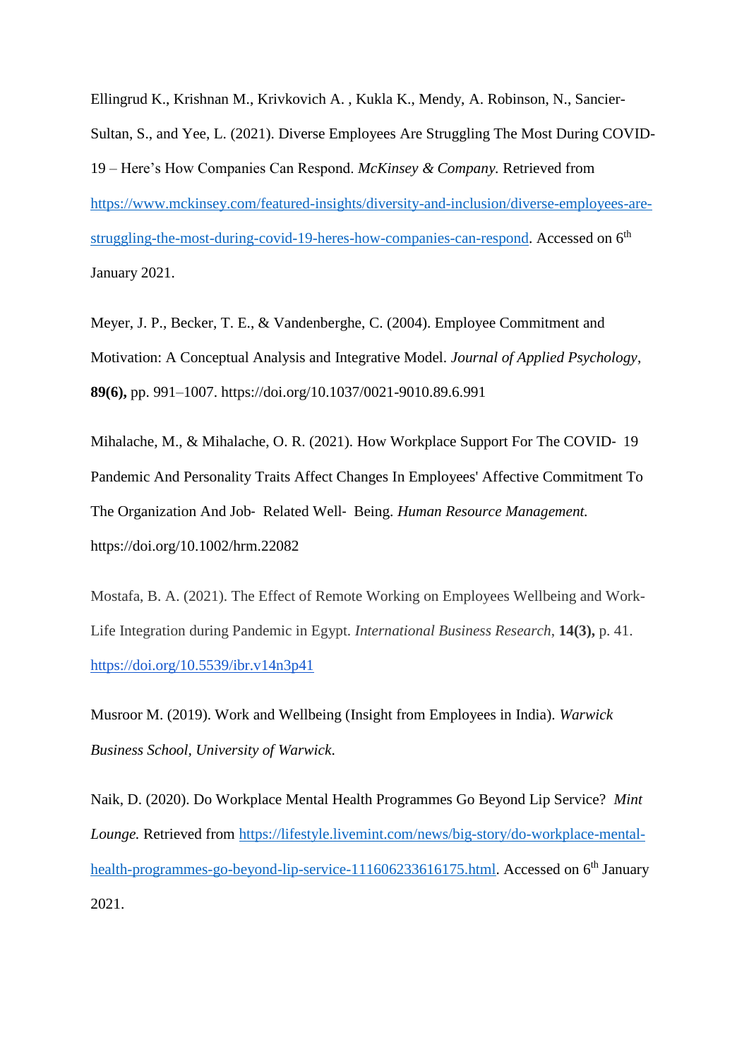Ellingrud K., Krishnan M., Krivkovich A. , Kukla K., Mendy, A. Robinson, N., Sancier-Sultan, S., and Yee, L. (2021). Diverse Employees Are Struggling The Most During COVID-19 – Here's How Companies Can Respond. *McKinsey & Company.* Retrieved from https://www.mckinsey.com/featured-insights/diversity-and-inclusion/diverse-employees-are-struggling-the-most-during-covid-19-heres-how-companies-can-respond. Accessed on 6th January 2021.

Meyer, J. P., Becker, T. E., & Vandenberghe, C. (2004). Employee Commitment and Motivation: A Conceptual Analysis and Integrative Model. *Journal of Applied Psychology*, **89(6),** pp. 991–1007. https://doi.org/10.1037/0021-9010.89.6.991

Mihalache, M., & Mihalache, O. R. (2021). How Workplace Support For The COVID- 19 Pandemic And Personality Traits Affect Changes In Employees' Affective Commitment To The Organization And Job- Related Well- Being. *Human Resource Management.* https://doi.org/10.1002/hrm.22082

Mostafa, B. A. (2021). The Effect of Remote Working on Employees Wellbeing and Work-Life Integration during Pandemic in Egypt. *International Business Research*, **14(3),** p. 41. https://doi.org/10.5539/ibr.v14n3p41

Musroor M. (2019). Work and Wellbeing (Insight from Employees in India). *Warwick Business School, University of Warwick.*

Naik, D. (2020). Do Workplace Mental Health Programmes Go Beyond Lip Service? *Mint Lounge.* Retrieved from https://lifestyle.livemint.com/news/big-story/do-workplace-mental-health-programmes-go-beyond-lip-service-111606233616175.html. Accessed on 6th January 2021.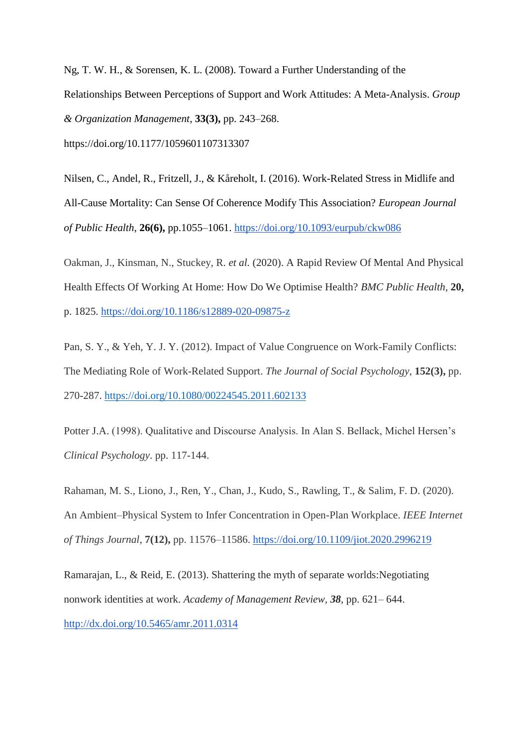Ng, T. W. H., & Sorensen, K. L. (2008). Toward a Further Understanding of the Relationships Between Perceptions of Support and Work Attitudes: A Meta-Analysis. *Group & Organization Management*, **33(3),** pp. 243–268. https://doi.org/10.1177/1059601107313307

Nilsen, C., Andel, R., Fritzell, J., & Kåreholt, I. (2016). Work-Related Stress in Midlife and All-Cause Mortality: Can Sense Of Coherence Modify This Association? *European Journal of Public Health*, **26(6),** pp.1055–1061. https://doi.org/10.1093/eurpub/ckw086

Oakman, J., Kinsman, N., Stuckey, R. *et al.* (2020). A Rapid Review Of Mental And Physical Health Effects Of Working At Home: How Do We Optimise Health? *BMC Public Health,* **20,** p. 1825. https://doi.org/10.1186/s12889-020-09875-z

Pan, S. Y., & Yeh, Y. J. Y. (2012). Impact of Value Congruence on Work-Family Conflicts: The Mediating Role of Work-Related Support. *The Journal of Social Psychology*, **152(3),** pp. 270-287. https://doi.org/10.1080/00224545.2011.602133

Potter J.A. (1998). Qualitative and Discourse Analysis. In Alan S. Bellack, Michel Hersen's *Clinical Psychology*. pp. 117-144.

Rahaman, M. S., Liono, J., Ren, Y., Chan, J., Kudo, S., Rawling, T., & Salim, F. D. (2020). An Ambient–Physical System to Infer Concentration in Open-Plan Workplace. *IEEE Internet of Things Journal*, **7(12),** pp. 11576–11586. https://doi.org/10.1109/jiot.2020.2996219

Ramarajan, L., & Reid, E. (2013). Shattering the myth of separate worlds:Negotiating nonwork identities at work. *Academy of Management Review*, ***38***, pp. 621– 644. http://dx.doi.org/10.5465/amr.2011.0314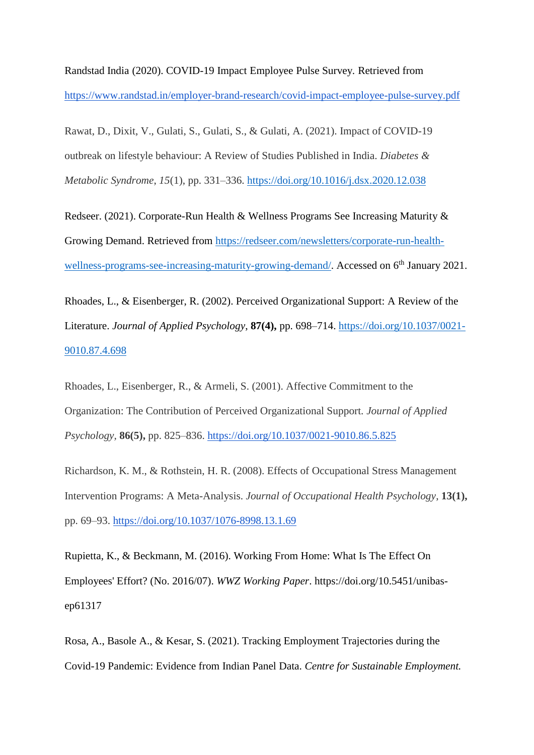Randstad India (2020). COVID-19 Impact Employee Pulse Survey. Retrieved from https://www.randstad.in/employer-brand-research/covid-impact-employee-pulse-survey.pdf

Rawat, D., Dixit, V., Gulati, S., Gulati, S., & Gulati, A. (2021). Impact of COVID-19 outbreak on lifestyle behaviour: A Review of Studies Published in India. *Diabetes & Metabolic Syndrome*, *15*(1), pp. 331–336. https://doi.org/10.1016/j.dsx.2020.12.038

Redseer. (2021). Corporate-Run Health & Wellness Programs See Increasing Maturity & Growing Demand. Retrieved from https://redseer.com/newsletters/corporate-run-health-wellness-programs-see-increasing-maturity-growing-demand/. Accessed on 6th January 2021.

Rhoades, L., & Eisenberger, R. (2002). Perceived Organizational Support: A Review of the Literature. *Journal of Applied Psychology*, **87(4),** pp. 698–714. https://doi.org/10.1037/0021-9010.87.4.698

Rhoades, L., Eisenberger, R., & Armeli, S. (2001). Affective Commitment to the Organization: The Contribution of Perceived Organizational Support. *Journal of Applied Psychology,* **86(5),** pp. 825–836. https://doi.org/10.1037/0021-9010.86.5.825

Richardson, K. M., & Rothstein, H. R. (2008). Effects of Occupational Stress Management Intervention Programs: A Meta-Analysis. *Journal of Occupational Health Psychology*, **13(1),** pp. 69–93. https://doi.org/10.1037/1076-8998.13.1.69

Rupietta, K., & Beckmann, M. (2016). Working From Home: What Is The Effect On Employees' Effort? (No. 2016/07). *WWZ Working Paper*. https://doi.org/10.5451/unibas-ep61317

Rosa, A., Basole A., & Kesar, S. (2021). Tracking Employment Trajectories during the Covid-19 Pandemic: Evidence from Indian Panel Data. *Centre for Sustainable Employment.*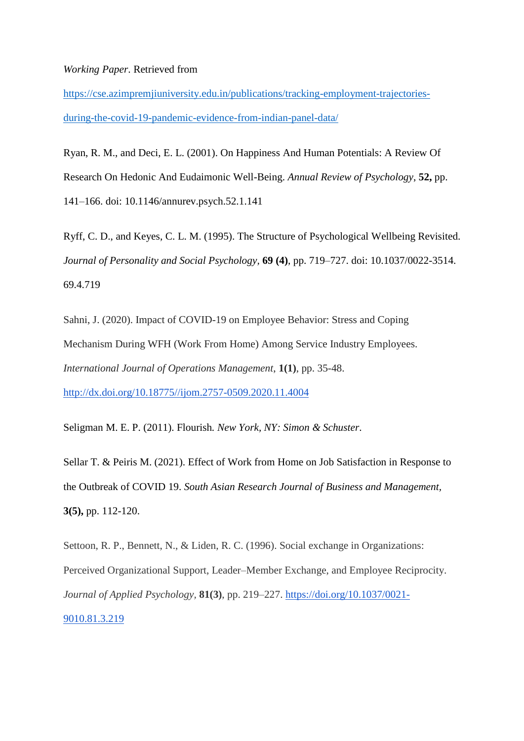*Working Paper*. Retrieved from https://cse.azimpremjiuniversity.edu.in/publications/tracking-employment-trajectories-during-the-covid-19-pandemic-evidence-from-indian-panel-data/

Ryan, R. M., and Deci, E. L. (2001). On Happiness And Human Potentials: A Review Of Research On Hedonic And Eudaimonic Well-Being. *Annual Review of Psychology*, **52,** pp. 141–166. doi: 10.1146/annurev.psych.52.1.141

Ryff, C. D., and Keyes, C. L. M. (1995). The Structure of Psychological Wellbeing Revisited. *Journal of Personality and Social Psychology*, **69 (4)**, pp. 719–727. doi: 10.1037/0022-3514. 69.4.719

Sahni, J. (2020). Impact of COVID-19 on Employee Behavior: Stress and Coping Mechanism During WFH (Work From Home) Among Service Industry Employees. *International Journal of Operations Management*, **1(1)**, pp. 35-48. http://dx.doi.org/10.18775//ijom.2757-0509.2020.11.4004

Seligman M. E. P. (2011). Flourish*. New York, NY: Simon & Schuster*.

Sellar T. & Peiris M. (2021). Effect of Work from Home on Job Satisfaction in Response to the Outbreak of COVID 19. *South Asian Research Journal of Business and Management*, **3(5),** pp. 112-120.

Settoon, R. P., Bennett, N., & Liden, R. C. (1996). Social exchange in Organizations: Perceived Organizational Support, Leader–Member Exchange, and Employee Reciprocity. *Journal of Applied Psychology*, **81(3)**, pp. 219–227. https://doi.org/10.1037/0021-9010.81.3.219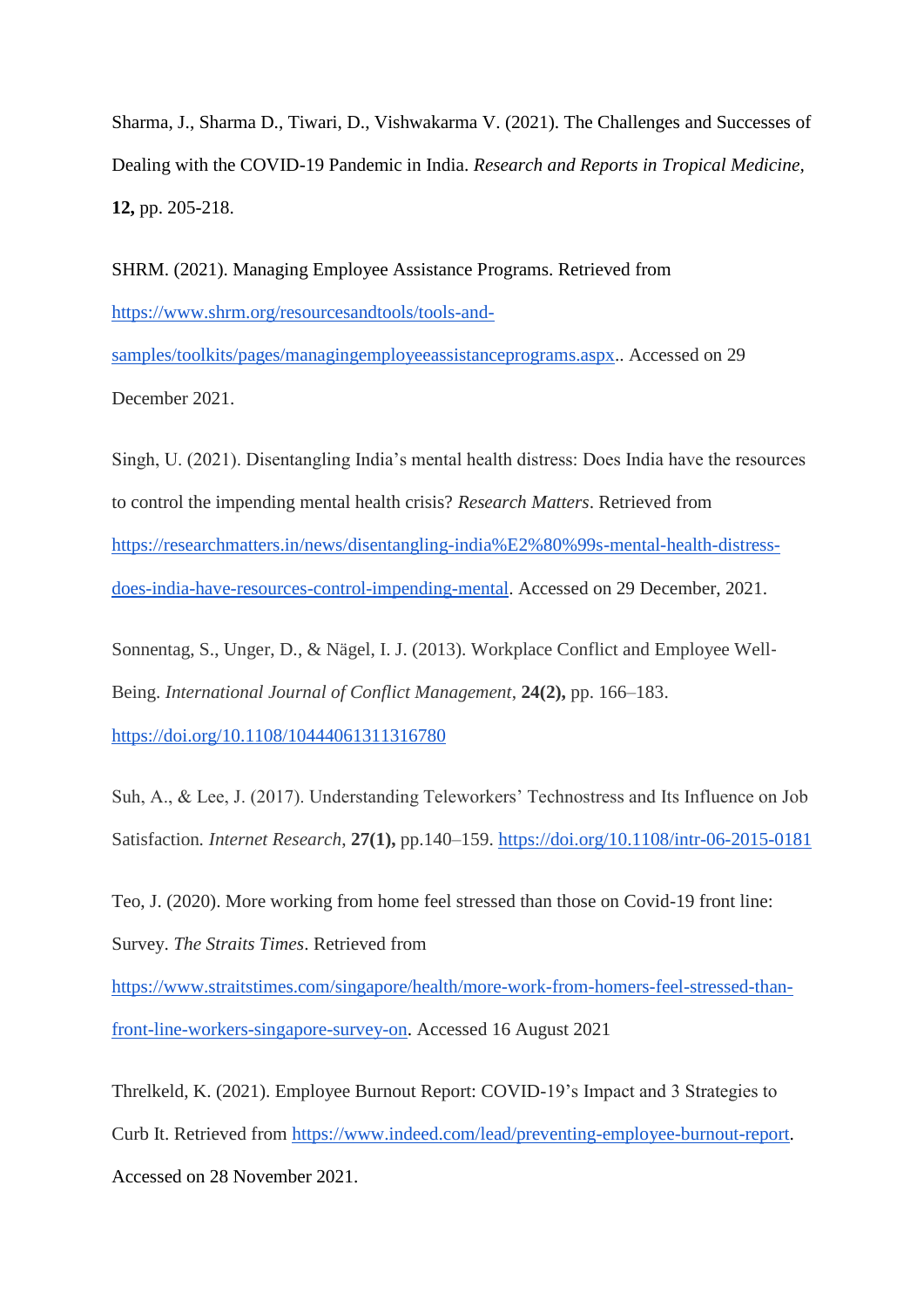Sharma, J., Sharma D., Tiwari, D., Vishwakarma V. (2021). The Challenges and Successes of Dealing with the COVID-19 Pandemic in India. *Research and Reports in Tropical Medicine,* **12,** pp. 205-218.

SHRM. (2021). Managing Employee Assistance Programs. Retrieved from https://www.shrm.org/resourcesandtools/tools-and-samples/toolkits/pages/managingemployeeassistanceprograms.aspx.. Accessed on 29 December 2021.

Singh, U. (2021). Disentangling India's mental health distress: Does India have the resources to control the impending mental health crisis? *Research Matters*. Retrieved from https://researchmatters.in/news/disentangling-india%E2%80%99s-mental-health-distress-does-india-have-resources-control-impending-mental. Accessed on 29 December, 2021.

Sonnentag, S., Unger, D., & Nägel, I. J. (2013). Workplace Conflict and Employee Well-Being. *International Journal of Conflict Management*, **24(2),** pp. 166–183. https://doi.org/10.1108/10444061311316780

Suh, A., & Lee, J. (2017). Understanding Teleworkers' Technostress and Its Influence on Job Satisfaction. *Internet Research*, **27(1),** pp.140–159. https://doi.org/10.1108/intr-06-2015-0181

Teo, J. (2020). More working from home feel stressed than those on Covid-19 front line: Survey. *The Straits Times*. Retrieved from https://www.straitstimes.com/singapore/health/more-work-from-homers-feel-stressed-than-front-line-workers-singapore-survey-on. Accessed 16 August 2021

Threlkeld, K. (2021). Employee Burnout Report: COVID-19's Impact and 3 Strategies to Curb It. Retrieved from https://www.indeed.com/lead/preventing-employee-burnout-report. Accessed on 28 November 2021.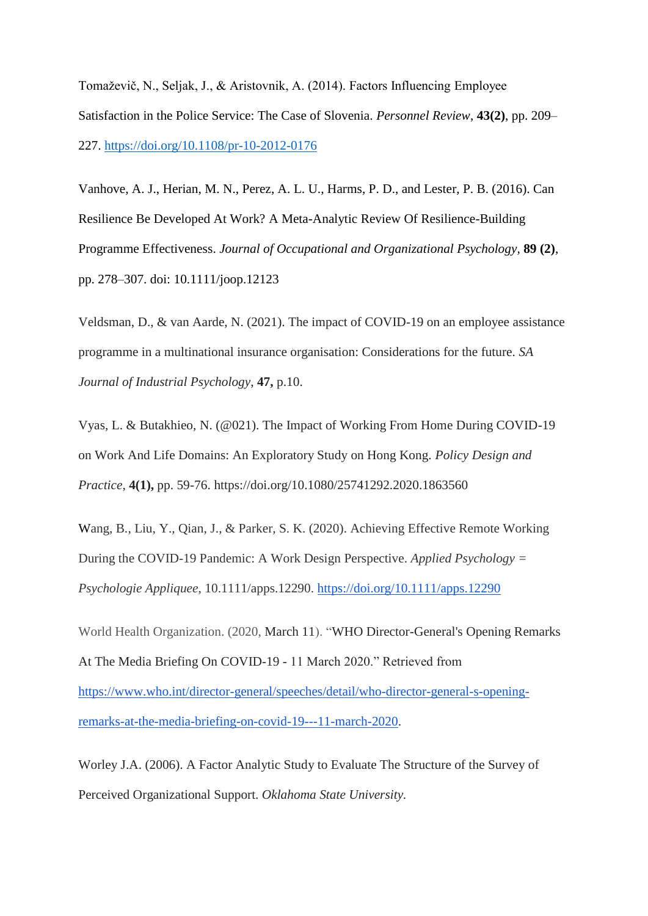Tomaževič, N., Seljak, J., & Aristovnik, A. (2014). Factors Influencing Employee Satisfaction in the Police Service: The Case of Slovenia. *Personnel Review*, **43(2)**, pp. 209–227. https://doi.org/10.1108/pr-10-2012-0176

Vanhove, A. J., Herian, M. N., Perez, A. L. U., Harms, P. D., and Lester, P. B. (2016). Can Resilience Be Developed At Work? A Meta-Analytic Review Of Resilience-Building Programme Effectiveness. *Journal of Occupational and Organizational Psychology*, **89 (2)**, pp. 278–307. doi: 10.1111/joop.12123

Veldsman, D., & van Aarde, N. (2021). The impact of COVID-19 on an employee assistance programme in a multinational insurance organisation: Considerations for the future. *SA Journal of Industrial Psychology*, **47,** p.10.

Vyas, L. & Butakhieo, N. (@021). The Impact of Working From Home During COVID-19 on Work And Life Domains: An Exploratory Study on Hong Kong. *Policy Design and Practice*, **4(1),** pp. 59-76. https://doi.org/10.1080/25741292.2020.1863560

Wang, B., Liu, Y., Qian, J., & Parker, S. K. (2020). Achieving Effective Remote Working During the COVID-19 Pandemic: A Work Design Perspective. *Applied Psychology = Psychologie Appliquee*, 10.1111/apps.12290. https://doi.org/10.1111/apps.12290

World Health Organization. (2020, March 11). "WHO Director-General's Opening Remarks At The Media Briefing On COVID-19 - 11 March 2020." Retrieved from https://www.who.int/director-general/speeches/detail/who-director-general-s-opening-remarks-at-the-media-briefing-on-covid-19---11-march-2020.

Worley J.A. (2006). A Factor Analytic Study to Evaluate The Structure of the Survey of Perceived Organizational Support. *Oklahoma State University.*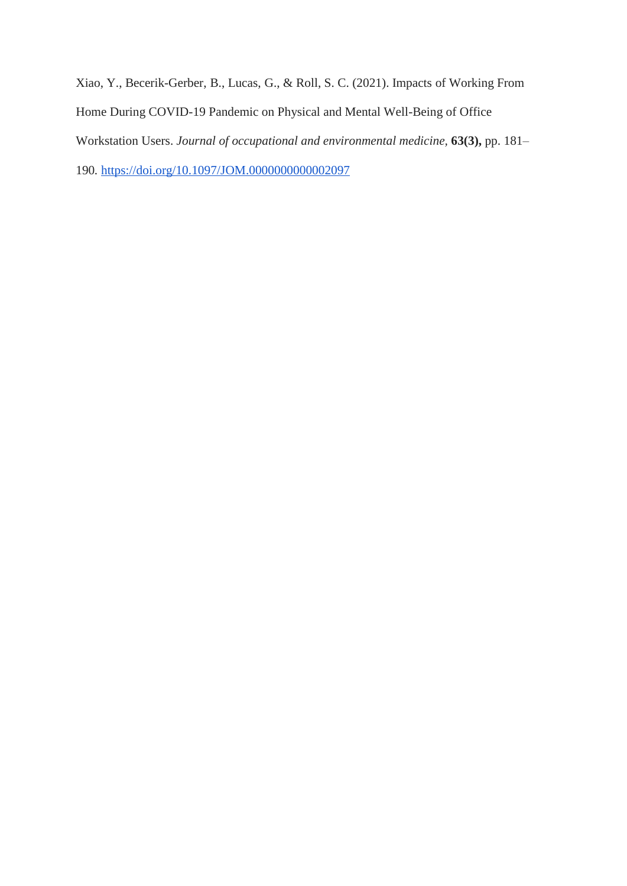Xiao, Y., Becerik-Gerber, B., Lucas, G., & Roll, S. C. (2021). Impacts of Working From Home During COVID-19 Pandemic on Physical and Mental Well-Being of Office Workstation Users. *Journal of occupational and environmental medicine*, **63(3),** pp. 181–190. https://doi.org/10.1097/JOM.0000000000002097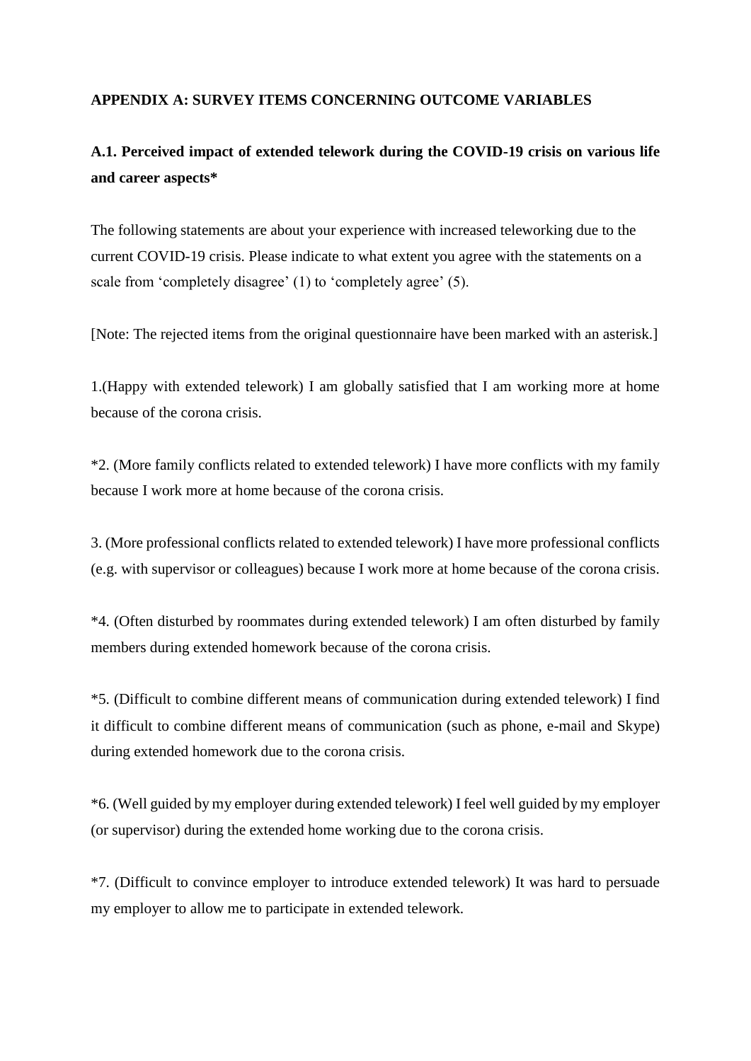**APPENDIX A: SURVEY ITEMS CONCERNING OUTCOME VARIABLES**

**A.1. Perceived impact of extended telework during the COVID-19 crisis on various life and career aspects***

The following statements are about your experience with increased teleworking due to the current COVID-19 crisis. Please indicate to what extent you agree with the statements on a scale from 'completely disagree' (1) to 'completely agree' (5).

[Note: The rejected items from the original questionnaire have been marked with an asterisk.]

1.(Happy with extended telework) I am globally satisfied that I am working more at home because of the corona crisis.

*2. (More family conflicts related to extended telework) I have more conflicts with my family because I work more at home because of the corona crisis.

3. (More professional conflicts related to extended telework) I have more professional conflicts (e.g. with supervisor or colleagues) because I work more at home because of the corona crisis.

*4. (Often disturbed by roommates during extended telework) I am often disturbed by family members during extended homework because of the corona crisis.

*5. (Difficult to combine different means of communication during extended telework) I find it difficult to combine different means of communication (such as phone, e-mail and Skype) during extended homework due to the corona crisis.

*6. (Well guided by my employer during extended telework) I feel well guided by my employer (or supervisor) during the extended home working due to the corona crisis.

*7. (Difficult to convince employer to introduce extended telework) It was hard to persuade my employer to allow me to participate in extended telework.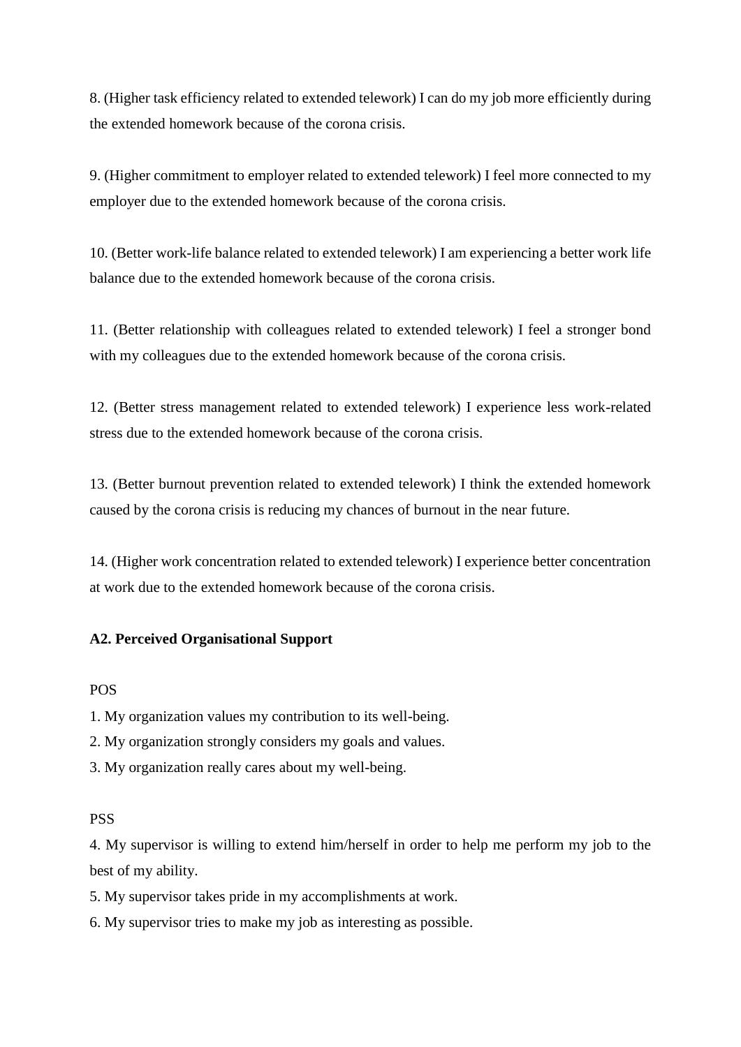8. (Higher task efficiency related to extended telework) I can do my job more efficiently during the extended homework because of the corona crisis.

9. (Higher commitment to employer related to extended telework) I feel more connected to my employer due to the extended homework because of the corona crisis.

10. (Better work-life balance related to extended telework) I am experiencing a better work life balance due to the extended homework because of the corona crisis.

11. (Better relationship with colleagues related to extended telework) I feel a stronger bond with my colleagues due to the extended homework because of the corona crisis.

12. (Better stress management related to extended telework) I experience less work-related stress due to the extended homework because of the corona crisis.

13. (Better burnout prevention related to extended telework) I think the extended homework caused by the corona crisis is reducing my chances of burnout in the near future.

14. (Higher work concentration related to extended telework) I experience better concentration at work due to the extended homework because of the corona crisis.

**A2. Perceived Organisational Support**

POS

1. My organization values my contribution to its well-being.
2. My organization strongly considers my goals and values.
3. My organization really cares about my well-being.

PSS

4. My supervisor is willing to extend him/herself in order to help me perform my job to the best of my ability.
5. My supervisor takes pride in my accomplishments at work.
6. My supervisor tries to make my job as interesting as possible.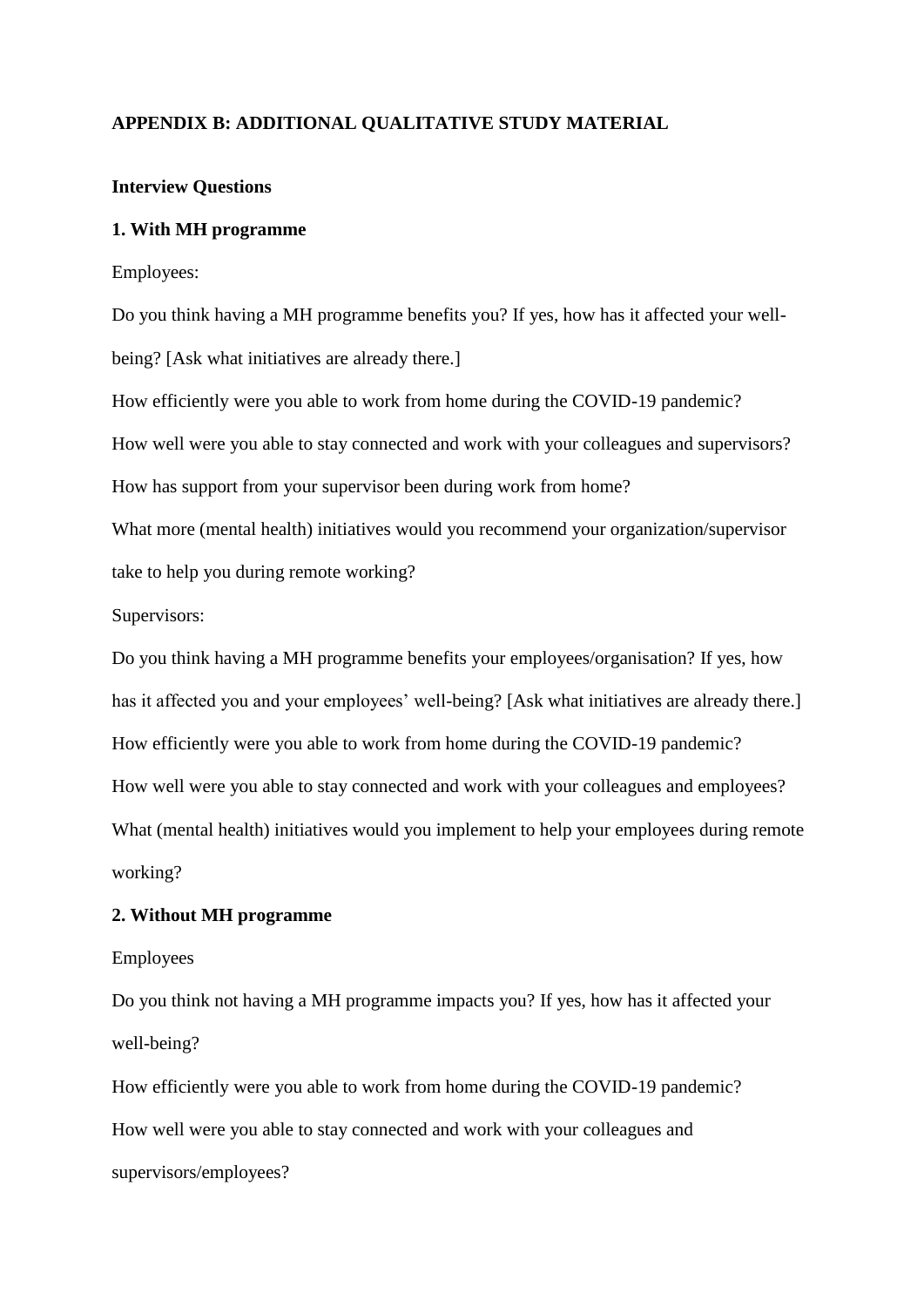## APPENDIX B: ADDITIONAL QUALITATIVE STUDY MATERIAL

**Interview Questions**

**1. With MH programme**

Employees:

Do you think having a MH programme benefits you? If yes, how has it affected your well-being? [Ask what initiatives are already there.]

How efficiently were you able to work from home during the COVID-19 pandemic?

How well were you able to stay connected and work with your colleagues and supervisors?

How has support from your supervisor been during work from home?

What more (mental health) initiatives would you recommend your organization/supervisor take to help you during remote working?

Supervisors:

Do you think having a MH programme benefits your employees/organisation? If yes, how has it affected you and your employees' well-being? [Ask what initiatives are already there.]

How efficiently were you able to work from home during the COVID-19 pandemic?

How well were you able to stay connected and work with your colleagues and employees?

What (mental health) initiatives would you implement to help your employees during remote working?

**2. Without MH programme**

Employees

Do you think not having a MH programme impacts you? If yes, how has it affected your well-being?

How efficiently were you able to work from home during the COVID-19 pandemic?

How well were you able to stay connected and work with your colleagues and supervisors/employees?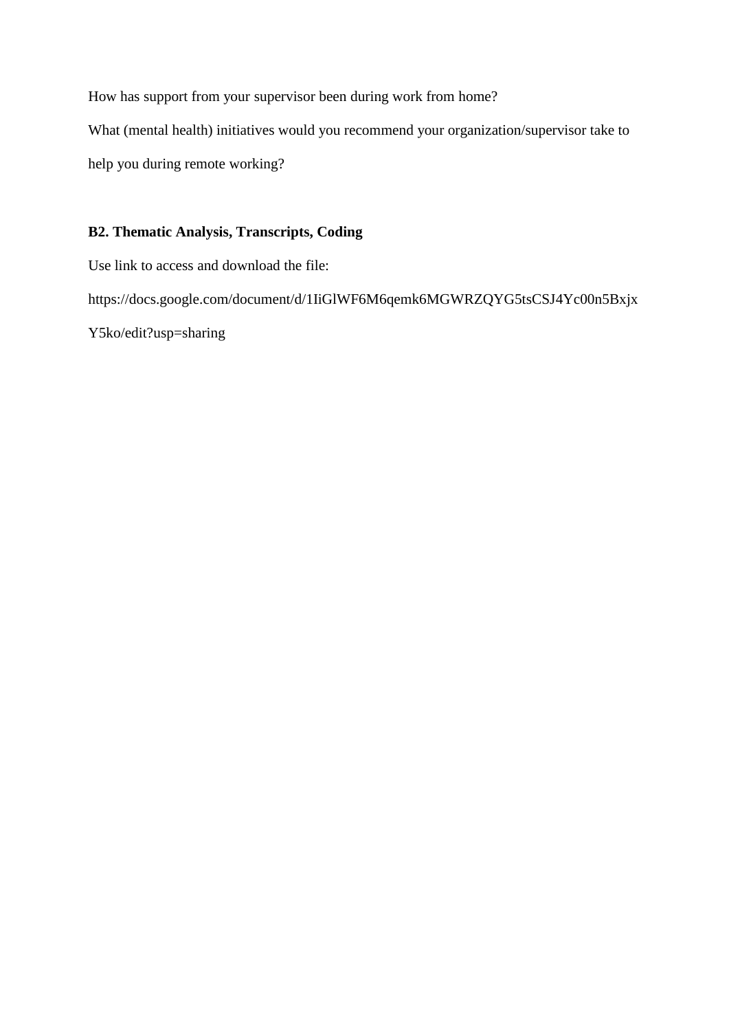How has support from your supervisor been during work from home?

What (mental health) initiatives would you recommend your organization/supervisor take to help you during remote working?

**B2. Thematic Analysis, Transcripts, Coding**

Use link to access and download the file:

https://docs.google.com/document/d/1IiGlWF6M6qemk6MGWRZQYG5tsCSJ4Yc00n5BxjxY5ko/edit?usp=sharing